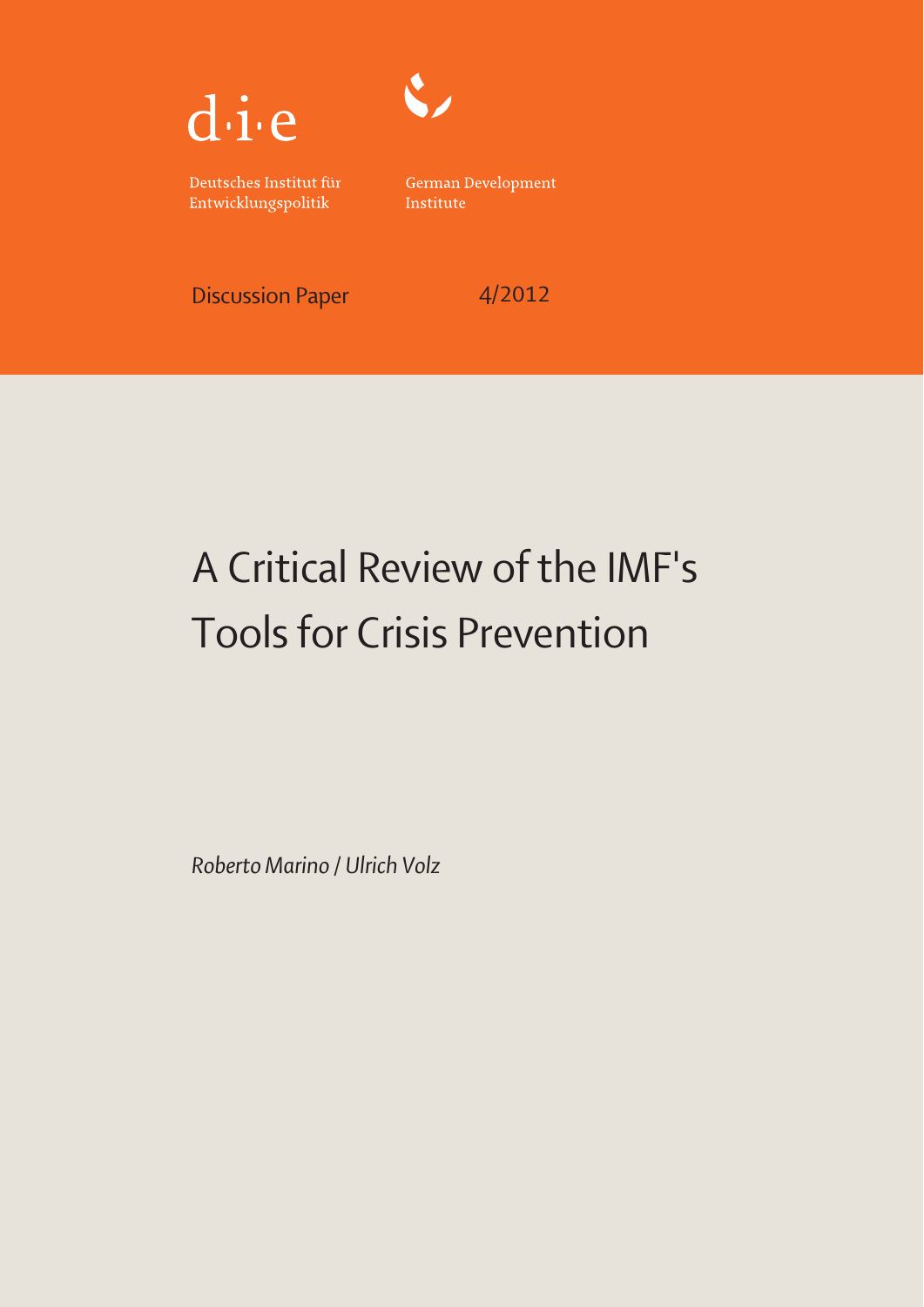d·i·e

Deutsches Institut für Entwicklungspolitik

German Development Institute

Discussion Paper 4/2012

# A Critical Review of the IMF's Tools for Crisis Prevention

*Roberto Marino / Ulrich Volz*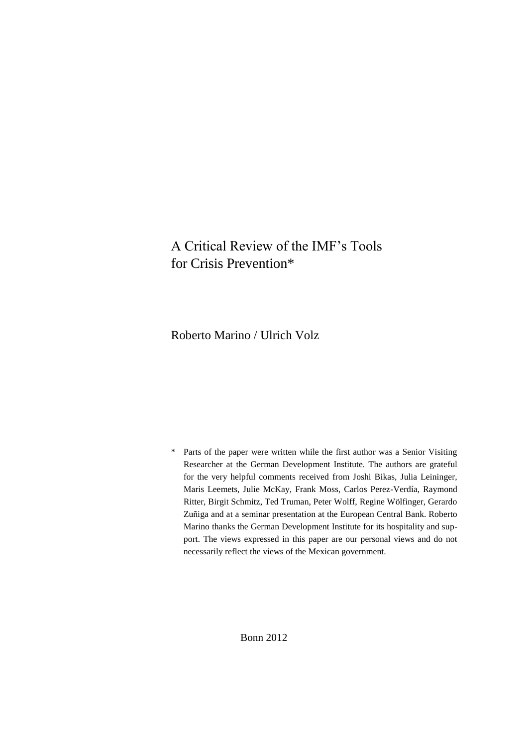# A Critical Review of the IMF's Tools for Crisis Prevention*

Roberto Marino / Ulrich Volz

\* Parts of the paper were written while the first author was a Senior Visiting Researcher at the German Development Institute. The authors are grateful for the very helpful comments received from Joshi Bikas, Julia Leininger, Maris Leemets, Julie McKay, Frank Moss, Carlos Perez-Verdía, Raymond Ritter, Birgit Schmitz, Ted Truman, Peter Wolff, Regine Wölfinger, Gerardo Zuñiga and at a seminar presentation at the European Central Bank. Roberto Marino thanks the German Development Institute for its hospitality and support. The views expressed in this paper are our personal views and do not necessarily reflect the views of the Mexican government.

Bonn 2012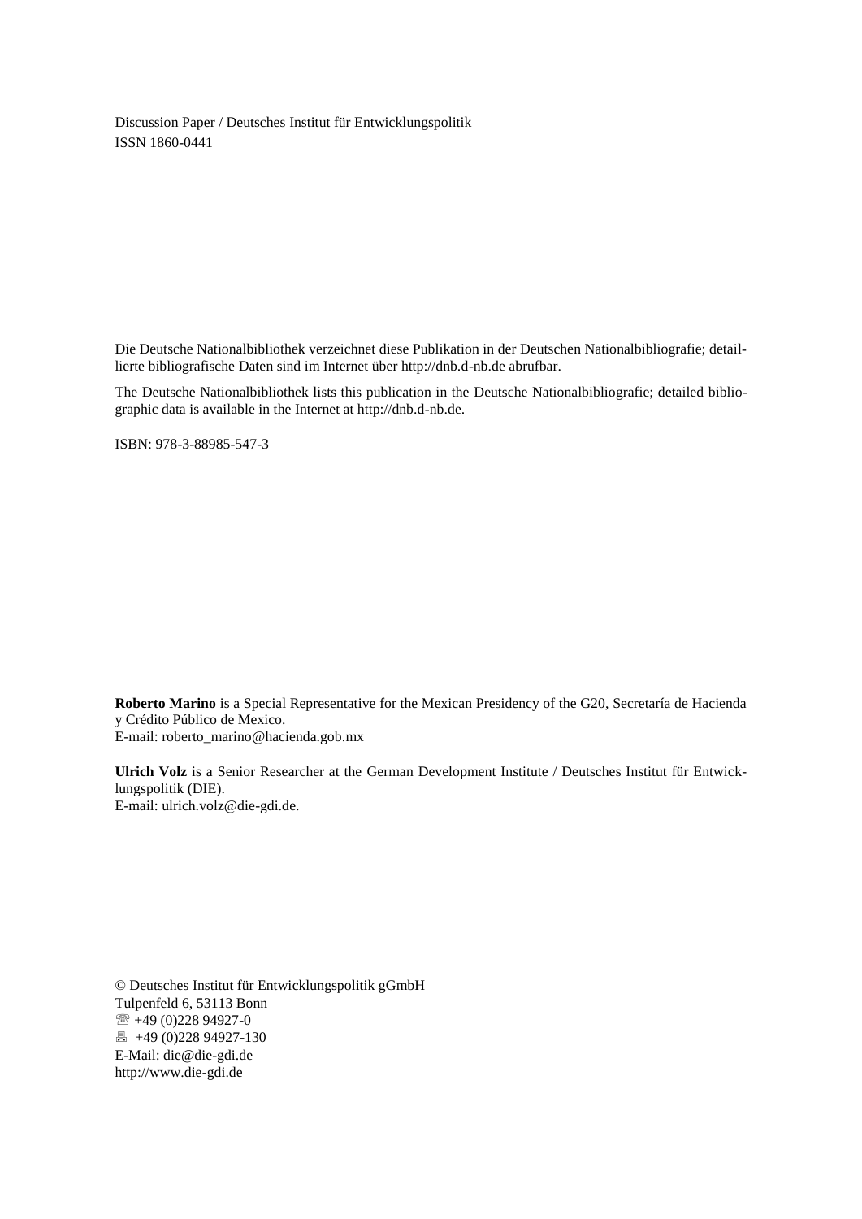Discussion Paper / Deutsches Institut für Entwicklungspolitik
ISSN 1860-0441

Die Deutsche Nationalbibliothek verzeichnet diese Publikation in der Deutschen Nationalbibliografie; detaillierte bibliografische Daten sind im Internet über http://dnb.d-nb.de abrufbar.

The Deutsche Nationalbibliothek lists this publication in the Deutsche Nationalbibliografie; detailed bibliographic data is available in the Internet at http://dnb.d-nb.de.

ISBN: 978-3-88985-547-3

**Roberto Marino** is a Special Representative for the Mexican Presidency of the G20, Secretaría de Hacienda y Crédito Público de Mexico.
E-mail: roberto_marino@hacienda.gob.mx

**Ulrich Volz** is a Senior Researcher at the German Development Institute / Deutsches Institut für Entwicklungspolitik (DIE).
E-mail: ulrich.volz@die-gdi.de.

© Deutsches Institut für Entwicklungspolitik gGmbH
Tulpenfeld 6, 53113 Bonn
☏ +49 (0)228 94927-0
🖷 +49 (0)228 94927-130
E-Mail: die@die-gdi.de
http://www.die-gdi.de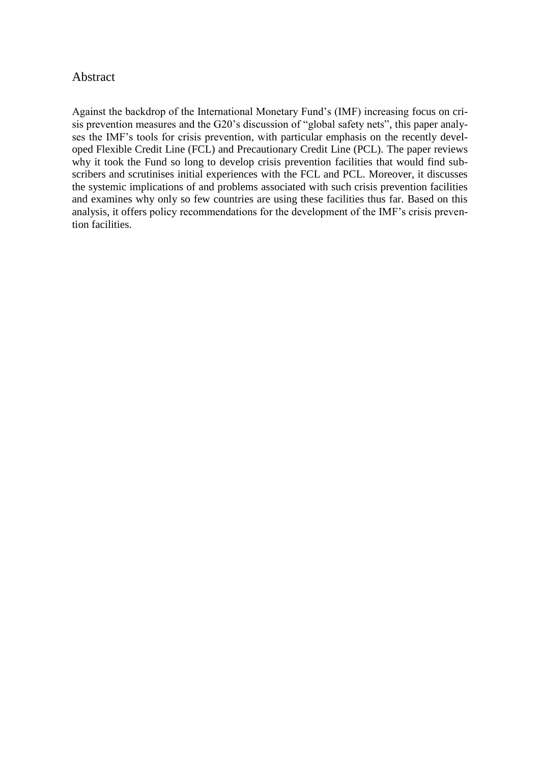# Abstract

Against the backdrop of the International Monetary Fund's (IMF) increasing focus on crisis prevention measures and the G20's discussion of "global safety nets", this paper analyses the IMF's tools for crisis prevention, with particular emphasis on the recently developed Flexible Credit Line (FCL) and Precautionary Credit Line (PCL). The paper reviews why it took the Fund so long to develop crisis prevention facilities that would find subscribers and scrutinises initial experiences with the FCL and PCL. Moreover, it discusses the systemic implications of and problems associated with such crisis prevention facilities and examines why only so few countries are using these facilities thus far. Based on this analysis, it offers policy recommendations for the development of the IMF's crisis prevention facilities.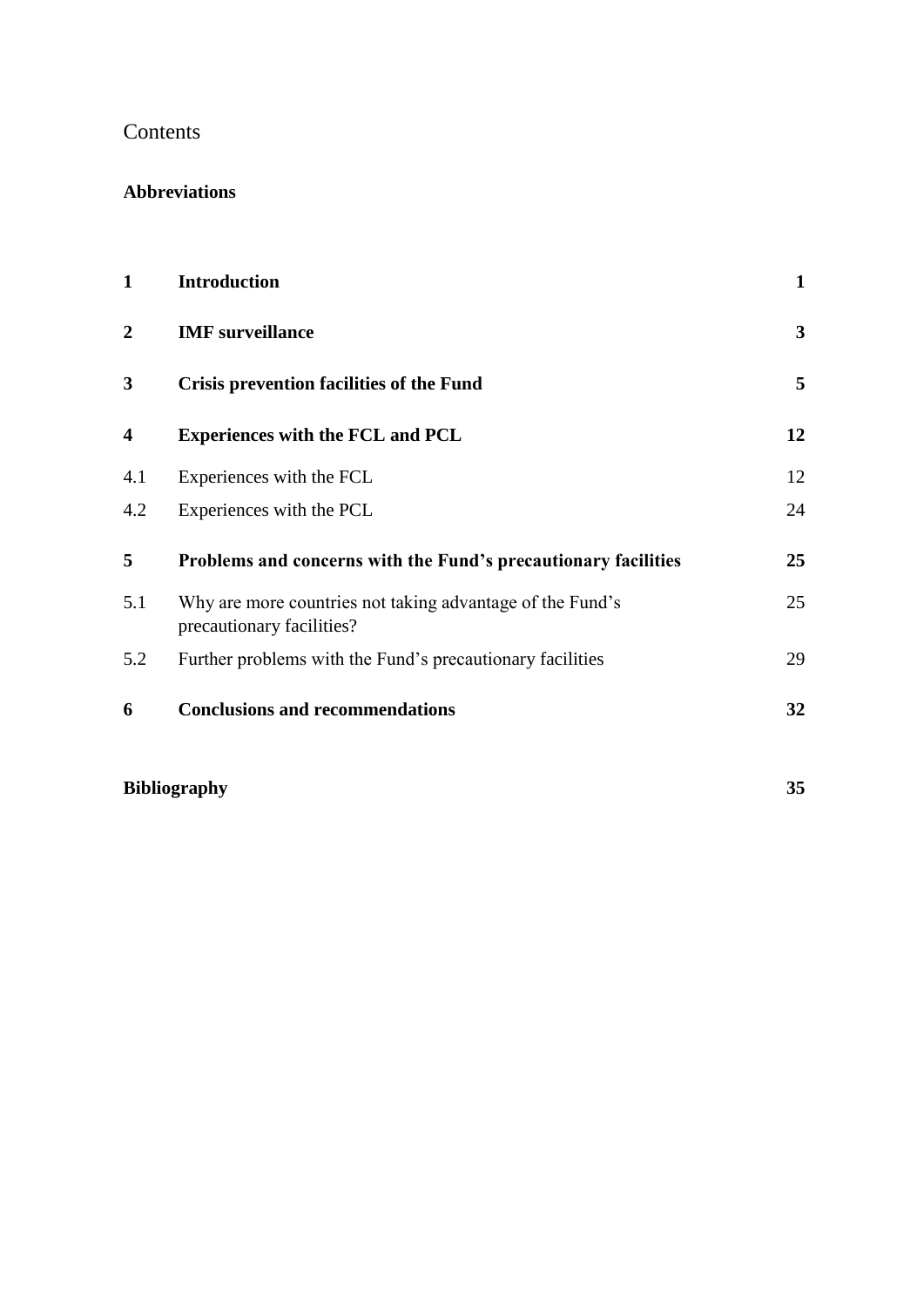# Contents

**Abbreviations**

| | | |
|---|---|---|
| **1** | **Introduction** | **1** |
| **2** | **IMF surveillance** | **3** |
| **3** | **Crisis prevention facilities of the Fund** | **5** |
| **4** | **Experiences with the FCL and PCL** | **12** |
| 4.1 | Experiences with the FCL | 12 |
| 4.2 | Experiences with the PCL | 24 |
| **5** | **Problems and concerns with the Fund's precautionary facilities** | **25** |
| 5.1 | Why are more countries not taking advantage of the Fund's precautionary facilities? | 25 |
| 5.2 | Further problems with the Fund's precautionary facilities | 29 |
| **6** | **Conclusions and recommendations** | **32** |

**Bibliography** **35**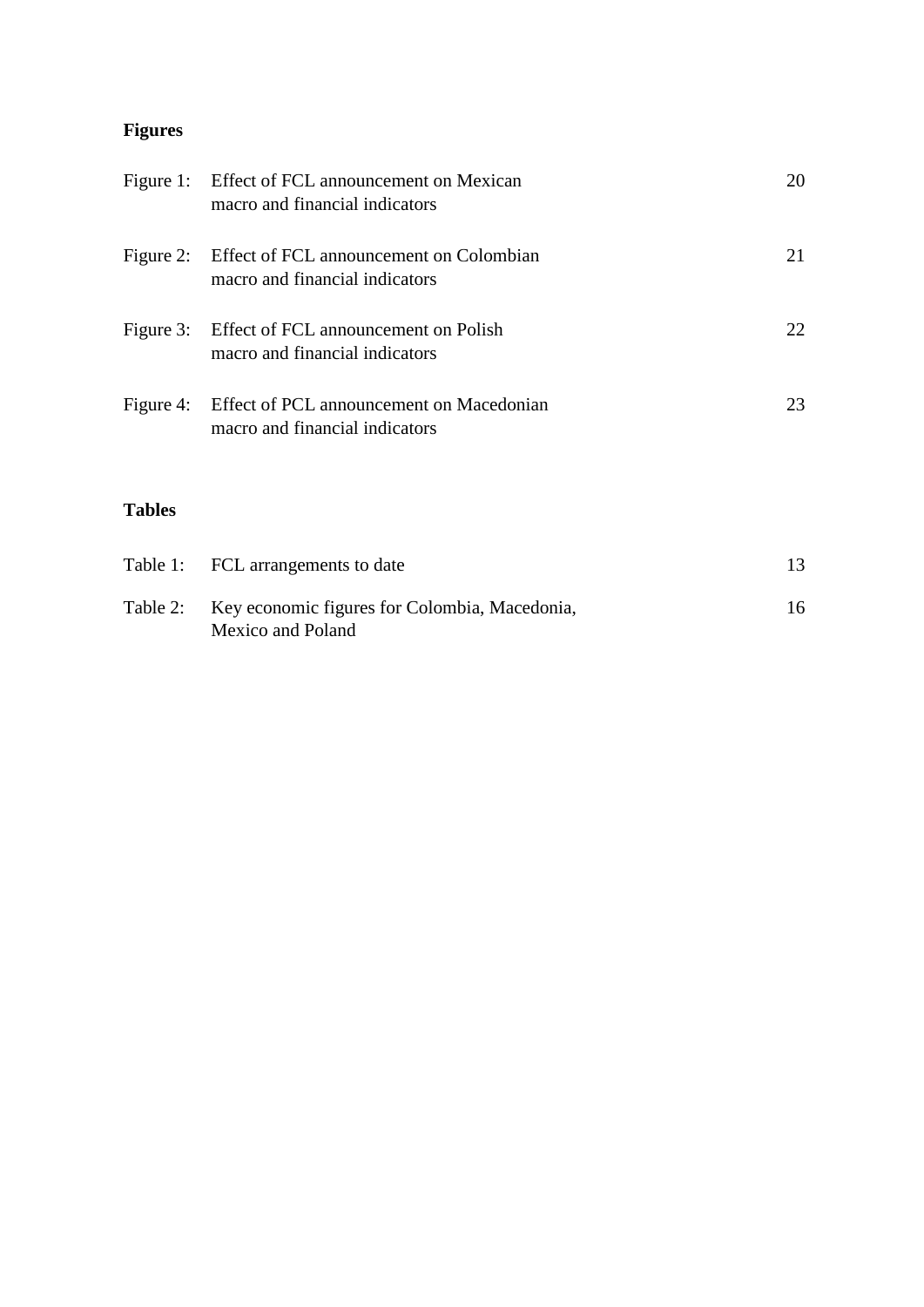## Figures

| | | |
|---|---|---|
| Figure 1: | Effect of FCL announcement on Mexican macro and financial indicators | 20 |
| Figure 2: | Effect of FCL announcement on Colombian macro and financial indicators | 21 |
| Figure 3: | Effect of FCL announcement on Polish macro and financial indicators | 22 |
| Figure 4: | Effect of PCL announcement on Macedonian macro and financial indicators | 23 |

## Tables

| | | |
|---|---|---|
| Table 1: | FCL arrangements to date | 13 |
| Table 2: | Key economic figures for Colombia, Macedonia, Mexico and Poland | 16 |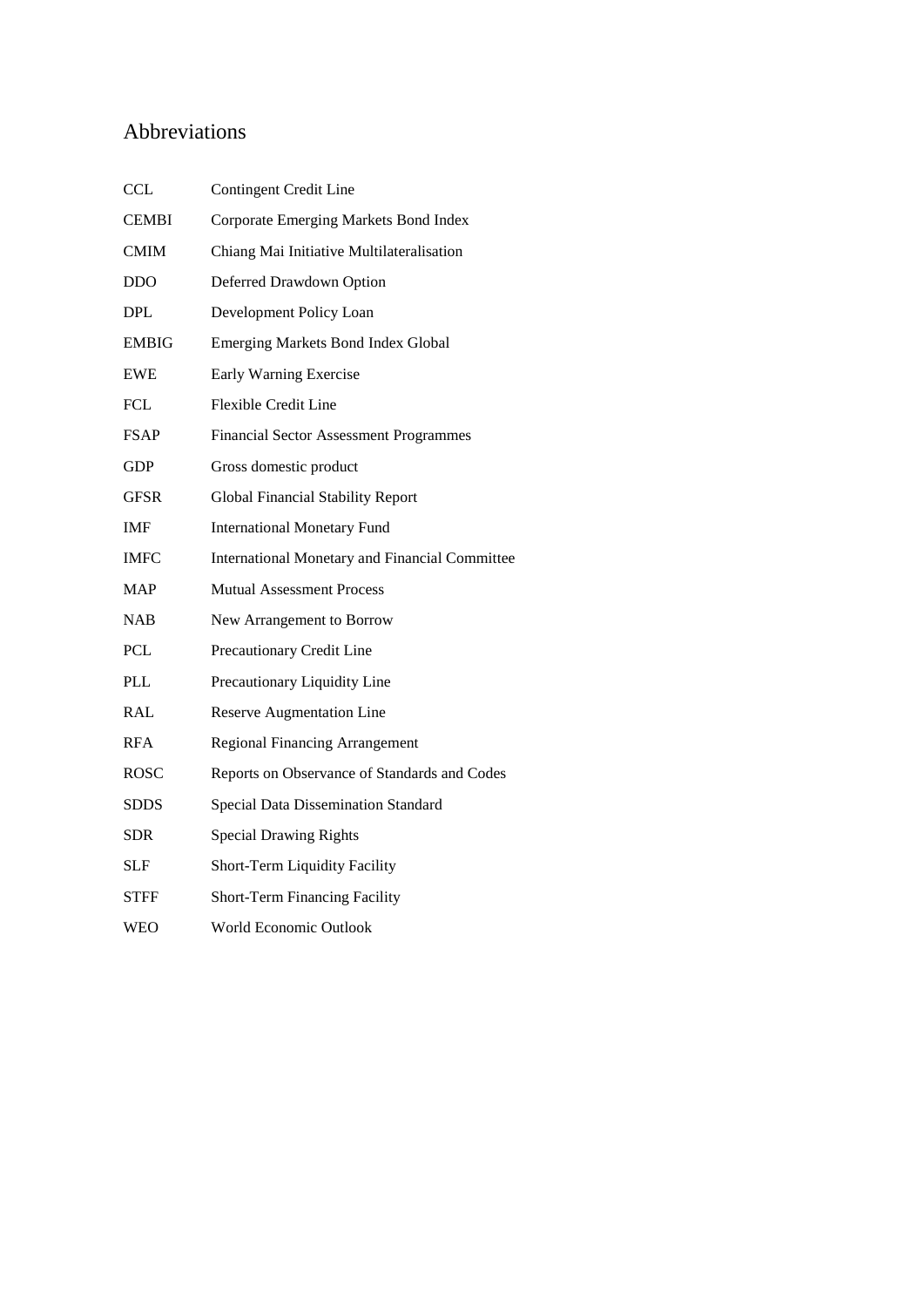## Abbreviations

| | |
|---|---|
| CCL | Contingent Credit Line |
| CEMBI | Corporate Emerging Markets Bond Index |
| CMIM | Chiang Mai Initiative Multilateralisation |
| DDO | Deferred Drawdown Option |
| DPL | Development Policy Loan |
| EMBIG | Emerging Markets Bond Index Global |
| EWE | Early Warning Exercise |
| FCL | Flexible Credit Line |
| FSAP | Financial Sector Assessment Programmes |
| GDP | Gross domestic product |
| GFSR | Global Financial Stability Report |
| IMF | International Monetary Fund |
| IMFC | International Monetary and Financial Committee |
| MAP | Mutual Assessment Process |
| NAB | New Arrangement to Borrow |
| PCL | Precautionary Credit Line |
| PLL | Precautionary Liquidity Line |
| RAL | Reserve Augmentation Line |
| RFA | Regional Financing Arrangement |
| ROSC | Reports on Observance of Standards and Codes |
| SDDS | Special Data Dissemination Standard |
| SDR | Special Drawing Rights |
| SLF | Short-Term Liquidity Facility |
| STFF | Short-Term Financing Facility |
| WEO | World Economic Outlook |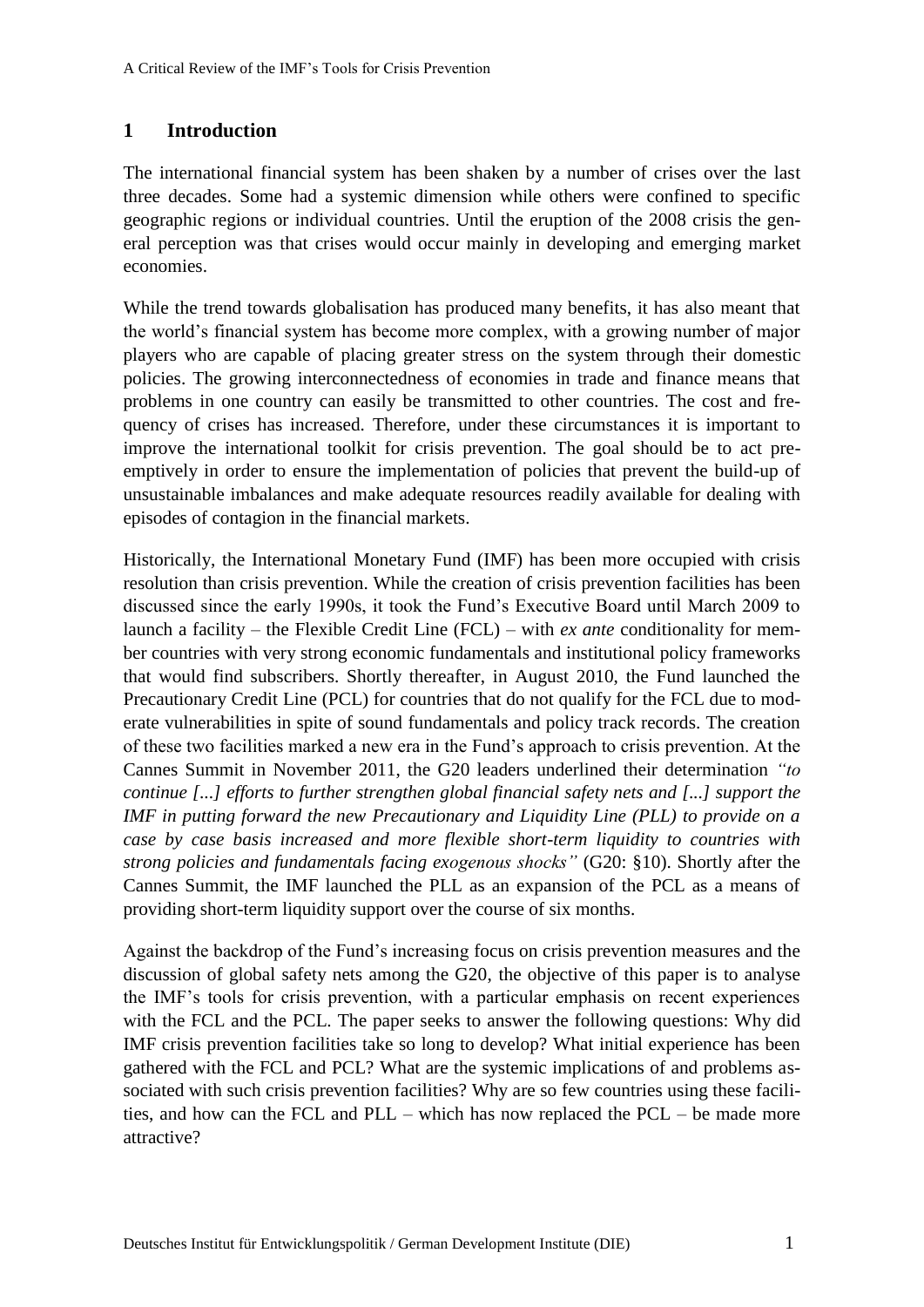# 1 Introduction

The international financial system has been shaken by a number of crises over the last three decades. Some had a systemic dimension while others were confined to specific geographic regions or individual countries. Until the eruption of the 2008 crisis the general perception was that crises would occur mainly in developing and emerging market economies.

While the trend towards globalisation has produced many benefits, it has also meant that the world's financial system has become more complex, with a growing number of major players who are capable of placing greater stress on the system through their domestic policies. The growing interconnectedness of economies in trade and finance means that problems in one country can easily be transmitted to other countries. The cost and frequency of crises has increased. Therefore, under these circumstances it is important to improve the international toolkit for crisis prevention. The goal should be to act pre-emptively in order to ensure the implementation of policies that prevent the build-up of unsustainable imbalances and make adequate resources readily available for dealing with episodes of contagion in the financial markets.

Historically, the International Monetary Fund (IMF) has been more occupied with crisis resolution than crisis prevention. While the creation of crisis prevention facilities has been discussed since the early 1990s, it took the Fund's Executive Board until March 2009 to launch a facility – the Flexible Credit Line (FCL) – with *ex ante* conditionality for member countries with very strong economic fundamentals and institutional policy frameworks that would find subscribers. Shortly thereafter, in August 2010, the Fund launched the Precautionary Credit Line (PCL) for countries that do not qualify for the FCL due to moderate vulnerabilities in spite of sound fundamentals and policy track records. The creation of these two facilities marked a new era in the Fund's approach to crisis prevention. At the Cannes Summit in November 2011, the G20 leaders underlined their determination *"to continue [...] efforts to further strengthen global financial safety nets and [...] support the IMF in putting forward the new Precautionary and Liquidity Line (PLL) to provide on a case by case basis increased and more flexible short-term liquidity to countries with strong policies and fundamentals facing exogenous shocks"* (G20: §10). Shortly after the Cannes Summit, the IMF launched the PLL as an expansion of the PCL as a means of providing short-term liquidity support over the course of six months.

Against the backdrop of the Fund's increasing focus on crisis prevention measures and the discussion of global safety nets among the G20, the objective of this paper is to analyse the IMF's tools for crisis prevention, with a particular emphasis on recent experiences with the FCL and the PCL. The paper seeks to answer the following questions: Why did IMF crisis prevention facilities take so long to develop? What initial experience has been gathered with the FCL and PCL? What are the systemic implications of and problems associated with such crisis prevention facilities? Why are so few countries using these facilities, and how can the FCL and PLL – which has now replaced the PCL – be made more attractive?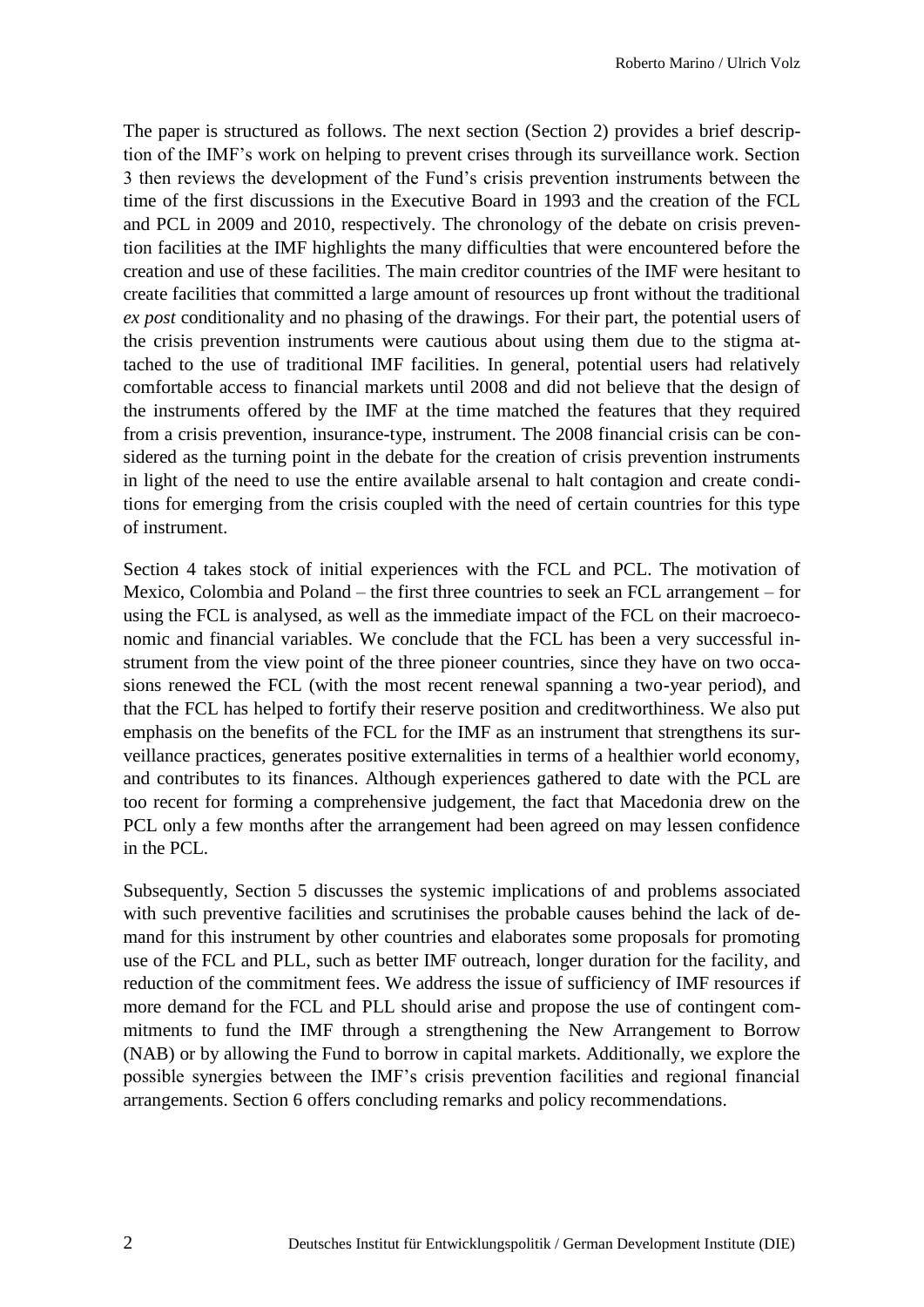The paper is structured as follows. The next section (Section 2) provides a brief description of the IMF's work on helping to prevent crises through its surveillance work. Section 3 then reviews the development of the Fund's crisis prevention instruments between the time of the first discussions in the Executive Board in 1993 and the creation of the FCL and PCL in 2009 and 2010, respectively. The chronology of the debate on crisis prevention facilities at the IMF highlights the many difficulties that were encountered before the creation and use of these facilities. The main creditor countries of the IMF were hesitant to create facilities that committed a large amount of resources up front without the traditional *ex post* conditionality and no phasing of the drawings. For their part, the potential users of the crisis prevention instruments were cautious about using them due to the stigma attached to the use of traditional IMF facilities. In general, potential users had relatively comfortable access to financial markets until 2008 and did not believe that the design of the instruments offered by the IMF at the time matched the features that they required from a crisis prevention, insurance-type, instrument. The 2008 financial crisis can be considered as the turning point in the debate for the creation of crisis prevention instruments in light of the need to use the entire available arsenal to halt contagion and create conditions for emerging from the crisis coupled with the need of certain countries for this type of instrument.

Section 4 takes stock of initial experiences with the FCL and PCL. The motivation of Mexico, Colombia and Poland – the first three countries to seek an FCL arrangement – for using the FCL is analysed, as well as the immediate impact of the FCL on their macroeconomic and financial variables. We conclude that the FCL has been a very successful instrument from the view point of the three pioneer countries, since they have on two occasions renewed the FCL (with the most recent renewal spanning a two-year period), and that the FCL has helped to fortify their reserve position and creditworthiness. We also put emphasis on the benefits of the FCL for the IMF as an instrument that strengthens its surveillance practices, generates positive externalities in terms of a healthier world economy, and contributes to its finances. Although experiences gathered to date with the PCL are too recent for forming a comprehensive judgement, the fact that Macedonia drew on the PCL only a few months after the arrangement had been agreed on may lessen confidence in the PCL.

Subsequently, Section 5 discusses the systemic implications of and problems associated with such preventive facilities and scrutinises the probable causes behind the lack of demand for this instrument by other countries and elaborates some proposals for promoting use of the FCL and PLL, such as better IMF outreach, longer duration for the facility, and reduction of the commitment fees. We address the issue of sufficiency of IMF resources if more demand for the FCL and PLL should arise and propose the use of contingent commitments to fund the IMF through a strengthening the New Arrangement to Borrow (NAB) or by allowing the Fund to borrow in capital markets. Additionally, we explore the possible synergies between the IMF's crisis prevention facilities and regional financial arrangements. Section 6 offers concluding remarks and policy recommendations.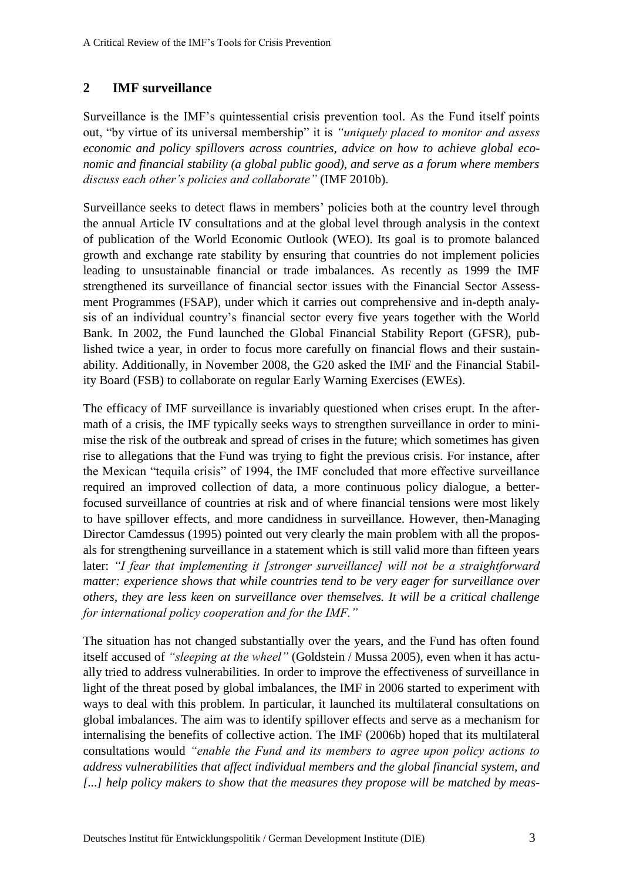## 2 IMF surveillance

Surveillance is the IMF's quintessential crisis prevention tool. As the Fund itself points out, "by virtue of its universal membership" it is *"uniquely placed to monitor and assess economic and policy spillovers across countries, advice on how to achieve global economic and financial stability (a global public good), and serve as a forum where members discuss each other's policies and collaborate"* (IMF 2010b).

Surveillance seeks to detect flaws in members' policies both at the country level through the annual Article IV consultations and at the global level through analysis in the context of publication of the World Economic Outlook (WEO). Its goal is to promote balanced growth and exchange rate stability by ensuring that countries do not implement policies leading to unsustainable financial or trade imbalances. As recently as 1999 the IMF strengthened its surveillance of financial sector issues with the Financial Sector Assessment Programmes (FSAP), under which it carries out comprehensive and in-depth analysis of an individual country's financial sector every five years together with the World Bank. In 2002, the Fund launched the Global Financial Stability Report (GFSR), published twice a year, in order to focus more carefully on financial flows and their sustainability. Additionally, in November 2008, the G20 asked the IMF and the Financial Stability Board (FSB) to collaborate on regular Early Warning Exercises (EWEs).

The efficacy of IMF surveillance is invariably questioned when crises erupt. In the aftermath of a crisis, the IMF typically seeks ways to strengthen surveillance in order to minimise the risk of the outbreak and spread of crises in the future; which sometimes has given rise to allegations that the Fund was trying to fight the previous crisis. For instance, after the Mexican "tequila crisis" of 1994, the IMF concluded that more effective surveillance required an improved collection of data, a more continuous policy dialogue, a better-focused surveillance of countries at risk and of where financial tensions were most likely to have spillover effects, and more candidness in surveillance. However, then-Managing Director Camdessus (1995) pointed out very clearly the main problem with all the proposals for strengthening surveillance in a statement which is still valid more than fifteen years later: *"I fear that implementing it [stronger surveillance] will not be a straightforward matter: experience shows that while countries tend to be very eager for surveillance over others, they are less keen on surveillance over themselves. It will be a critical challenge for international policy cooperation and for the IMF."*

The situation has not changed substantially over the years, and the Fund has often found itself accused of *"sleeping at the wheel"* (Goldstein / Mussa 2005), even when it has actually tried to address vulnerabilities. In order to improve the effectiveness of surveillance in light of the threat posed by global imbalances, the IMF in 2006 started to experiment with ways to deal with this problem. In particular, it launched its multilateral consultations on global imbalances. The aim was to identify spillover effects and serve as a mechanism for internalising the benefits of collective action. The IMF (2006b) hoped that its multilateral consultations would *"enable the Fund and its members to agree upon policy actions to address vulnerabilities that affect individual members and the global financial system, and [...] help policy makers to show that the measures they propose will be matched by meas-*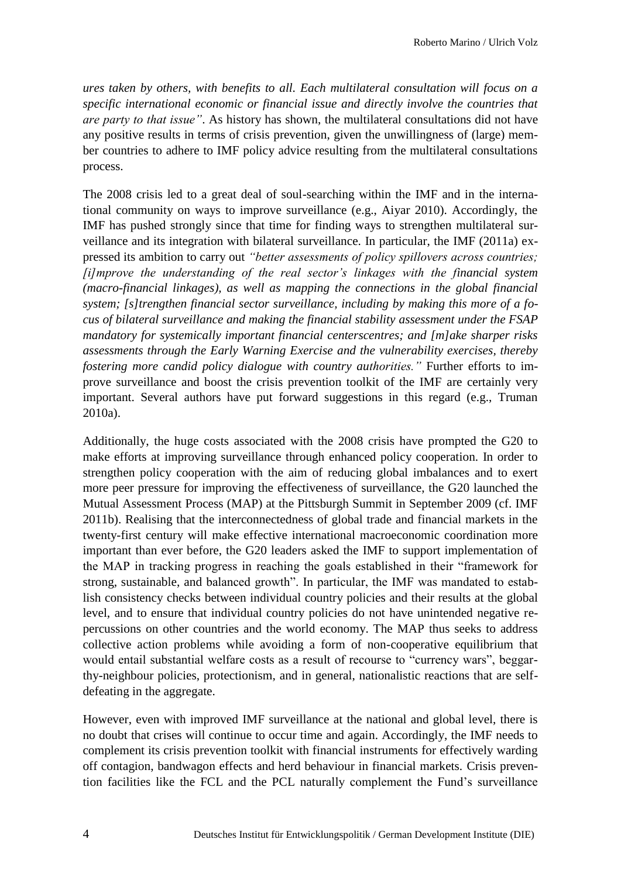*ures taken by others, with benefits to all. Each multilateral consultation will focus on a specific international economic or financial issue and directly involve the countries that are party to that issue"*. As history has shown, the multilateral consultations did not have any positive results in terms of crisis prevention, given the unwillingness of (large) member countries to adhere to IMF policy advice resulting from the multilateral consultations process.

The 2008 crisis led to a great deal of soul-searching within the IMF and in the international community on ways to improve surveillance (e.g., Aiyar 2010). Accordingly, the IMF has pushed strongly since that time for finding ways to strengthen multilateral surveillance and its integration with bilateral surveillance. In particular, the IMF (2011a) expressed its ambition to carry out *"better assessments of policy spillovers across countries; [i]mprove the understanding of the real sector's linkages with the financial system (macro-financial linkages), as well as mapping the connections in the global financial system; [s]trengthen financial sector surveillance, including by making this more of a focus of bilateral surveillance and making the financial stability assessment under the FSAP mandatory for systemically important financial centerscentres; and [m]ake sharper risks assessments through the Early Warning Exercise and the vulnerability exercises, thereby fostering more candid policy dialogue with country authorities."* Further efforts to improve surveillance and boost the crisis prevention toolkit of the IMF are certainly very important. Several authors have put forward suggestions in this regard (e.g., Truman 2010a).

Additionally, the huge costs associated with the 2008 crisis have prompted the G20 to make efforts at improving surveillance through enhanced policy cooperation. In order to strengthen policy cooperation with the aim of reducing global imbalances and to exert more peer pressure for improving the effectiveness of surveillance, the G20 launched the Mutual Assessment Process (MAP) at the Pittsburgh Summit in September 2009 (cf. IMF 2011b). Realising that the interconnectedness of global trade and financial markets in the twenty-first century will make effective international macroeconomic coordination more important than ever before, the G20 leaders asked the IMF to support implementation of the MAP in tracking progress in reaching the goals established in their "framework for strong, sustainable, and balanced growth". In particular, the IMF was mandated to establish consistency checks between individual country policies and their results at the global level, and to ensure that individual country policies do not have unintended negative repercussions on other countries and the world economy. The MAP thus seeks to address collective action problems while avoiding a form of non-cooperative equilibrium that would entail substantial welfare costs as a result of recourse to "currency wars", beggar-thy-neighbour policies, protectionism, and in general, nationalistic reactions that are self-defeating in the aggregate.

However, even with improved IMF surveillance at the national and global level, there is no doubt that crises will continue to occur time and again. Accordingly, the IMF needs to complement its crisis prevention toolkit with financial instruments for effectively warding off contagion, bandwagon effects and herd behaviour in financial markets. Crisis prevention facilities like the FCL and the PCL naturally complement the Fund's surveillance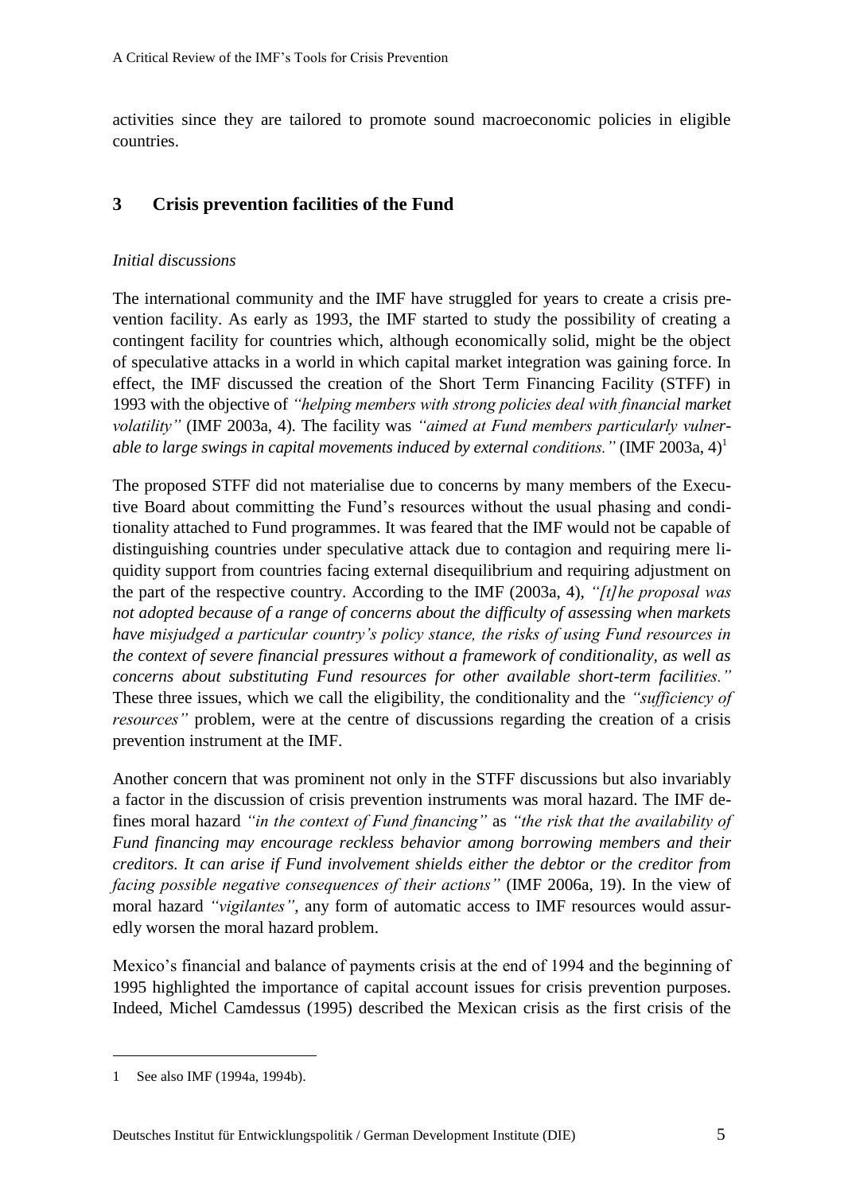activities since they are tailored to promote sound macroeconomic policies in eligible countries.

## 3 Crisis prevention facilities of the Fund

*Initial discussions*

The international community and the IMF have struggled for years to create a crisis prevention facility. As early as 1993, the IMF started to study the possibility of creating a contingent facility for countries which, although economically solid, might be the object of speculative attacks in a world in which capital market integration was gaining force. In effect, the IMF discussed the creation of the Short Term Financing Facility (STFF) in 1993 with the objective of *"helping members with strong policies deal with financial market volatility"* (IMF 2003a, 4). The facility was *"aimed at Fund members particularly vulnerable to large swings in capital movements induced by external conditions."* (IMF 2003a, 4)[1]

The proposed STFF did not materialise due to concerns by many members of the Executive Board about committing the Fund's resources without the usual phasing and conditionality attached to Fund programmes. It was feared that the IMF would not be capable of distinguishing countries under speculative attack due to contagion and requiring mere liquidity support from countries facing external disequilibrium and requiring adjustment on the part of the respective country. According to the IMF (2003a, 4), *"[t]he proposal was not adopted because of a range of concerns about the difficulty of assessing when markets have misjudged a particular country's policy stance, the risks of using Fund resources in the context of severe financial pressures without a framework of conditionality, as well as concerns about substituting Fund resources for other available short-term facilities."* These three issues, which we call the eligibility, the conditionality and the *"sufficiency of resources"* problem, were at the centre of discussions regarding the creation of a crisis prevention instrument at the IMF.

Another concern that was prominent not only in the STFF discussions but also invariably a factor in the discussion of crisis prevention instruments was moral hazard. The IMF defines moral hazard *"in the context of Fund financing"* as *"the risk that the availability of Fund financing may encourage reckless behavior among borrowing members and their creditors. It can arise if Fund involvement shields either the debtor or the creditor from facing possible negative consequences of their actions"* (IMF 2006a, 19). In the view of moral hazard *"vigilantes"*, any form of automatic access to IMF resources would assuredly worsen the moral hazard problem.

Mexico's financial and balance of payments crisis at the end of 1994 and the beginning of 1995 highlighted the importance of capital account issues for crisis prevention purposes. Indeed, Michel Camdessus (1995) described the Mexican crisis as the first crisis of the

---

1 See also IMF (1994a, 1994b).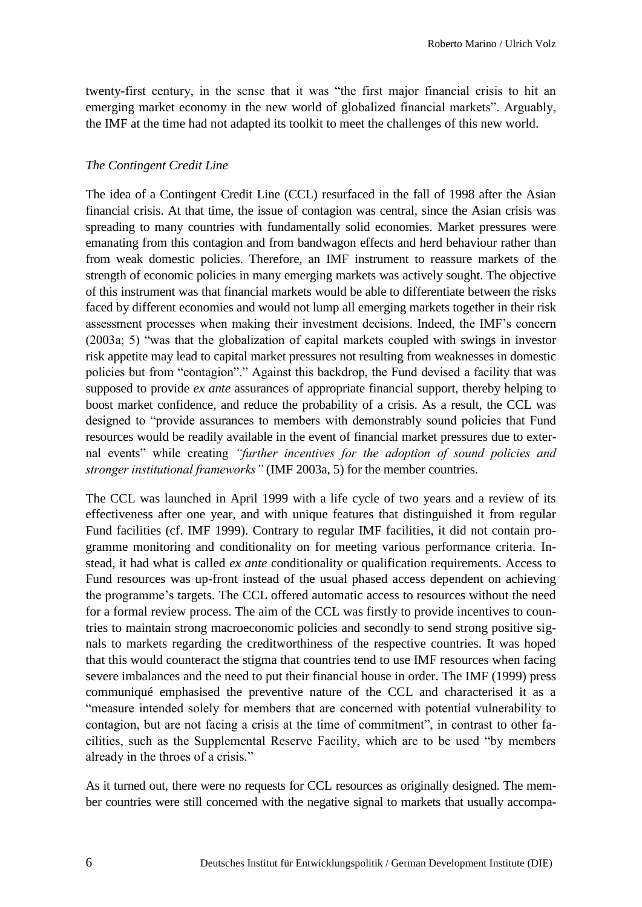twenty-first century, in the sense that it was "the first major financial crisis to hit an emerging market economy in the new world of globalized financial markets". Arguably, the IMF at the time had not adapted its toolkit to meet the challenges of this new world.

*The Contingent Credit Line*

The idea of a Contingent Credit Line (CCL) resurfaced in the fall of 1998 after the Asian financial crisis. At that time, the issue of contagion was central, since the Asian crisis was spreading to many countries with fundamentally solid economies. Market pressures were emanating from this contagion and from bandwagon effects and herd behaviour rather than from weak domestic policies. Therefore, an IMF instrument to reassure markets of the strength of economic policies in many emerging markets was actively sought. The objective of this instrument was that financial markets would be able to differentiate between the risks faced by different economies and would not lump all emerging markets together in their risk assessment processes when making their investment decisions. Indeed, the IMF's concern (2003a; 5) "was that the globalization of capital markets coupled with swings in investor risk appetite may lead to capital market pressures not resulting from weaknesses in domestic policies but from "contagion"." Against this backdrop, the Fund devised a facility that was supposed to provide *ex ante* assurances of appropriate financial support, thereby helping to boost market confidence, and reduce the probability of a crisis. As a result, the CCL was designed to "provide assurances to members with demonstrably sound policies that Fund resources would be readily available in the event of financial market pressures due to external events" while creating *"further incentives for the adoption of sound policies and stronger institutional frameworks"* (IMF 2003a, 5) for the member countries.

The CCL was launched in April 1999 with a life cycle of two years and a review of its effectiveness after one year, and with unique features that distinguished it from regular Fund facilities (cf. IMF 1999). Contrary to regular IMF facilities, it did not contain programme monitoring and conditionality on for meeting various performance criteria. Instead, it had what is called *ex ante* conditionality or qualification requirements. Access to Fund resources was up-front instead of the usual phased access dependent on achieving the programme's targets. The CCL offered automatic access to resources without the need for a formal review process. The aim of the CCL was firstly to provide incentives to countries to maintain strong macroeconomic policies and secondly to send strong positive signals to markets regarding the creditworthiness of the respective countries. It was hoped that this would counteract the stigma that countries tend to use IMF resources when facing severe imbalances and the need to put their financial house in order. The IMF (1999) press communiqué emphasised the preventive nature of the CCL and characterised it as a "measure intended solely for members that are concerned with potential vulnerability to contagion, but are not facing a crisis at the time of commitment", in contrast to other facilities, such as the Supplemental Reserve Facility, which are to be used "by members already in the throes of a crisis."

As it turned out, there were no requests for CCL resources as originally designed. The member countries were still concerned with the negative signal to markets that usually accompa-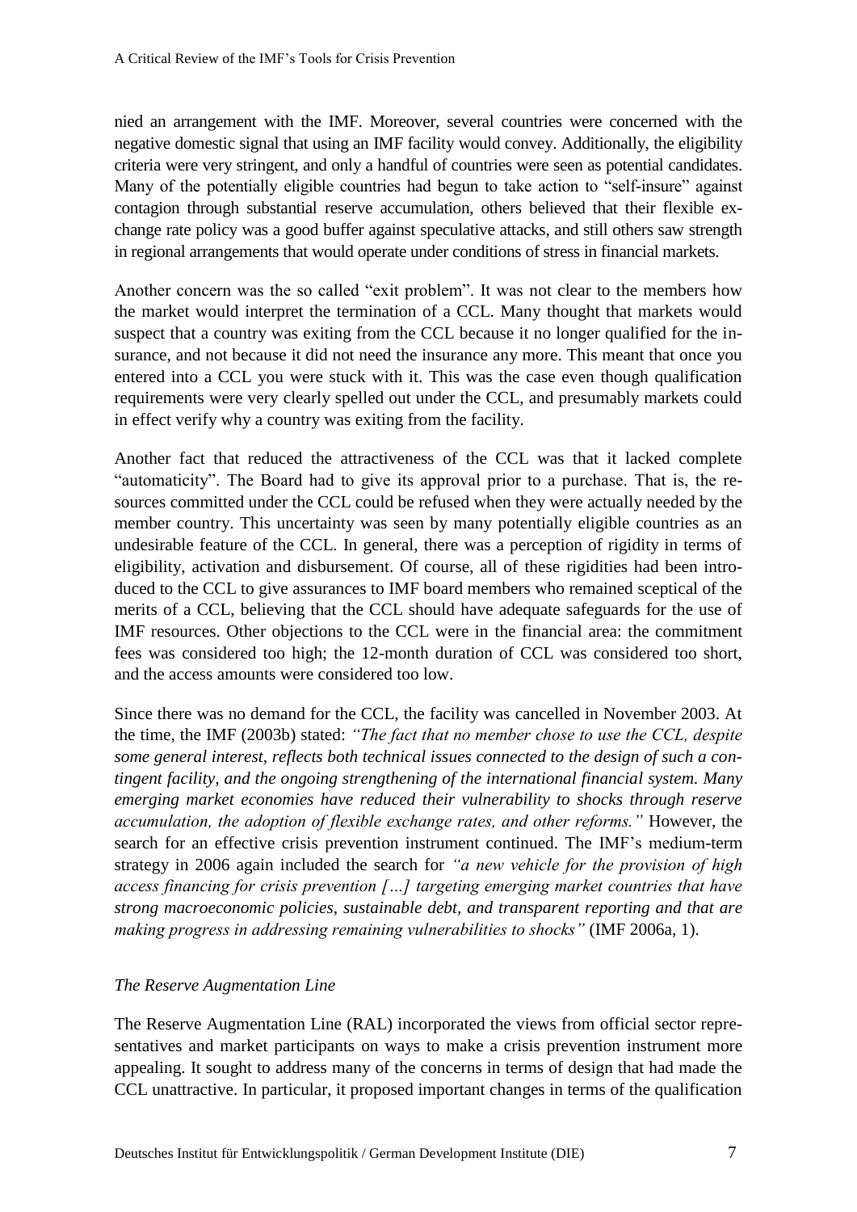nied an arrangement with the IMF. Moreover, several countries were concerned with the negative domestic signal that using an IMF facility would convey. Additionally, the eligibility criteria were very stringent, and only a handful of countries were seen as potential candidates. Many of the potentially eligible countries had begun to take action to "self-insure" against contagion through substantial reserve accumulation, others believed that their flexible exchange rate policy was a good buffer against speculative attacks, and still others saw strength in regional arrangements that would operate under conditions of stress in financial markets.

Another concern was the so called "exit problem". It was not clear to the members how the market would interpret the termination of a CCL. Many thought that markets would suspect that a country was exiting from the CCL because it no longer qualified for the insurance, and not because it did not need the insurance any more. This meant that once you entered into a CCL you were stuck with it. This was the case even though qualification requirements were very clearly spelled out under the CCL, and presumably markets could in effect verify why a country was exiting from the facility.

Another fact that reduced the attractiveness of the CCL was that it lacked complete "automaticity". The Board had to give its approval prior to a purchase. That is, the resources committed under the CCL could be refused when they were actually needed by the member country. This uncertainty was seen by many potentially eligible countries as an undesirable feature of the CCL. In general, there was a perception of rigidity in terms of eligibility, activation and disbursement. Of course, all of these rigidities had been introduced to the CCL to give assurances to IMF board members who remained sceptical of the merits of a CCL, believing that the CCL should have adequate safeguards for the use of IMF resources. Other objections to the CCL were in the financial area: the commitment fees was considered too high; the 12-month duration of CCL was considered too short, and the access amounts were considered too low.

Since there was no demand for the CCL, the facility was cancelled in November 2003. At the time, the IMF (2003b) stated: *"The fact that no member chose to use the CCL, despite some general interest, reflects both technical issues connected to the design of such a contingent facility, and the ongoing strengthening of the international financial system. Many emerging market economies have reduced their vulnerability to shocks through reserve accumulation, the adoption of flexible exchange rates, and other reforms."* However, the search for an effective crisis prevention instrument continued. The IMF's medium-term strategy in 2006 again included the search for *"a new vehicle for the provision of high access financing for crisis prevention […] targeting emerging market countries that have strong macroeconomic policies, sustainable debt, and transparent reporting and that are making progress in addressing remaining vulnerabilities to shocks"* (IMF 2006a, 1).

*The Reserve Augmentation Line*

The Reserve Augmentation Line (RAL) incorporated the views from official sector representatives and market participants on ways to make a crisis prevention instrument more appealing. It sought to address many of the concerns in terms of design that had made the CCL unattractive. In particular, it proposed important changes in terms of the qualification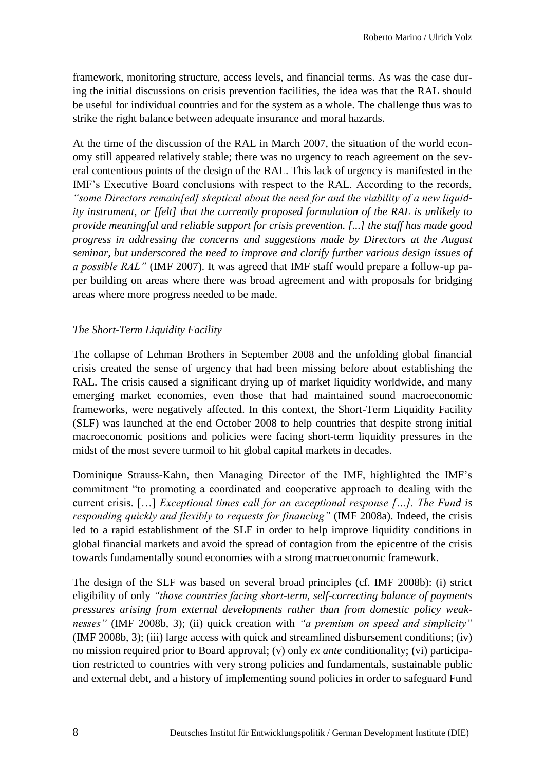framework, monitoring structure, access levels, and financial terms. As was the case during the initial discussions on crisis prevention facilities, the idea was that the RAL should be useful for individual countries and for the system as a whole. The challenge thus was to strike the right balance between adequate insurance and moral hazards.

At the time of the discussion of the RAL in March 2007, the situation of the world economy still appeared relatively stable; there was no urgency to reach agreement on the several contentious points of the design of the RAL. This lack of urgency is manifested in the IMF's Executive Board conclusions with respect to the RAL. According to the records, *"some Directors remain[ed] skeptical about the need for and the viability of a new liquidity instrument, or [felt] that the currently proposed formulation of the RAL is unlikely to provide meaningful and reliable support for crisis prevention. [...] the staff has made good progress in addressing the concerns and suggestions made by Directors at the August seminar, but underscored the need to improve and clarify further various design issues of a possible RAL"* (IMF 2007). It was agreed that IMF staff would prepare a follow-up paper building on areas where there was broad agreement and with proposals for bridging areas where more progress needed to be made.

*The Short-Term Liquidity Facility*

The collapse of Lehman Brothers in September 2008 and the unfolding global financial crisis created the sense of urgency that had been missing before about establishing the RAL. The crisis caused a significant drying up of market liquidity worldwide, and many emerging market economies, even those that had maintained sound macroeconomic frameworks, were negatively affected. In this context, the Short-Term Liquidity Facility (SLF) was launched at the end October 2008 to help countries that despite strong initial macroeconomic positions and policies were facing short-term liquidity pressures in the midst of the most severe turmoil to hit global capital markets in decades.

Dominique Strauss-Kahn, then Managing Director of the IMF, highlighted the IMF's commitment "to promoting a coordinated and cooperative approach to dealing with the current crisis. […] *Exceptional times call for an exceptional response […]. The Fund is responding quickly and flexibly to requests for financing"* (IMF 2008a). Indeed, the crisis led to a rapid establishment of the SLF in order to help improve liquidity conditions in global financial markets and avoid the spread of contagion from the epicentre of the crisis towards fundamentally sound economies with a strong macroeconomic framework.

The design of the SLF was based on several broad principles (cf. IMF 2008b): (i) strict eligibility of only *"those countries facing short-term, self-correcting balance of payments pressures arising from external developments rather than from domestic policy weaknesses"* (IMF 2008b, 3); (ii) quick creation with *"a premium on speed and simplicity"* (IMF 2008b, 3); (iii) large access with quick and streamlined disbursement conditions; (iv) no mission required prior to Board approval; (v) only *ex ante* conditionality; (vi) participation restricted to countries with very strong policies and fundamentals, sustainable public and external debt, and a history of implementing sound policies in order to safeguard Fund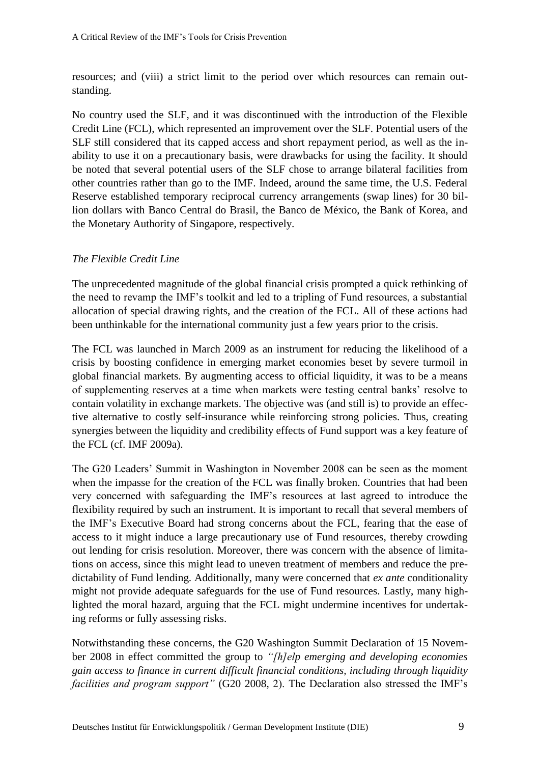resources; and (viii) a strict limit to the period over which resources can remain outstanding.

No country used the SLF, and it was discontinued with the introduction of the Flexible Credit Line (FCL), which represented an improvement over the SLF. Potential users of the SLF still considered that its capped access and short repayment period, as well as the inability to use it on a precautionary basis, were drawbacks for using the facility. It should be noted that several potential users of the SLF chose to arrange bilateral facilities from other countries rather than go to the IMF. Indeed, around the same time, the U.S. Federal Reserve established temporary reciprocal currency arrangements (swap lines) for 30 billion dollars with Banco Central do Brasil, the Banco de México, the Bank of Korea, and the Monetary Authority of Singapore, respectively.

### *The Flexible Credit Line*

The unprecedented magnitude of the global financial crisis prompted a quick rethinking of the need to revamp the IMF's toolkit and led to a tripling of Fund resources, a substantial allocation of special drawing rights, and the creation of the FCL. All of these actions had been unthinkable for the international community just a few years prior to the crisis.

The FCL was launched in March 2009 as an instrument for reducing the likelihood of a crisis by boosting confidence in emerging market economies beset by severe turmoil in global financial markets. By augmenting access to official liquidity, it was to be a means of supplementing reserves at a time when markets were testing central banks' resolve to contain volatility in exchange markets. The objective was (and still is) to provide an effective alternative to costly self-insurance while reinforcing strong policies. Thus, creating synergies between the liquidity and credibility effects of Fund support was a key feature of the FCL (cf. IMF 2009a).

The G20 Leaders' Summit in Washington in November 2008 can be seen as the moment when the impasse for the creation of the FCL was finally broken. Countries that had been very concerned with safeguarding the IMF's resources at last agreed to introduce the flexibility required by such an instrument. It is important to recall that several members of the IMF's Executive Board had strong concerns about the FCL, fearing that the ease of access to it might induce a large precautionary use of Fund resources, thereby crowding out lending for crisis resolution. Moreover, there was concern with the absence of limitations on access, since this might lead to uneven treatment of members and reduce the predictability of Fund lending. Additionally, many were concerned that *ex ante* conditionality might not provide adequate safeguards for the use of Fund resources. Lastly, many highlighted the moral hazard, arguing that the FCL might undermine incentives for undertaking reforms or fully assessing risks.

Notwithstanding these concerns, the G20 Washington Summit Declaration of 15 November 2008 in effect committed the group to *"[h]elp emerging and developing economies gain access to finance in current difficult financial conditions, including through liquidity facilities and program support"* (G20 2008, 2). The Declaration also stressed the IMF's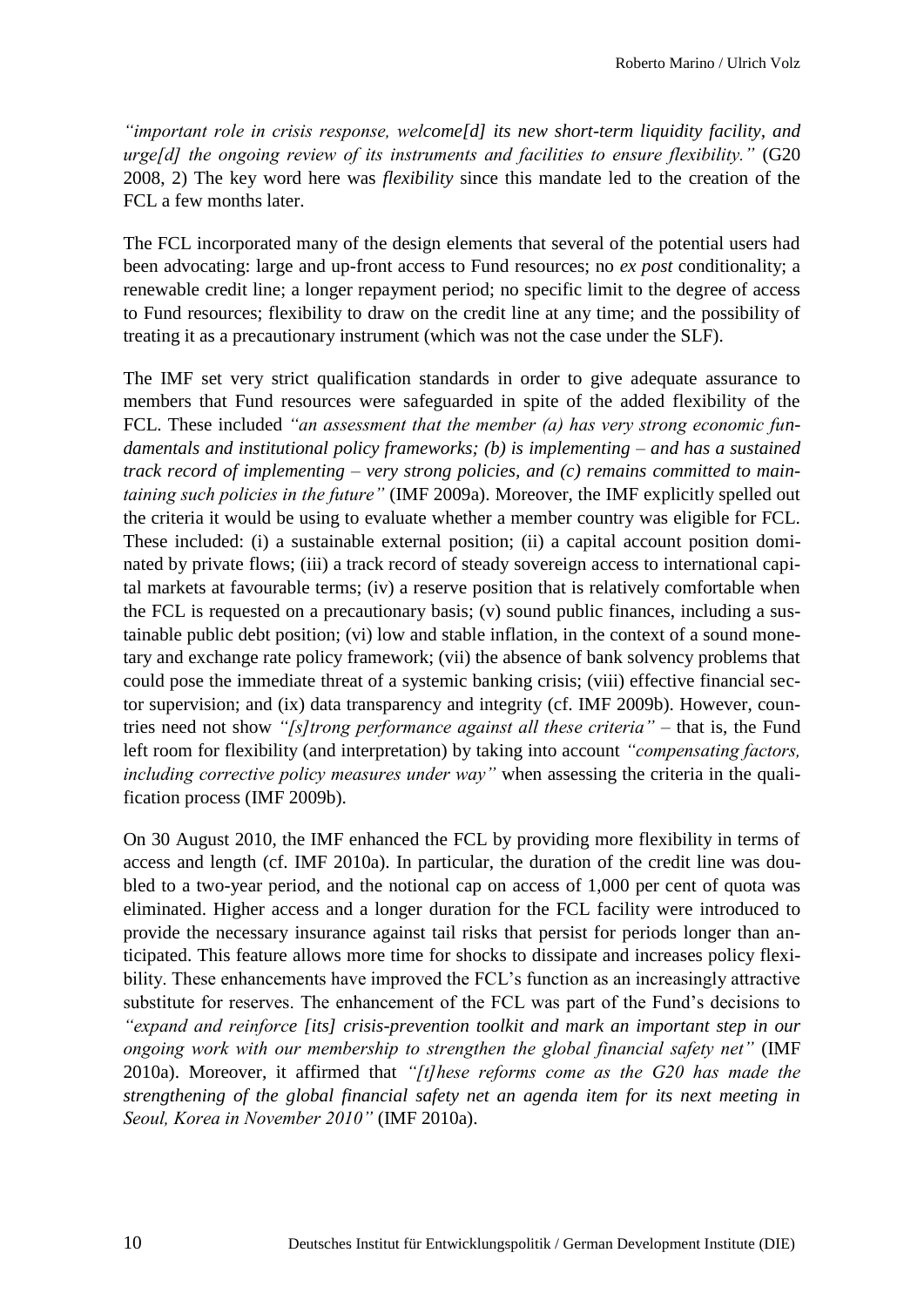*"important role in crisis response, welcome[d] its new short-term liquidity facility, and urge[d] the ongoing review of its instruments and facilities to ensure flexibility."* (G20 2008, 2) The key word here was *flexibility* since this mandate led to the creation of the FCL a few months later.

The FCL incorporated many of the design elements that several of the potential users had been advocating: large and up-front access to Fund resources; no *ex post* conditionality; a renewable credit line; a longer repayment period; no specific limit to the degree of access to Fund resources; flexibility to draw on the credit line at any time; and the possibility of treating it as a precautionary instrument (which was not the case under the SLF).

The IMF set very strict qualification standards in order to give adequate assurance to members that Fund resources were safeguarded in spite of the added flexibility of the FCL. These included *"an assessment that the member (a) has very strong economic fundamentals and institutional policy frameworks; (b) is implementing – and has a sustained track record of implementing – very strong policies, and (c) remains committed to maintaining such policies in the future"* (IMF 2009a). Moreover, the IMF explicitly spelled out the criteria it would be using to evaluate whether a member country was eligible for FCL. These included: (i) a sustainable external position; (ii) a capital account position dominated by private flows; (iii) a track record of steady sovereign access to international capital markets at favourable terms; (iv) a reserve position that is relatively comfortable when the FCL is requested on a precautionary basis; (v) sound public finances, including a sustainable public debt position; (vi) low and stable inflation, in the context of a sound monetary and exchange rate policy framework; (vii) the absence of bank solvency problems that could pose the immediate threat of a systemic banking crisis; (viii) effective financial sector supervision; and (ix) data transparency and integrity (cf. IMF 2009b). However, countries need not show *"[s]trong performance against all these criteria"* – that is, the Fund left room for flexibility (and interpretation) by taking into account *"compensating factors, including corrective policy measures under way"* when assessing the criteria in the qualification process (IMF 2009b).

On 30 August 2010, the IMF enhanced the FCL by providing more flexibility in terms of access and length (cf. IMF 2010a). In particular, the duration of the credit line was doubled to a two-year period, and the notional cap on access of 1,000 per cent of quota was eliminated. Higher access and a longer duration for the FCL facility were introduced to provide the necessary insurance against tail risks that persist for periods longer than anticipated. This feature allows more time for shocks to dissipate and increases policy flexibility. These enhancements have improved the FCL's function as an increasingly attractive substitute for reserves. The enhancement of the FCL was part of the Fund's decisions to *"expand and reinforce [its] crisis-prevention toolkit and mark an important step in our ongoing work with our membership to strengthen the global financial safety net"* (IMF 2010a). Moreover, it affirmed that *"[t]hese reforms come as the G20 has made the strengthening of the global financial safety net an agenda item for its next meeting in Seoul, Korea in November 2010"* (IMF 2010a).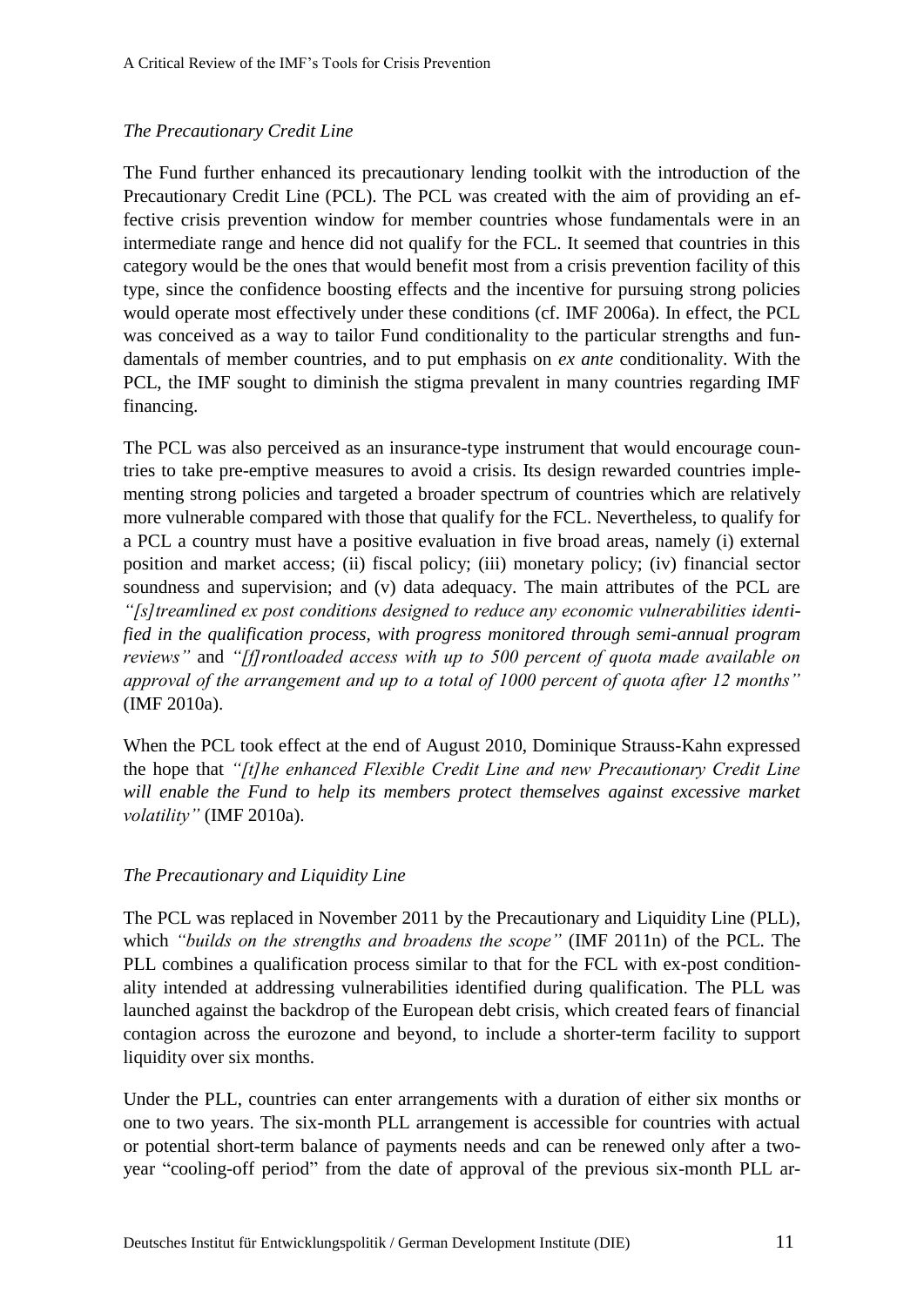### *The Precautionary Credit Line*

The Fund further enhanced its precautionary lending toolkit with the introduction of the Precautionary Credit Line (PCL). The PCL was created with the aim of providing an effective crisis prevention window for member countries whose fundamentals were in an intermediate range and hence did not qualify for the FCL. It seemed that countries in this category would be the ones that would benefit most from a crisis prevention facility of this type, since the confidence boosting effects and the incentive for pursuing strong policies would operate most effectively under these conditions (cf. IMF 2006a). In effect, the PCL was conceived as a way to tailor Fund conditionality to the particular strengths and fundamentals of member countries, and to put emphasis on *ex ante* conditionality. With the PCL, the IMF sought to diminish the stigma prevalent in many countries regarding IMF financing.

The PCL was also perceived as an insurance-type instrument that would encourage countries to take pre-emptive measures to avoid a crisis. Its design rewarded countries implementing strong policies and targeted a broader spectrum of countries which are relatively more vulnerable compared with those that qualify for the FCL. Nevertheless, to qualify for a PCL a country must have a positive evaluation in five broad areas, namely (i) external position and market access; (ii) fiscal policy; (iii) monetary policy; (iv) financial sector soundness and supervision; and (v) data adequacy. The main attributes of the PCL are *"[s]treamlined ex post conditions designed to reduce any economic vulnerabilities identified in the qualification process, with progress monitored through semi-annual program reviews"* and *"[f]rontloaded access with up to 500 percent of quota made available on approval of the arrangement and up to a total of 1000 percent of quota after 12 months"* (IMF 2010a).

When the PCL took effect at the end of August 2010, Dominique Strauss-Kahn expressed the hope that *"[t]he enhanced Flexible Credit Line and new Precautionary Credit Line will enable the Fund to help its members protect themselves against excessive market volatility"* (IMF 2010a).

### *The Precautionary and Liquidity Line*

The PCL was replaced in November 2011 by the Precautionary and Liquidity Line (PLL), which *"builds on the strengths and broadens the scope"* (IMF 2011n) of the PCL. The PLL combines a qualification process similar to that for the FCL with ex-post conditionality intended at addressing vulnerabilities identified during qualification. The PLL was launched against the backdrop of the European debt crisis, which created fears of financial contagion across the eurozone and beyond, to include a shorter-term facility to support liquidity over six months.

Under the PLL, countries can enter arrangements with a duration of either six months or one to two years. The six-month PLL arrangement is accessible for countries with actual or potential short-term balance of payments needs and can be renewed only after a two-year "cooling-off period" from the date of approval of the previous six-month PLL ar-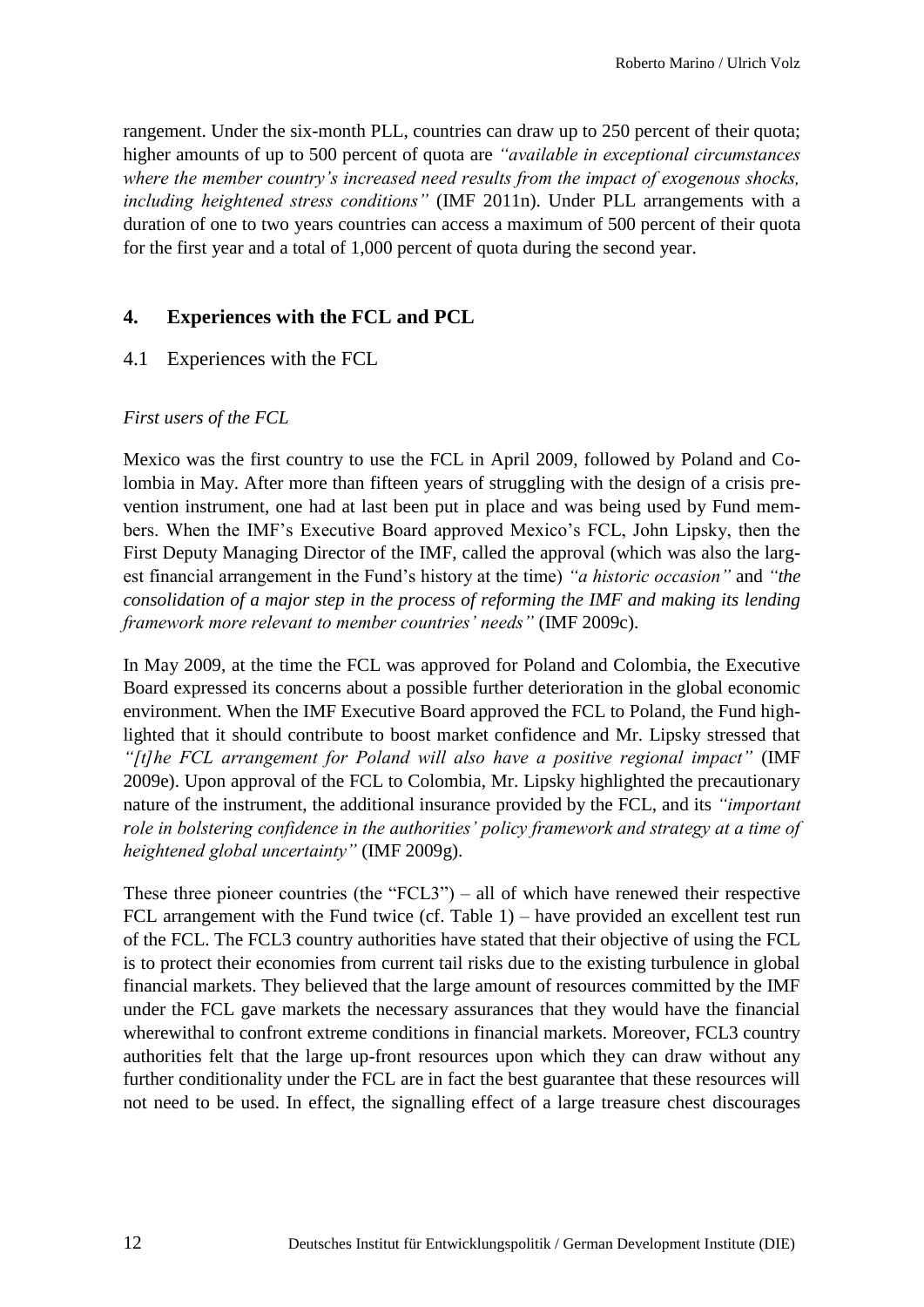rangement. Under the six-month PLL, countries can draw up to 250 percent of their quota; higher amounts of up to 500 percent of quota are *"available in exceptional circumstances where the member country's increased need results from the impact of exogenous shocks, including heightened stress conditions"* (IMF 2011n). Under PLL arrangements with a duration of one to two years countries can access a maximum of 500 percent of their quota for the first year and a total of 1,000 percent of quota during the second year.

## 4. Experiences with the FCL and PCL

### 4.1 Experiences with the FCL

*First users of the FCL*

Mexico was the first country to use the FCL in April 2009, followed by Poland and Colombia in May. After more than fifteen years of struggling with the design of a crisis prevention instrument, one had at last been put in place and was being used by Fund members. When the IMF's Executive Board approved Mexico's FCL, John Lipsky, then the First Deputy Managing Director of the IMF, called the approval (which was also the largest financial arrangement in the Fund's history at the time) *"a historic occasion"* and *"the consolidation of a major step in the process of reforming the IMF and making its lending framework more relevant to member countries' needs"* (IMF 2009c).

In May 2009, at the time the FCL was approved for Poland and Colombia, the Executive Board expressed its concerns about a possible further deterioration in the global economic environment. When the IMF Executive Board approved the FCL to Poland, the Fund highlighted that it should contribute to boost market confidence and Mr. Lipsky stressed that *"[t]he FCL arrangement for Poland will also have a positive regional impact"* (IMF 2009e). Upon approval of the FCL to Colombia, Mr. Lipsky highlighted the precautionary nature of the instrument, the additional insurance provided by the FCL, and its *"important role in bolstering confidence in the authorities' policy framework and strategy at a time of heightened global uncertainty"* (IMF 2009g).

These three pioneer countries (the "FCL3") – all of which have renewed their respective FCL arrangement with the Fund twice (cf. Table 1) – have provided an excellent test run of the FCL. The FCL3 country authorities have stated that their objective of using the FCL is to protect their economies from current tail risks due to the existing turbulence in global financial markets. They believed that the large amount of resources committed by the IMF under the FCL gave markets the necessary assurances that they would have the financial wherewithal to confront extreme conditions in financial markets. Moreover, FCL3 country authorities felt that the large up-front resources upon which they can draw without any further conditionality under the FCL are in fact the best guarantee that these resources will not need to be used. In effect, the signalling effect of a large treasure chest discourages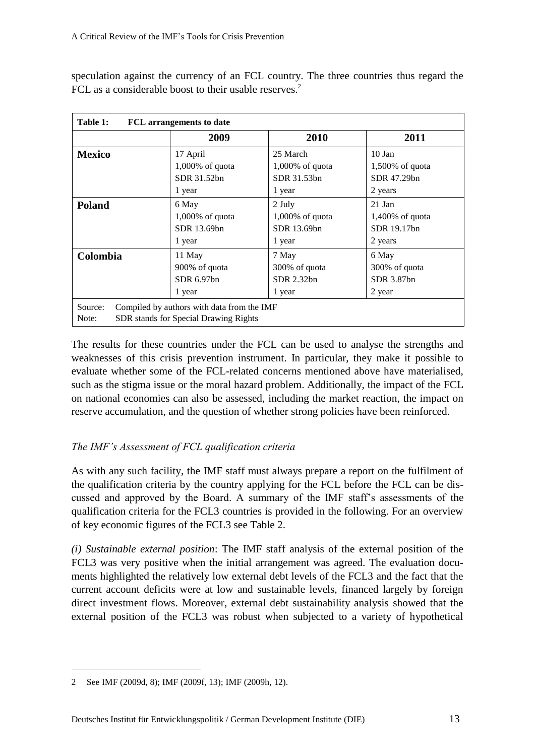speculation against the currency of an FCL country. The three countries thus regard the FCL as a considerable boost to their usable reserves.[2]

**Table 1: FCL arrangements to date**

| | 2009 | 2010 | 2011 |
|---|---|---|---|
| **Mexico** | 17 April<br>1,000% of quota<br>SDR 31.52bn<br>1 year | 25 March<br>1,000% of quota<br>SDR 31.53bn<br>1 year | 10 Jan<br>1,500% of quota<br>SDR 47.29bn<br>2 years |
| **Poland** | 6 May<br>1,000% of quota<br>SDR 13.69bn<br>1 year | 2 July<br>1,000% of quota<br>SDR 13.69bn<br>1 year | 21 Jan<br>1,400% of quota<br>SDR 19.17bn<br>2 years |
| **Colombia** | 11 May<br>900% of quota<br>SDR 6.97bn<br>1 year | 7 May<br>300% of quota<br>SDR 2.32bn<br>1 year | 6 May<br>300% of quota<br>SDR 3.87bn<br>2 year |

Source: Compiled by authors with data from the IMF
Note: SDR stands for Special Drawing Rights

The results for these countries under the FCL can be used to analyse the strengths and weaknesses of this crisis prevention instrument. In particular, they make it possible to evaluate whether some of the FCL-related concerns mentioned above have materialised, such as the stigma issue or the moral hazard problem. Additionally, the impact of the FCL on national economies can also be assessed, including the market reaction, the impact on reserve accumulation, and the question of whether strong policies have been reinforced.

### *The IMF's Assessment of FCL qualification criteria*

As with any such facility, the IMF staff must always prepare a report on the fulfilment of the qualification criteria by the country applying for the FCL before the FCL can be discussed and approved by the Board. A summary of the IMF staff's assessments of the qualification criteria for the FCL3 countries is provided in the following. For an overview of key economic figures of the FCL3 see Table 2.

*(i) Sustainable external position*: The IMF staff analysis of the external position of the FCL3 was very positive when the initial arrangement was agreed. The evaluation documents highlighted the relatively low external debt levels of the FCL3 and the fact that the current account deficits were at low and sustainable levels, financed largely by foreign direct investment flows. Moreover, external debt sustainability analysis showed that the external position of the FCL3 was robust when subjected to a variety of hypothetical

2 See IMF (2009d, 8); IMF (2009f, 13); IMF (2009h, 12).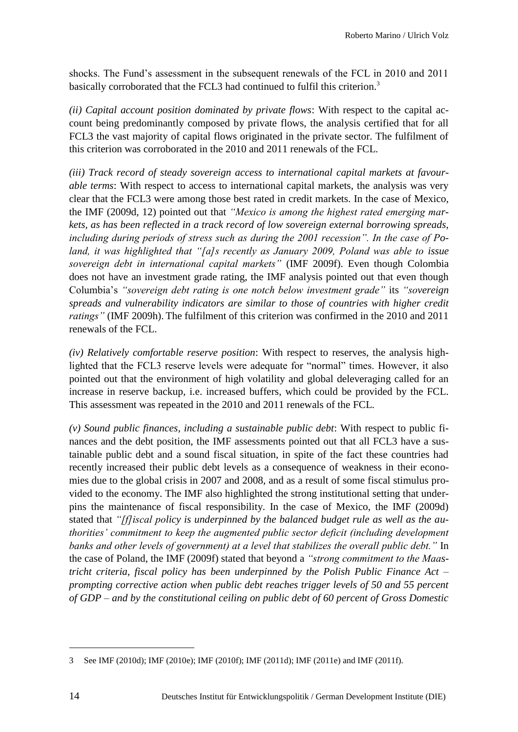shocks. The Fund's assessment in the subsequent renewals of the FCL in 2010 and 2011 basically corroborated that the FCL3 had continued to fulfil this criterion.[3]

*(ii) Capital account position dominated by private flows*: With respect to the capital account being predominantly composed by private flows, the analysis certified that for all FCL3 the vast majority of capital flows originated in the private sector. The fulfilment of this criterion was corroborated in the 2010 and 2011 renewals of the FCL.

*(iii) Track record of steady sovereign access to international capital markets at favourable terms*: With respect to access to international capital markets, the analysis was very clear that the FCL3 were among those best rated in credit markets. In the case of Mexico, the IMF (2009d, 12) pointed out that *"Mexico is among the highest rated emerging markets, as has been reflected in a track record of low sovereign external borrowing spreads, including during periods of stress such as during the 2001 recession". In the case of Poland, it was highlighted that "[a]s recently as January 2009, Poland was able to issue sovereign debt in international capital markets"* (IMF 2009f). Even though Colombia does not have an investment grade rating, the IMF analysis pointed out that even though Columbia's *"sovereign debt rating is one notch below investment grade"* its *"sovereign spreads and vulnerability indicators are similar to those of countries with higher credit ratings"* (IMF 2009h). The fulfilment of this criterion was confirmed in the 2010 and 2011 renewals of the FCL.

*(iv) Relatively comfortable reserve position*: With respect to reserves, the analysis highlighted that the FCL3 reserve levels were adequate for "normal" times. However, it also pointed out that the environment of high volatility and global deleveraging called for an increase in reserve backup, i.e. increased buffers, which could be provided by the FCL. This assessment was repeated in the 2010 and 2011 renewals of the FCL.

*(v) Sound public finances, including a sustainable public debt*: With respect to public finances and the debt position, the IMF assessments pointed out that all FCL3 have a sustainable public debt and a sound fiscal situation, in spite of the fact these countries had recently increased their public debt levels as a consequence of weakness in their economies due to the global crisis in 2007 and 2008, and as a result of some fiscal stimulus provided to the economy. The IMF also highlighted the strong institutional setting that underpins the maintenance of fiscal responsibility. In the case of Mexico, the IMF (2009d) stated that *"[f]iscal policy is underpinned by the balanced budget rule as well as the authorities' commitment to keep the augmented public sector deficit (including development banks and other levels of government) at a level that stabilizes the overall public debt."* In the case of Poland, the IMF (2009f) stated that beyond a *"strong commitment to the Maastricht criteria, fiscal policy has been underpinned by the Polish Public Finance Act – prompting corrective action when public debt reaches trigger levels of 50 and 55 percent of GDP – and by the constitutional ceiling on public debt of 60 percent of Gross Domestic*

3 See IMF (2010d); IMF (2010e); IMF (2010f); IMF (2011d); IMF (2011e) and IMF (2011f).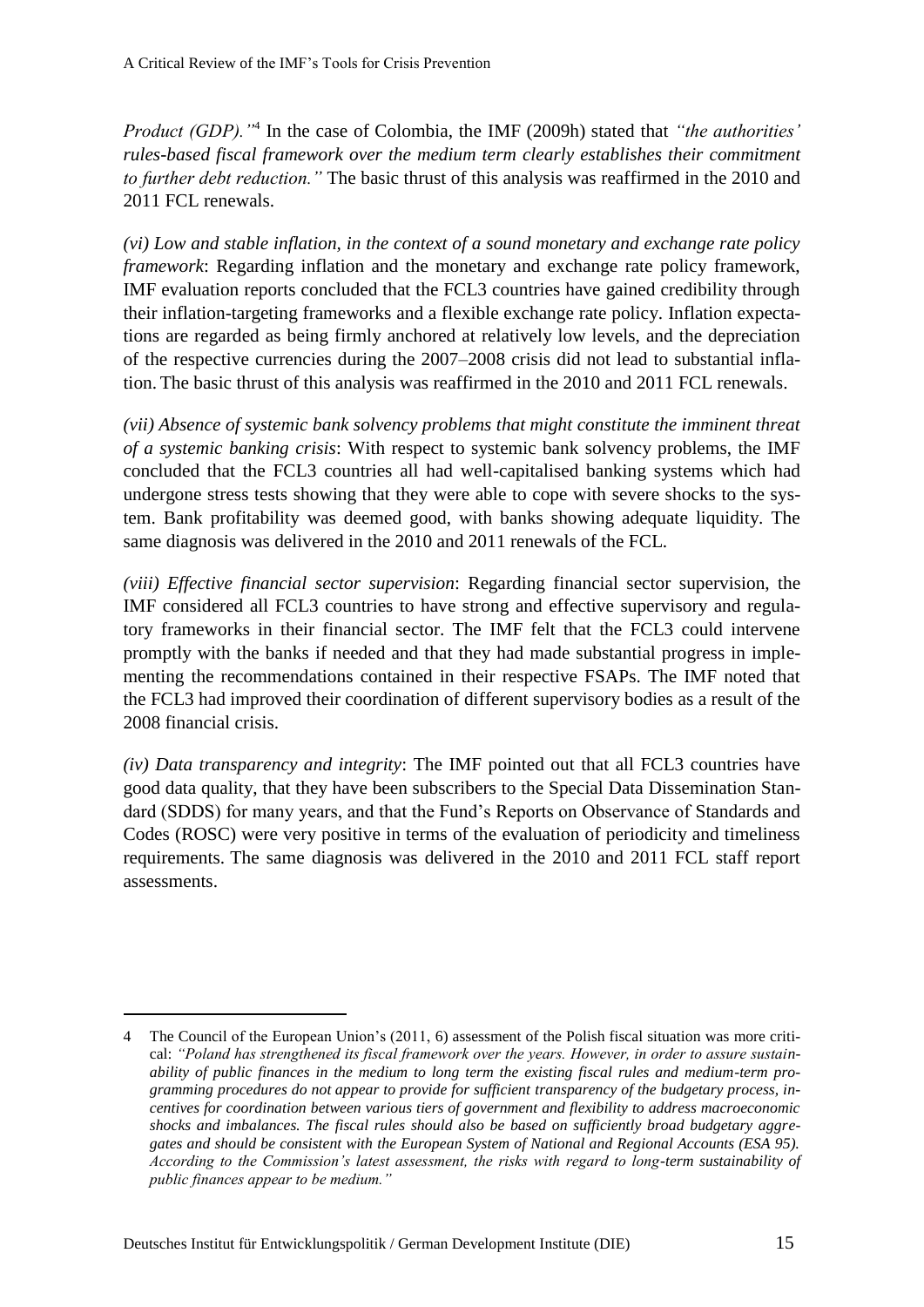*Product (GDP).”*[4] In the case of Colombia, the IMF (2009h) stated that *“the authorities’ rules-based fiscal framework over the medium term clearly establishes their commitment to further debt reduction.”* The basic thrust of this analysis was reaffirmed in the 2010 and 2011 FCL renewals.

*(vi) Low and stable inflation, in the context of a sound monetary and exchange rate policy framework*: Regarding inflation and the monetary and exchange rate policy framework, IMF evaluation reports concluded that the FCL3 countries have gained credibility through their inflation-targeting frameworks and a flexible exchange rate policy. Inflation expectations are regarded as being firmly anchored at relatively low levels, and the depreciation of the respective currencies during the 2007–2008 crisis did not lead to substantial inflation. The basic thrust of this analysis was reaffirmed in the 2010 and 2011 FCL renewals.

*(vii) Absence of systemic bank solvency problems that might constitute the imminent threat of a systemic banking crisis*: With respect to systemic bank solvency problems, the IMF concluded that the FCL3 countries all had well-capitalised banking systems which had undergone stress tests showing that they were able to cope with severe shocks to the system. Bank profitability was deemed good, with banks showing adequate liquidity. The same diagnosis was delivered in the 2010 and 2011 renewals of the FCL.

*(viii) Effective financial sector supervision*: Regarding financial sector supervision, the IMF considered all FCL3 countries to have strong and effective supervisory and regulatory frameworks in their financial sector. The IMF felt that the FCL3 could intervene promptly with the banks if needed and that they had made substantial progress in implementing the recommendations contained in their respective FSAPs. The IMF noted that the FCL3 had improved their coordination of different supervisory bodies as a result of the 2008 financial crisis.

*(iv) Data transparency and integrity*: The IMF pointed out that all FCL3 countries have good data quality, that they have been subscribers to the Special Data Dissemination Standard (SDDS) for many years, and that the Fund’s Reports on Observance of Standards and Codes (ROSC) were very positive in terms of the evaluation of periodicity and timeliness requirements. The same diagnosis was delivered in the 2010 and 2011 FCL staff report assessments.

---

4 The Council of the European Union’s (2011, 6) assessment of the Polish fiscal situation was more critical: *“Poland has strengthened its fiscal framework over the years. However, in order to assure sustainability of public finances in the medium to long term the existing fiscal rules and medium-term programming procedures do not appear to provide for sufficient transparency of the budgetary process, incentives for coordination between various tiers of government and flexibility to address macroeconomic shocks and imbalances. The fiscal rules should also be based on sufficiently broad budgetary aggregates and should be consistent with the European System of National and Regional Accounts (ESA 95). According to the Commission’s latest assessment, the risks with regard to long-term sustainability of public finances appear to be medium.”*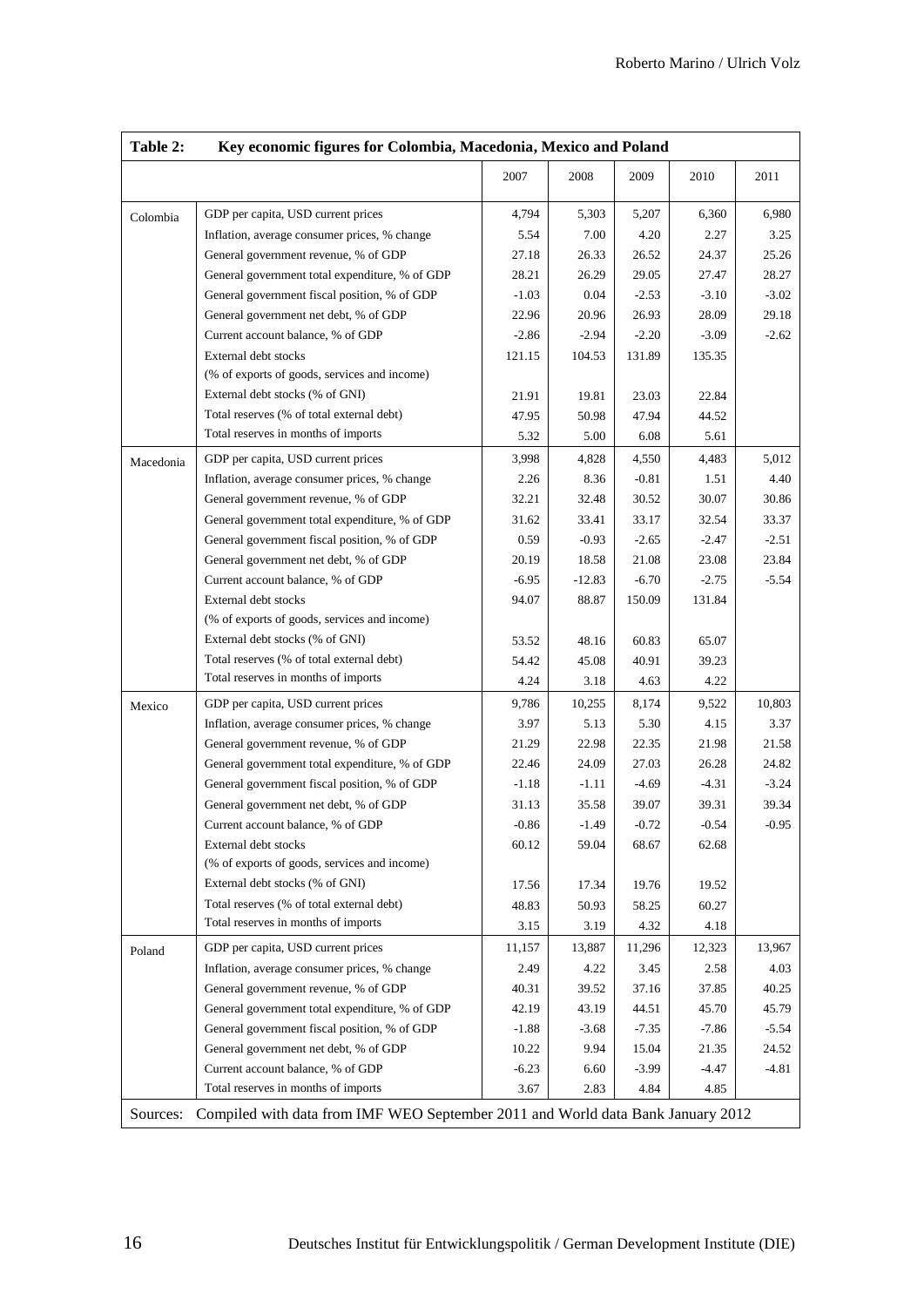**Table 2: Key economic figures for Colombia, Macedonia, Mexico and Poland**

| | | 2007 | 2008 | 2009 | 2010 | 2011 |
|---|---|---|---|---|---|---|
| Colombia | GDP per capita, USD current prices | 4,794 | 5,303 | 5,207 | 6,360 | 6,980 |
| | Inflation, average consumer prices, % change | 5.54 | 7.00 | 4.20 | 2.27 | 3.25 |
| | General government revenue, % of GDP | 27.18 | 26.33 | 26.52 | 24.37 | 25.26 |
| | General government total expenditure, % of GDP | 28.21 | 26.29 | 29.05 | 27.47 | 28.27 |
| | General government fiscal position, % of GDP | -1.03 | 0.04 | -2.53 | -3.10 | -3.02 |
| | General government net debt, % of GDP | 22.96 | 20.96 | 26.93 | 28.09 | 29.18 |
| | Current account balance, % of GDP | -2.86 | -2.94 | -2.20 | -3.09 | -2.62 |
| | External debt stocks (% of exports of goods, services and income) | 121.15 | 104.53 | 131.89 | 135.35 | |
| | External debt stocks (% of GNI) | 21.91 | 19.81 | 23.03 | 22.84 | |
| | Total reserves (% of total external debt) | 47.95 | 50.98 | 47.94 | 44.52 | |
| | Total reserves in months of imports | 5.32 | 5.00 | 6.08 | 5.61 | |
| Macedonia | GDP per capita, USD current prices | 3,998 | 4,828 | 4,550 | 4,483 | 5,012 |
| | Inflation, average consumer prices, % change | 2.26 | 8.36 | -0.81 | 1.51 | 4.40 |
| | General government revenue, % of GDP | 32.21 | 32.48 | 30.52 | 30.07 | 30.86 |
| | General government total expenditure, % of GDP | 31.62 | 33.41 | 33.17 | 32.54 | 33.37 |
| | General government fiscal position, % of GDP | 0.59 | -0.93 | -2.65 | -2.47 | -2.51 |
| | General government net debt, % of GDP | 20.19 | 18.58 | 21.08 | 23.08 | 23.84 |
| | Current account balance, % of GDP | -6.95 | -12.83 | -6.70 | -2.75 | -5.54 |
| | External debt stocks (% of exports of goods, services and income) | 94.07 | 88.87 | 150.09 | 131.84 | |
| | External debt stocks (% of GNI) | 53.52 | 48.16 | 60.83 | 65.07 | |
| | Total reserves (% of total external debt) | 54.42 | 45.08 | 40.91 | 39.23 | |
| | Total reserves in months of imports | 4.24 | 3.18 | 4.63 | 4.22 | |
| Mexico | GDP per capita, USD current prices | 9,786 | 10,255 | 8,174 | 9,522 | 10,803 |
| | Inflation, average consumer prices, % change | 3.97 | 5.13 | 5.30 | 4.15 | 3.37 |
| | General government revenue, % of GDP | 21.29 | 22.98 | 22.35 | 21.98 | 21.58 |
| | General government total expenditure, % of GDP | 22.46 | 24.09 | 27.03 | 26.28 | 24.82 |
| | General government fiscal position, % of GDP | -1.18 | -1.11 | -4.69 | -4.31 | -3.24 |
| | General government net debt, % of GDP | 31.13 | 35.58 | 39.07 | 39.31 | 39.34 |
| | Current account balance, % of GDP | -0.86 | -1.49 | -0.72 | -0.54 | -0.95 |
| | External debt stocks (% of exports of goods, services and income) | 60.12 | 59.04 | 68.67 | 62.68 | |
| | External debt stocks (% of GNI) | 17.56 | 17.34 | 19.76 | 19.52 | |
| | Total reserves (% of total external debt) | 48.83 | 50.93 | 58.25 | 60.27 | |
| | Total reserves in months of imports | 3.15 | 3.19 | 4.32 | 4.18 | |
| Poland | GDP per capita, USD current prices | 11,157 | 13,887 | 11,296 | 12,323 | 13,967 |
| | Inflation, average consumer prices, % change | 2.49 | 4.22 | 3.45 | 2.58 | 4.03 |
| | General government revenue, % of GDP | 40.31 | 39.52 | 37.16 | 37.85 | 40.25 |
| | General government total expenditure, % of GDP | 42.19 | 43.19 | 44.51 | 45.70 | 45.79 |
| | General government fiscal position, % of GDP | -1.88 | -3.68 | -7.35 | -7.86 | -5.54 |
| | General government net debt, % of GDP | 10.22 | 9.94 | 15.04 | 21.35 | 24.52 |
| | Current account balance, % of GDP | -6.23 | 6.60 | -3.99 | -4.47 | -4.81 |
| | Total reserves in months of imports | 3.67 | 2.83 | 4.84 | 4.85 | |

Sources: Compiled with data from IMF WEO September 2011 and World data Bank January 2012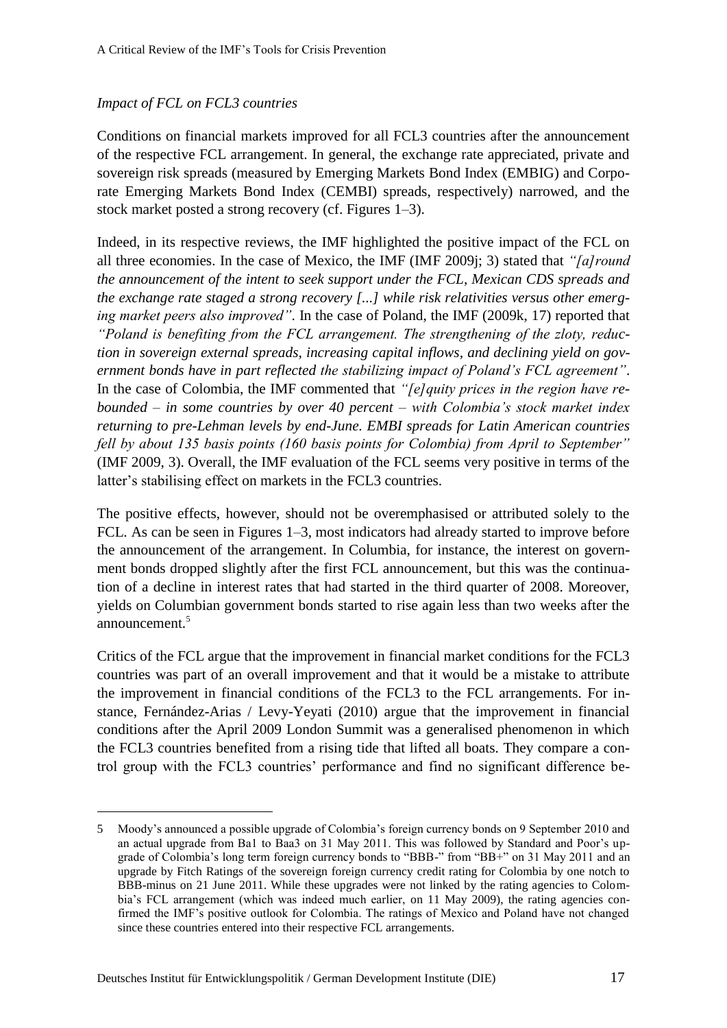*Impact of FCL on FCL3 countries*

Conditions on financial markets improved for all FCL3 countries after the announcement of the respective FCL arrangement. In general, the exchange rate appreciated, private and sovereign risk spreads (measured by Emerging Markets Bond Index (EMBIG) and Corporate Emerging Markets Bond Index (CEMBI) spreads, respectively) narrowed, and the stock market posted a strong recovery (cf. Figures 1–3).

Indeed, in its respective reviews, the IMF highlighted the positive impact of the FCL on all three economies. In the case of Mexico, the IMF (IMF 2009j; 3) stated that *"[a]round the announcement of the intent to seek support under the FCL, Mexican CDS spreads and the exchange rate staged a strong recovery [...] while risk relativities versus other emerging market peers also improved"*. In the case of Poland, the IMF (2009k, 17) reported that *"Poland is benefiting from the FCL arrangement. The strengthening of the zloty, reduction in sovereign external spreads, increasing capital inflows, and declining yield on government bonds have in part reflected the stabilizing impact of Poland's FCL agreement"*. In the case of Colombia, the IMF commented that *"[e]quity prices in the region have rebounded – in some countries by over 40 percent – with Colombia's stock market index returning to pre-Lehman levels by end-June. EMBI spreads for Latin American countries fell by about 135 basis points (160 basis points for Colombia) from April to September"* (IMF 2009, 3). Overall, the IMF evaluation of the FCL seems very positive in terms of the latter's stabilising effect on markets in the FCL3 countries.

The positive effects, however, should not be overemphasised or attributed solely to the FCL. As can be seen in Figures 1–3, most indicators had already started to improve before the announcement of the arrangement. In Columbia, for instance, the interest on government bonds dropped slightly after the first FCL announcement, but this was the continuation of a decline in interest rates that had started in the third quarter of 2008. Moreover, yields on Columbian government bonds started to rise again less than two weeks after the announcement.[5]

Critics of the FCL argue that the improvement in financial market conditions for the FCL3 countries was part of an overall improvement and that it would be a mistake to attribute the improvement in financial conditions of the FCL3 to the FCL arrangements. For instance, Fernández-Arias / Levy-Yeyati (2010) argue that the improvement in financial conditions after the April 2009 London Summit was a generalised phenomenon in which the FCL3 countries benefited from a rising tide that lifted all boats. They compare a control group with the FCL3 countries' performance and find no significant difference be-

---

5 Moody's announced a possible upgrade of Colombia's foreign currency bonds on 9 September 2010 and an actual upgrade from Ba1 to Baa3 on 31 May 2011. This was followed by Standard and Poor's upgrade of Colombia's long term foreign currency bonds to "BBB-" from "BB+" on 31 May 2011 and an upgrade by Fitch Ratings of the sovereign foreign currency credit rating for Colombia by one notch to BBB-minus on 21 June 2011. While these upgrades were not linked by the rating agencies to Colombia's FCL arrangement (which was indeed much earlier, on 11 May 2009), the rating agencies confirmed the IMF's positive outlook for Colombia. The ratings of Mexico and Poland have not changed since these countries entered into their respective FCL arrangements.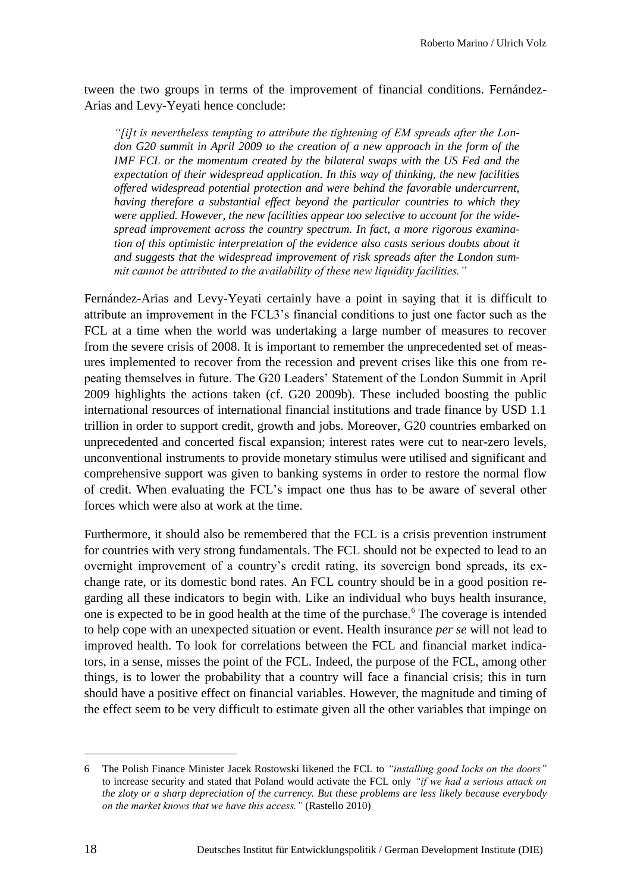tween the two groups in terms of the improvement of financial conditions. Fernández-Arias and Levy-Yeyati hence conclude:

> *"[i]t is nevertheless tempting to attribute the tightening of EM spreads after the London G20 summit in April 2009 to the creation of a new approach in the form of the IMF FCL or the momentum created by the bilateral swaps with the US Fed and the expectation of their widespread application. In this way of thinking, the new facilities offered widespread potential protection and were behind the favorable undercurrent, having therefore a substantial effect beyond the particular countries to which they were applied. However, the new facilities appear too selective to account for the widespread improvement across the country spectrum. In fact, a more rigorous examination of this optimistic interpretation of the evidence also casts serious doubts about it and suggests that the widespread improvement of risk spreads after the London summit cannot be attributed to the availability of these new liquidity facilities."*

Fernández-Arias and Levy-Yeyati certainly have a point in saying that it is difficult to attribute an improvement in the FCL3's financial conditions to just one factor such as the FCL at a time when the world was undertaking a large number of measures to recover from the severe crisis of 2008. It is important to remember the unprecedented set of measures implemented to recover from the recession and prevent crises like this one from repeating themselves in future. The G20 Leaders' Statement of the London Summit in April 2009 highlights the actions taken (cf. G20 2009b). These included boosting the public international resources of international financial institutions and trade finance by USD 1.1 trillion in order to support credit, growth and jobs. Moreover, G20 countries embarked on unprecedented and concerted fiscal expansion; interest rates were cut to near-zero levels, unconventional instruments to provide monetary stimulus were utilised and significant and comprehensive support was given to banking systems in order to restore the normal flow of credit. When evaluating the FCL's impact one thus has to be aware of several other forces which were also at work at the time.

Furthermore, it should also be remembered that the FCL is a crisis prevention instrument for countries with very strong fundamentals. The FCL should not be expected to lead to an overnight improvement of a country's credit rating, its sovereign bond spreads, its exchange rate, or its domestic bond rates. An FCL country should be in a good position regarding all these indicators to begin with. Like an individual who buys health insurance, one is expected to be in good health at the time of the purchase.[6] The coverage is intended to help cope with an unexpected situation or event. Health insurance *per se* will not lead to improved health. To look for correlations between the FCL and financial market indicators, in a sense, misses the point of the FCL. Indeed, the purpose of the FCL, among other things, is to lower the probability that a country will face a financial crisis; this in turn should have a positive effect on financial variables. However, the magnitude and timing of the effect seem to be very difficult to estimate given all the other variables that impinge on

---

6 The Polish Finance Minister Jacek Rostowski likened the FCL to *"installing good locks on the doors"* to increase security and stated that Poland would activate the FCL only *"if we had a serious attack on the zloty or a sharp depreciation of the currency. But these problems are less likely because everybody on the market knows that we have this access."* (Rastello 2010)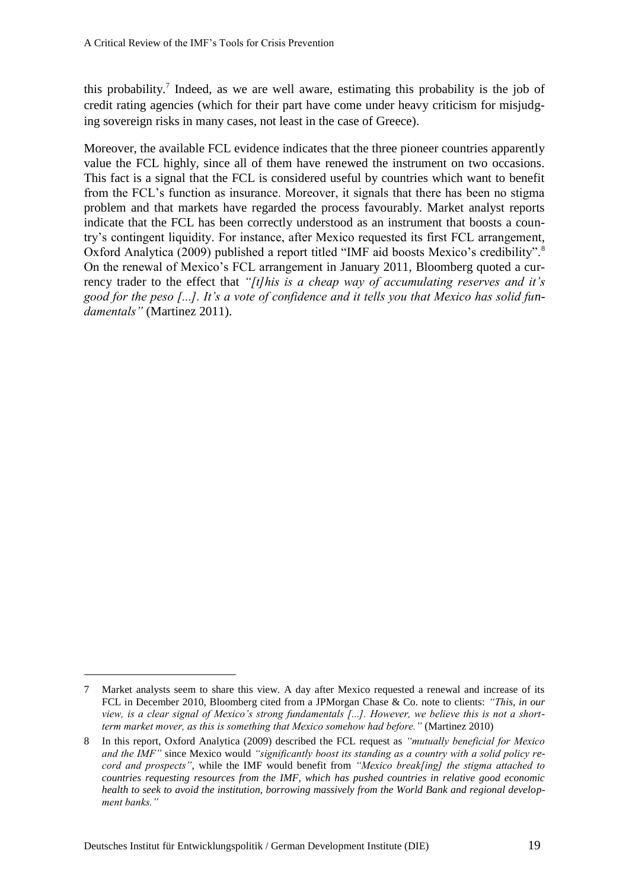this probability.[7] Indeed, as we are well aware, estimating this probability is the job of credit rating agencies (which for their part have come under heavy criticism for misjudging sovereign risks in many cases, not least in the case of Greece).

Moreover, the available FCL evidence indicates that the three pioneer countries apparently value the FCL highly, since all of them have renewed the instrument on two occasions. This fact is a signal that the FCL is considered useful by countries which want to benefit from the FCL's function as insurance. Moreover, it signals that there has been no stigma problem and that markets have regarded the process favourably. Market analyst reports indicate that the FCL has been correctly understood as an instrument that boosts a country's contingent liquidity. For instance, after Mexico requested its first FCL arrangement, Oxford Analytica (2009) published a report titled "IMF aid boosts Mexico's credibility".[8] On the renewal of Mexico's FCL arrangement in January 2011, Bloomberg quoted a currency trader to the effect that *"[t]his is a cheap way of accumulating reserves and it's good for the peso [...]. It's a vote of confidence and it tells you that Mexico has solid fundamentals"* (Martinez 2011).

---

7 Market analysts seem to share this view. A day after Mexico requested a renewal and increase of its FCL in December 2010, Bloomberg cited from a JPMorgan Chase & Co. note to clients: *"This, in our view, is a clear signal of Mexico's strong fundamentals [...]. However, we believe this is not a short-term market mover, as this is something that Mexico somehow had before."* (Martinez 2010)

8 In this report, Oxford Analytica (2009) described the FCL request as *"mutually beneficial for Mexico and the IMF"* since Mexico would *"significantly boost its standing as a country with a solid policy record and prospects"*, while the IMF would benefit from *"Mexico break[ing] the stigma attached to countries requesting resources from the IMF, which has pushed countries in relative good economic health to seek to avoid the institution, borrowing massively from the World Bank and regional development banks."*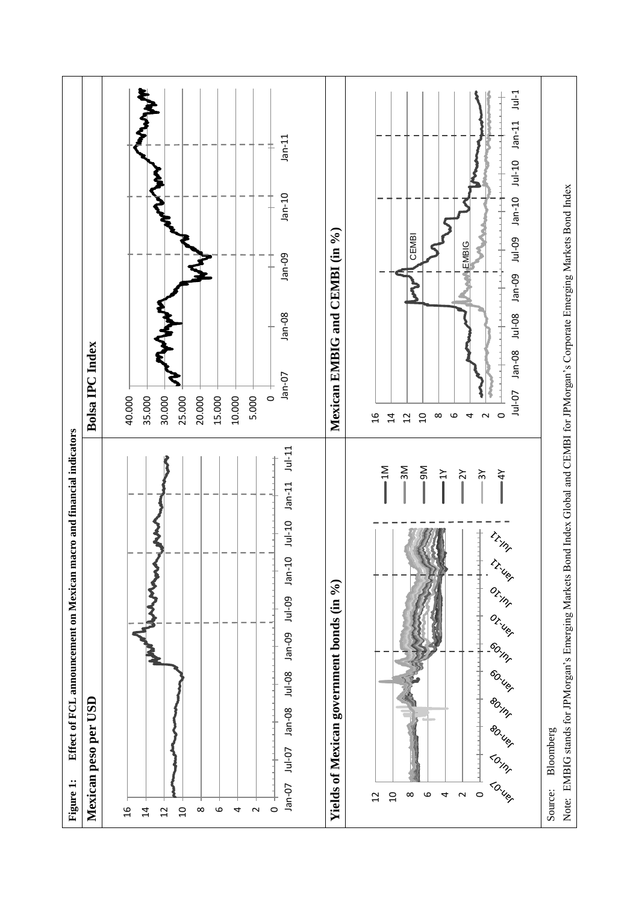**Figure 1: Effect of FCL announcement on Mexican macro and financial indicators**

| Mexican peso per USD | Bolsa IPC Index |
|---|---|
| Yields of Mexican government bonds (in %) | Mexican EMBIG and CEMBI (in %) |

Source: Bloomberg

Note: EMBIG stands for JPMorgan's Emerging Markets Bond Index Global and CEMBI for JPMorgan's Corporate Emerging Markets Bond Index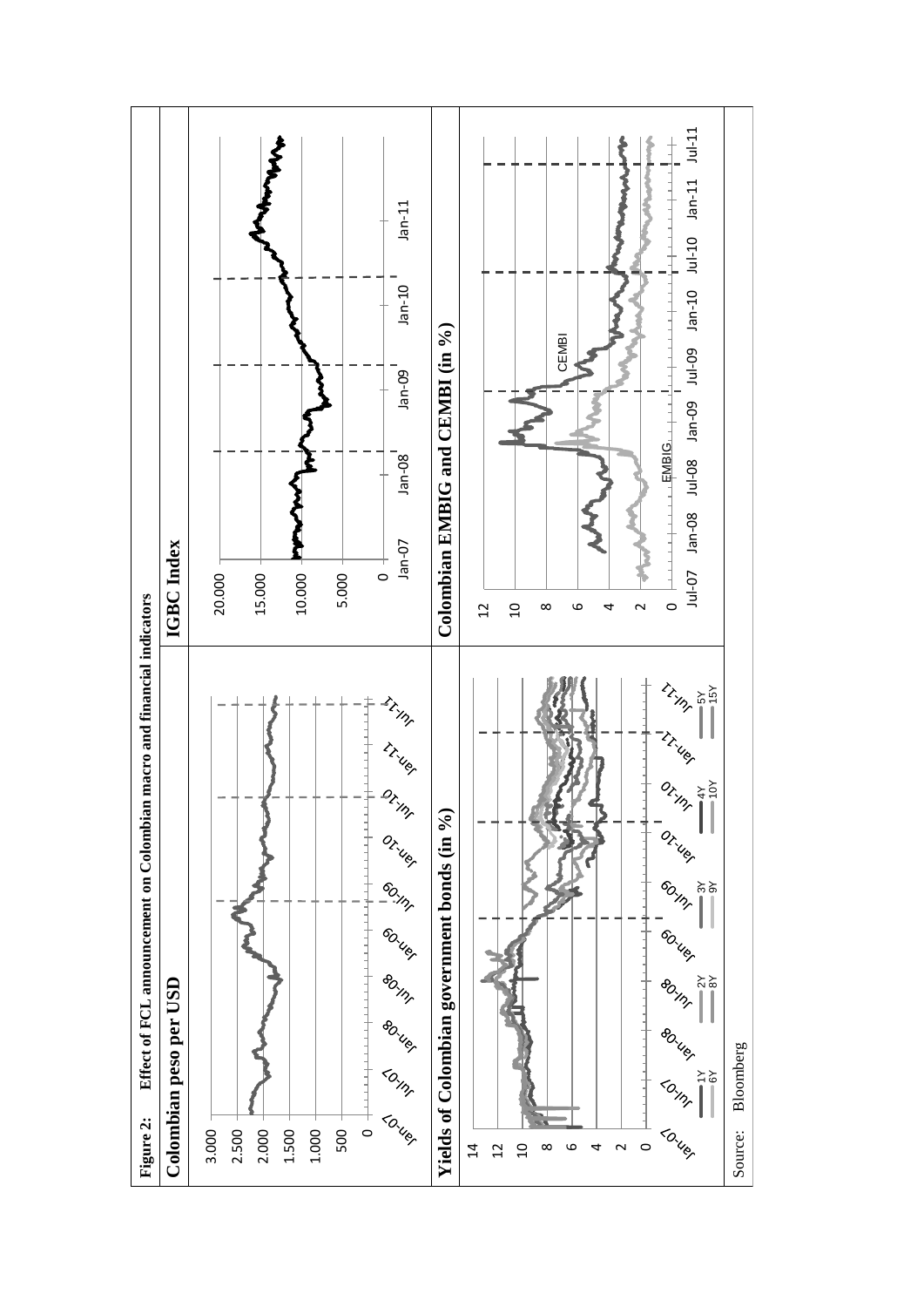**Figure 2: Effect of FCL announcement on Colombian macro and financial indicators**

Colombian peso per USD

IGBC Index

Yields of Colombian government bonds (in %)

Colombian EMBIG and CEMBI (in %)

Source: Bloomberg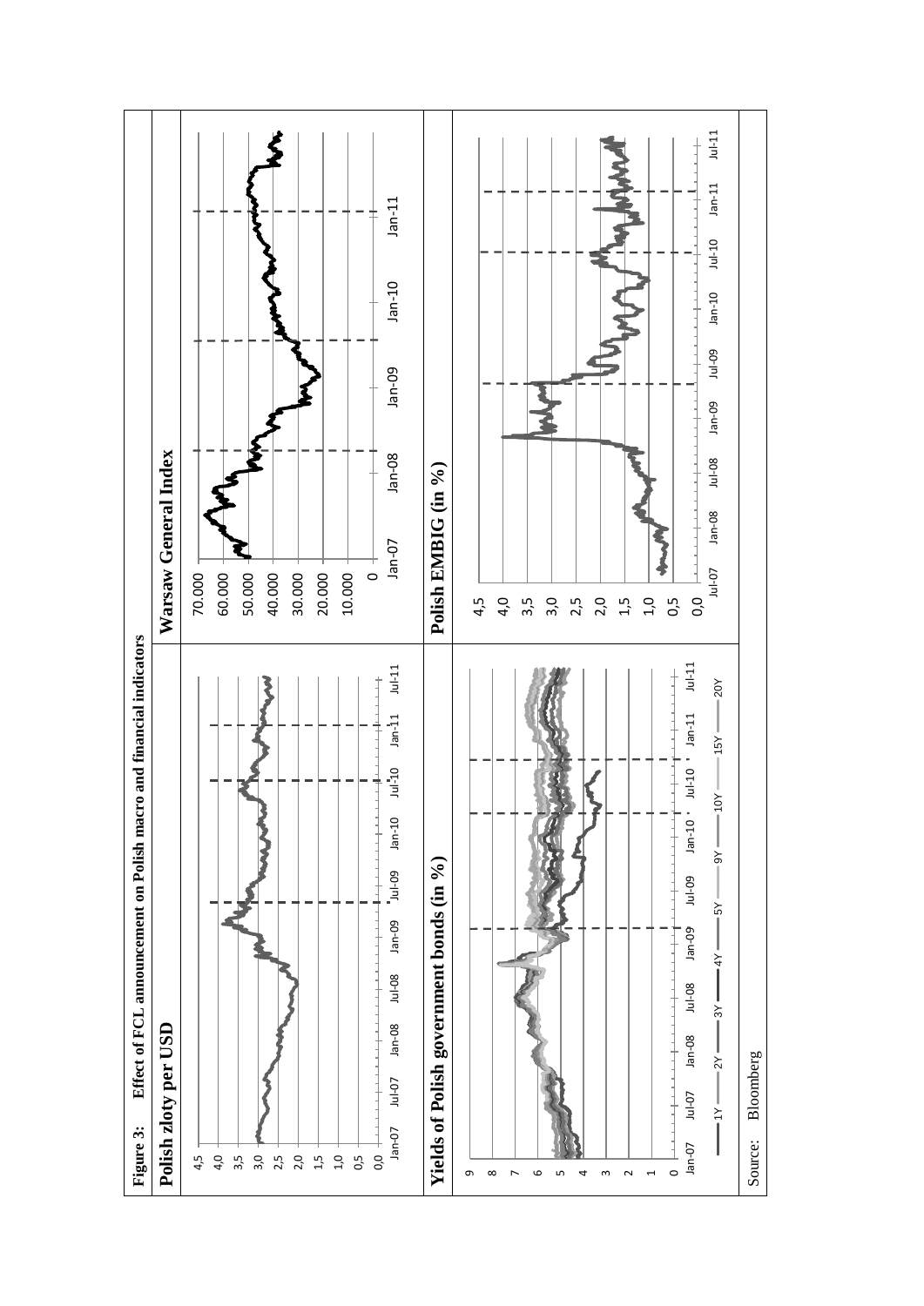**Figure 3: Effect of FCL announcement on Polish macro and financial indicators**

**Polish zloty per USD**

**Warsaw General Index**

**Yields of Polish government bonds (in %)**

1Y 2Y 3Y 4Y 5Y 9Y 10Y 15Y 20Y

**Polish EMBIG (in %)**

Source: Bloomberg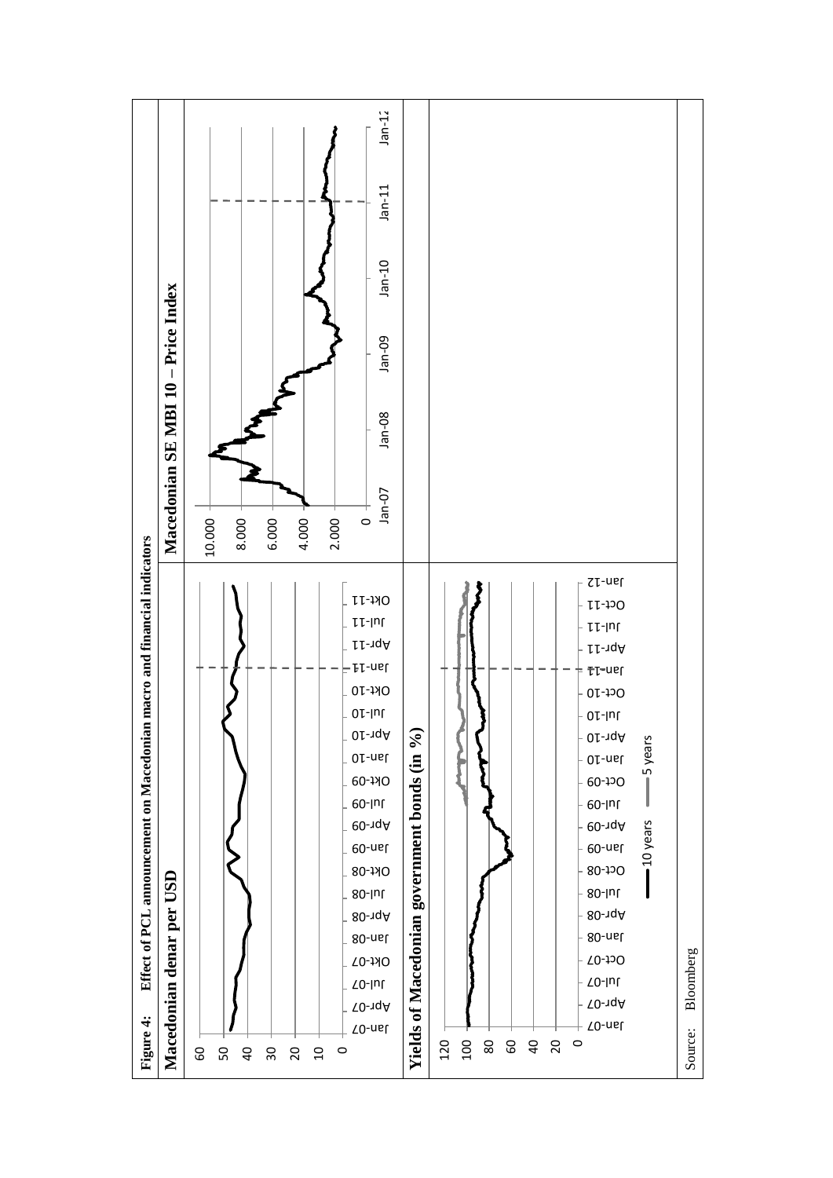**Figure 4: Effect of PCL announcement on Macedonian macro and financial indicators**

**Macedonian denar per USD**

**Macedonian SE MBI 10 – Price Index**

**Yields of Macedonian government bonds (in %)**

10 years — 5 years

Source: Bloomberg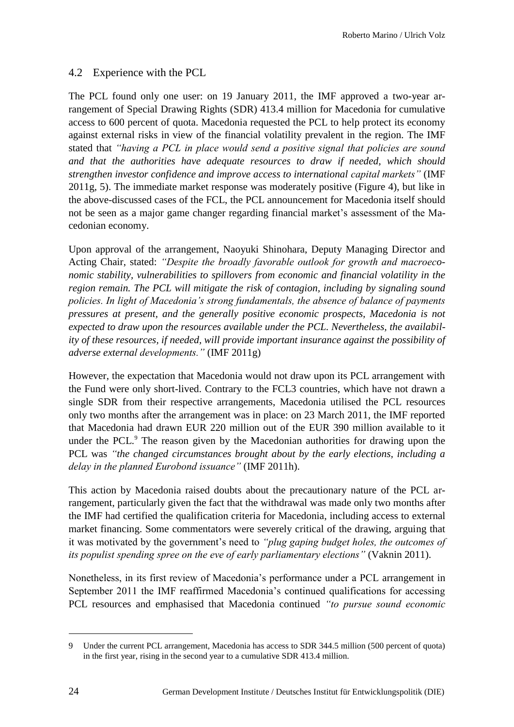## 4.2 Experience with the PCL

The PCL found only one user: on 19 January 2011, the IMF approved a two-year arrangement of Special Drawing Rights (SDR) 413.4 million for Macedonia for cumulative access to 600 percent of quota. Macedonia requested the PCL to help protect its economy against external risks in view of the financial volatility prevalent in the region. The IMF stated that *"having a PCL in place would send a positive signal that policies are sound and that the authorities have adequate resources to draw if needed, which should strengthen investor confidence and improve access to international capital markets"* (IMF 2011g, 5). The immediate market response was moderately positive (Figure 4), but like in the above-discussed cases of the FCL, the PCL announcement for Macedonia itself should not be seen as a major game changer regarding financial market's assessment of the Macedonian economy.

Upon approval of the arrangement, Naoyuki Shinohara, Deputy Managing Director and Acting Chair, stated: *"Despite the broadly favorable outlook for growth and macroeconomic stability, vulnerabilities to spillovers from economic and financial volatility in the region remain. The PCL will mitigate the risk of contagion, including by signaling sound policies. In light of Macedonia's strong fundamentals, the absence of balance of payments pressures at present, and the generally positive economic prospects, Macedonia is not expected to draw upon the resources available under the PCL. Nevertheless, the availability of these resources, if needed, will provide important insurance against the possibility of adverse external developments."* (IMF 2011g)

However, the expectation that Macedonia would not draw upon its PCL arrangement with the Fund were only short-lived. Contrary to the FCL3 countries, which have not drawn a single SDR from their respective arrangements, Macedonia utilised the PCL resources only two months after the arrangement was in place: on 23 March 2011, the IMF reported that Macedonia had drawn EUR 220 million out of the EUR 390 million available to it under the PCL.[9] The reason given by the Macedonian authorities for drawing upon the PCL was *"the changed circumstances brought about by the early elections, including a delay in the planned Eurobond issuance"* (IMF 2011h).

This action by Macedonia raised doubts about the precautionary nature of the PCL arrangement, particularly given the fact that the withdrawal was made only two months after the IMF had certified the qualification criteria for Macedonia, including access to external market financing. Some commentators were severely critical of the drawing, arguing that it was motivated by the government's need to *"plug gaping budget holes, the outcomes of its populist spending spree on the eve of early parliamentary elections"* (Vaknin 2011).

Nonetheless, in its first review of Macedonia's performance under a PCL arrangement in September 2011 the IMF reaffirmed Macedonia's continued qualifications for accessing PCL resources and emphasised that Macedonia continued *"to pursue sound economic*

---

9 Under the current PCL arrangement, Macedonia has access to SDR 344.5 million (500 percent of quota) in the first year, rising in the second year to a cumulative SDR 413.4 million.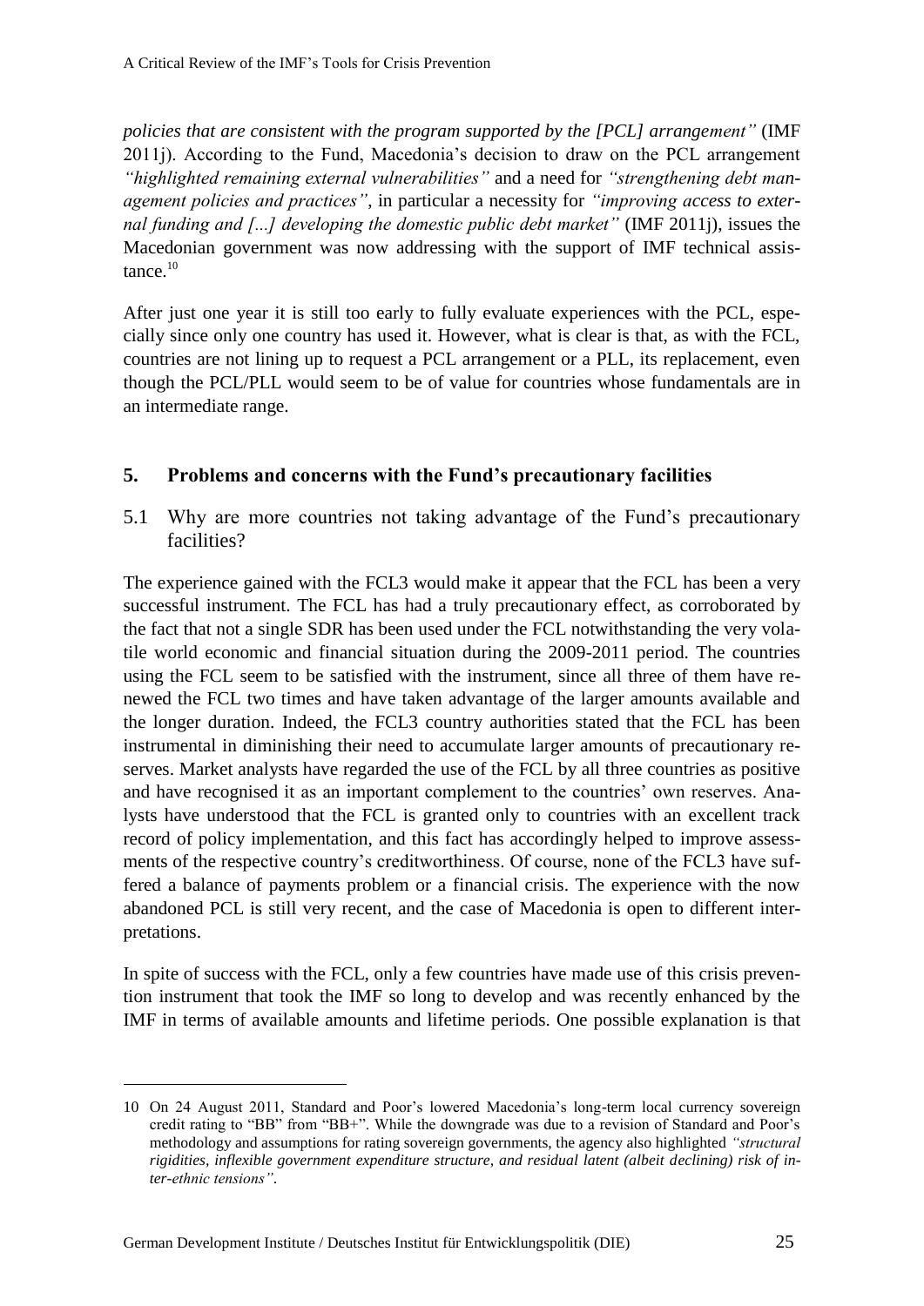*policies that are consistent with the program supported by the [PCL] arrangement"* (IMF 2011j). According to the Fund, Macedonia's decision to draw on the PCL arrangement *"highlighted remaining external vulnerabilities"* and a need for *"strengthening debt management policies and practices"*, in particular a necessity for *"improving access to external funding and [...] developing the domestic public debt market"* (IMF 2011j), issues the Macedonian government was now addressing with the support of IMF technical assistance.[10]

After just one year it is still too early to fully evaluate experiences with the PCL, especially since only one country has used it. However, what is clear is that, as with the FCL, countries are not lining up to request a PCL arrangement or a PLL, its replacement, even though the PCL/PLL would seem to be of value for countries whose fundamentals are in an intermediate range.

## 5. Problems and concerns with the Fund's precautionary facilities

### 5.1 Why are more countries not taking advantage of the Fund's precautionary facilities?

The experience gained with the FCL3 would make it appear that the FCL has been a very successful instrument. The FCL has had a truly precautionary effect, as corroborated by the fact that not a single SDR has been used under the FCL notwithstanding the very volatile world economic and financial situation during the 2009-2011 period. The countries using the FCL seem to be satisfied with the instrument, since all three of them have renewed the FCL two times and have taken advantage of the larger amounts available and the longer duration. Indeed, the FCL3 country authorities stated that the FCL has been instrumental in diminishing their need to accumulate larger amounts of precautionary reserves. Market analysts have regarded the use of the FCL by all three countries as positive and have recognised it as an important complement to the countries' own reserves. Analysts have understood that the FCL is granted only to countries with an excellent track record of policy implementation, and this fact has accordingly helped to improve assessments of the respective country's creditworthiness. Of course, none of the FCL3 have suffered a balance of payments problem or a financial crisis. The experience with the now abandoned PCL is still very recent, and the case of Macedonia is open to different interpretations.

In spite of success with the FCL, only a few countries have made use of this crisis prevention instrument that took the IMF so long to develop and was recently enhanced by the IMF in terms of available amounts and lifetime periods. One possible explanation is that

---

10 On 24 August 2011, Standard and Poor's lowered Macedonia's long-term local currency sovereign credit rating to "BB" from "BB+". While the downgrade was due to a revision of Standard and Poor's methodology and assumptions for rating sovereign governments, the agency also highlighted *"structural rigidities, inflexible government expenditure structure, and residual latent (albeit declining) risk of inter-ethnic tensions"*.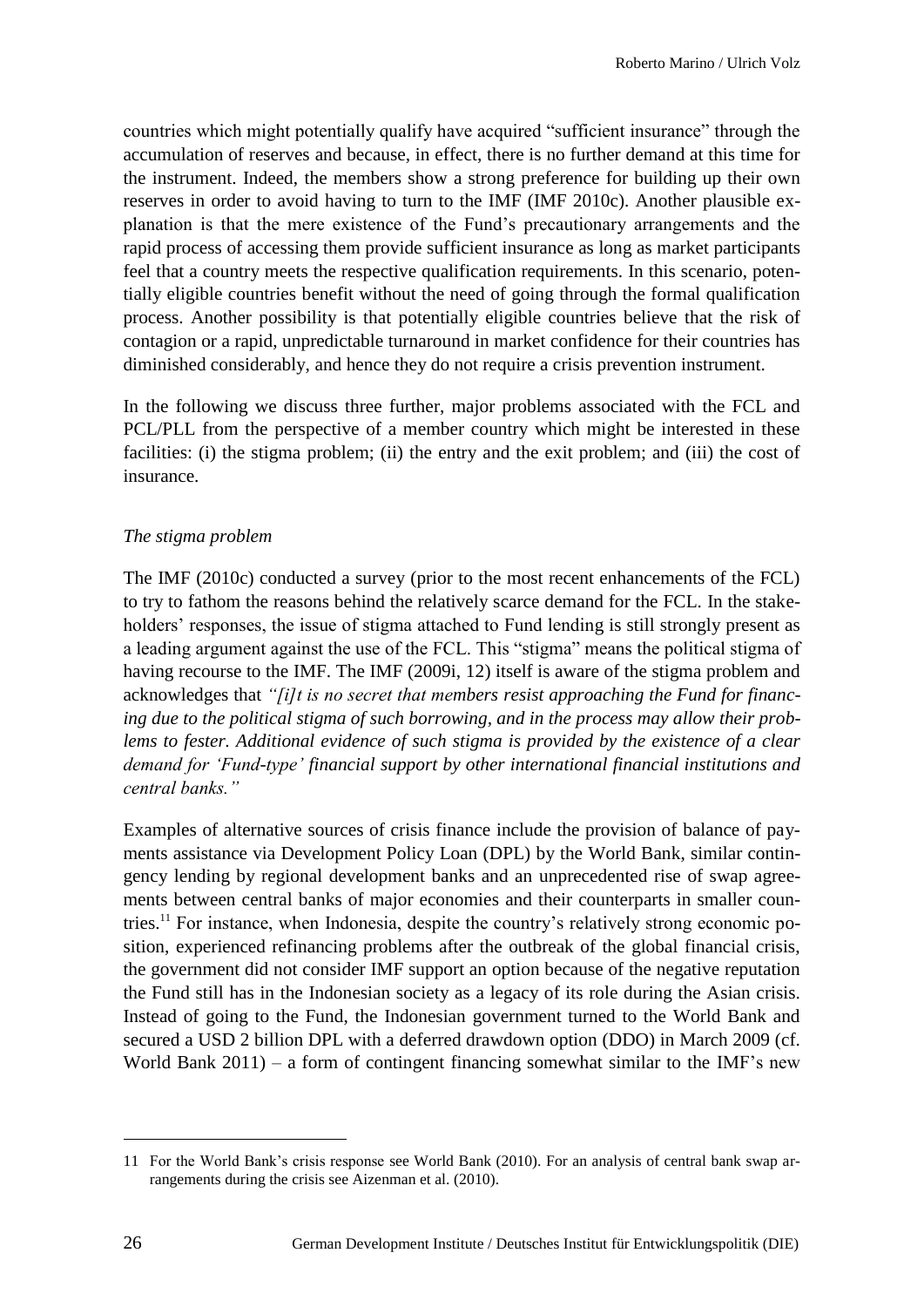countries which might potentially qualify have acquired "sufficient insurance" through the accumulation of reserves and because, in effect, there is no further demand at this time for the instrument. Indeed, the members show a strong preference for building up their own reserves in order to avoid having to turn to the IMF (IMF 2010c). Another plausible explanation is that the mere existence of the Fund's precautionary arrangements and the rapid process of accessing them provide sufficient insurance as long as market participants feel that a country meets the respective qualification requirements. In this scenario, potentially eligible countries benefit without the need of going through the formal qualification process. Another possibility is that potentially eligible countries believe that the risk of contagion or a rapid, unpredictable turnaround in market confidence for their countries has diminished considerably, and hence they do not require a crisis prevention instrument.

In the following we discuss three further, major problems associated with the FCL and PCL/PLL from the perspective of a member country which might be interested in these facilities: (i) the stigma problem; (ii) the entry and the exit problem; and (iii) the cost of insurance.

*The stigma problem*

The IMF (2010c) conducted a survey (prior to the most recent enhancements of the FCL) to try to fathom the reasons behind the relatively scarce demand for the FCL. In the stakeholders' responses, the issue of stigma attached to Fund lending is still strongly present as a leading argument against the use of the FCL. This "stigma" means the political stigma of having recourse to the IMF. The IMF (2009i, 12) itself is aware of the stigma problem and acknowledges that *"[i]t is no secret that members resist approaching the Fund for financing due to the political stigma of such borrowing, and in the process may allow their problems to fester. Additional evidence of such stigma is provided by the existence of a clear demand for 'Fund-type' financial support by other international financial institutions and central banks."*

Examples of alternative sources of crisis finance include the provision of balance of payments assistance via Development Policy Loan (DPL) by the World Bank, similar contingency lending by regional development banks and an unprecedented rise of swap agreements between central banks of major economies and their counterparts in smaller countries.[11] For instance, when Indonesia, despite the country's relatively strong economic position, experienced refinancing problems after the outbreak of the global financial crisis, the government did not consider IMF support an option because of the negative reputation the Fund still has in the Indonesian society as a legacy of its role during the Asian crisis. Instead of going to the Fund, the Indonesian government turned to the World Bank and secured a USD 2 billion DPL with a deferred drawdown option (DDO) in March 2009 (cf. World Bank 2011) – a form of contingent financing somewhat similar to the IMF's new

---

11 For the World Bank's crisis response see World Bank (2010). For an analysis of central bank swap arrangements during the crisis see Aizenman et al. (2010).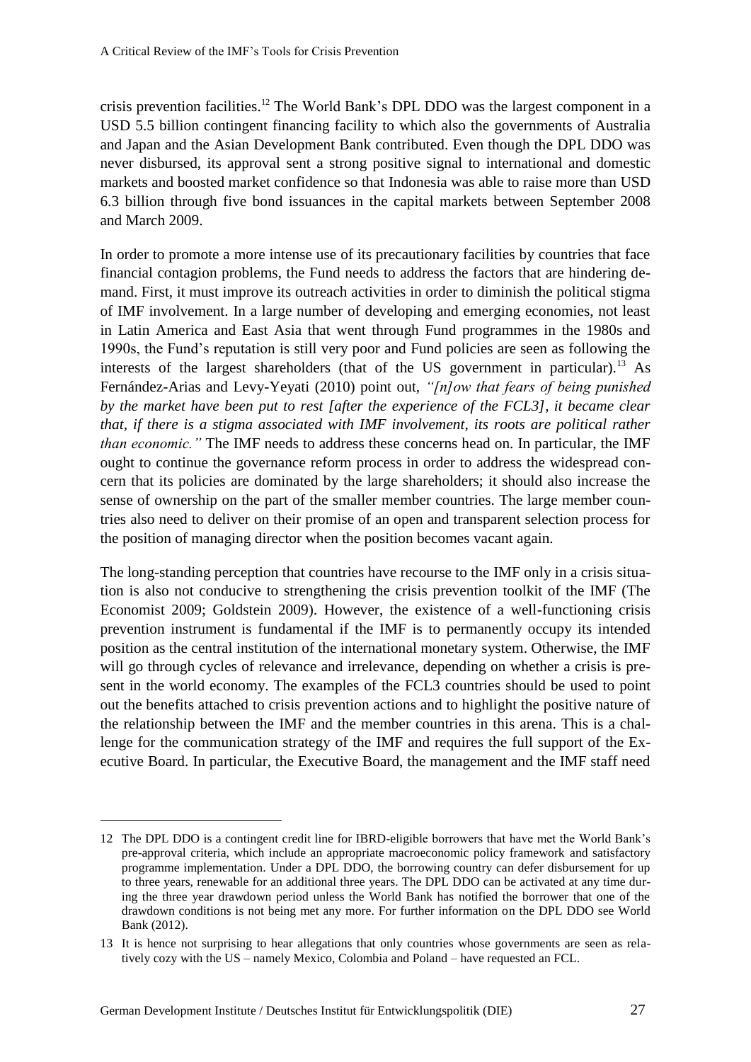crisis prevention facilities.[12] The World Bank's DPL DDO was the largest component in a USD 5.5 billion contingent financing facility to which also the governments of Australia and Japan and the Asian Development Bank contributed. Even though the DPL DDO was never disbursed, its approval sent a strong positive signal to international and domestic markets and boosted market confidence so that Indonesia was able to raise more than USD 6.3 billion through five bond issuances in the capital markets between September 2008 and March 2009.

In order to promote a more intense use of its precautionary facilities by countries that face financial contagion problems, the Fund needs to address the factors that are hindering demand. First, it must improve its outreach activities in order to diminish the political stigma of IMF involvement. In a large number of developing and emerging economies, not least in Latin America and East Asia that went through Fund programmes in the 1980s and 1990s, the Fund's reputation is still very poor and Fund policies are seen as following the interests of the largest shareholders (that of the US government in particular).[13] As Fernández-Arias and Levy-Yeyati (2010) point out, *"[n]ow that fears of being punished by the market have been put to rest [after the experience of the FCL3], it became clear that, if there is a stigma associated with IMF involvement, its roots are political rather than economic."* The IMF needs to address these concerns head on. In particular, the IMF ought to continue the governance reform process in order to address the widespread concern that its policies are dominated by the large shareholders; it should also increase the sense of ownership on the part of the smaller member countries. The large member countries also need to deliver on their promise of an open and transparent selection process for the position of managing director when the position becomes vacant again.

The long-standing perception that countries have recourse to the IMF only in a crisis situation is also not conducive to strengthening the crisis prevention toolkit of the IMF (The Economist 2009; Goldstein 2009). However, the existence of a well-functioning crisis prevention instrument is fundamental if the IMF is to permanently occupy its intended position as the central institution of the international monetary system. Otherwise, the IMF will go through cycles of relevance and irrelevance, depending on whether a crisis is present in the world economy. The examples of the FCL3 countries should be used to point out the benefits attached to crisis prevention actions and to highlight the positive nature of the relationship between the IMF and the member countries in this arena. This is a challenge for the communication strategy of the IMF and requires the full support of the Executive Board. In particular, the Executive Board, the management and the IMF staff need

---

12 The DPL DDO is a contingent credit line for IBRD-eligible borrowers that have met the World Bank's pre-approval criteria, which include an appropriate macroeconomic policy framework and satisfactory programme implementation. Under a DPL DDO, the borrowing country can defer disbursement for up to three years, renewable for an additional three years. The DPL DDO can be activated at any time during the three year drawdown period unless the World Bank has notified the borrower that one of the drawdown conditions is not being met any more. For further information on the DPL DDO see World Bank (2012).

13 It is hence not surprising to hear allegations that only countries whose governments are seen as relatively cozy with the US – namely Mexico, Colombia and Poland – have requested an FCL.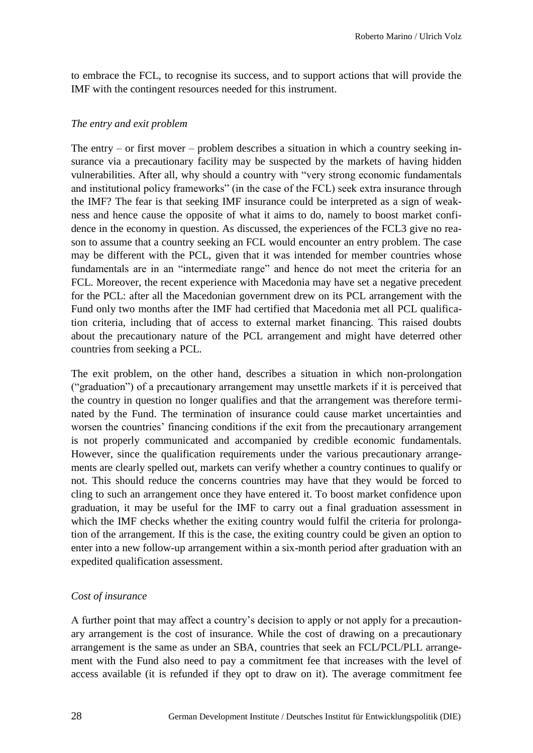to embrace the FCL, to recognise its success, and to support actions that will provide the IMF with the contingent resources needed for this instrument.

*The entry and exit problem*

The entry – or first mover – problem describes a situation in which a country seeking insurance via a precautionary facility may be suspected by the markets of having hidden vulnerabilities. After all, why should a country with "very strong economic fundamentals and institutional policy frameworks" (in the case of the FCL) seek extra insurance through the IMF? The fear is that seeking IMF insurance could be interpreted as a sign of weakness and hence cause the opposite of what it aims to do, namely to boost market confidence in the economy in question. As discussed, the experiences of the FCL3 give no reason to assume that a country seeking an FCL would encounter an entry problem. The case may be different with the PCL, given that it was intended for member countries whose fundamentals are in an "intermediate range" and hence do not meet the criteria for an FCL. Moreover, the recent experience with Macedonia may have set a negative precedent for the PCL: after all the Macedonian government drew on its PCL arrangement with the Fund only two months after the IMF had certified that Macedonia met all PCL qualification criteria, including that of access to external market financing. This raised doubts about the precautionary nature of the PCL arrangement and might have deterred other countries from seeking a PCL.

The exit problem, on the other hand, describes a situation in which non-prolongation ("graduation") of a precautionary arrangement may unsettle markets if it is perceived that the country in question no longer qualifies and that the arrangement was therefore terminated by the Fund. The termination of insurance could cause market uncertainties and worsen the countries' financing conditions if the exit from the precautionary arrangement is not properly communicated and accompanied by credible economic fundamentals. However, since the qualification requirements under the various precautionary arrangements are clearly spelled out, markets can verify whether a country continues to qualify or not. This should reduce the concerns countries may have that they would be forced to cling to such an arrangement once they have entered it. To boost market confidence upon graduation, it may be useful for the IMF to carry out a final graduation assessment in which the IMF checks whether the exiting country would fulfil the criteria for prolongation of the arrangement. If this is the case, the exiting country could be given an option to enter into a new follow-up arrangement within a six-month period after graduation with an expedited qualification assessment.

*Cost of insurance*

A further point that may affect a country's decision to apply or not apply for a precautionary arrangement is the cost of insurance. While the cost of drawing on a precautionary arrangement is the same as under an SBA, countries that seek an FCL/PCL/PLL arrangement with the Fund also need to pay a commitment fee that increases with the level of access available (it is refunded if they opt to draw on it). The average commitment fee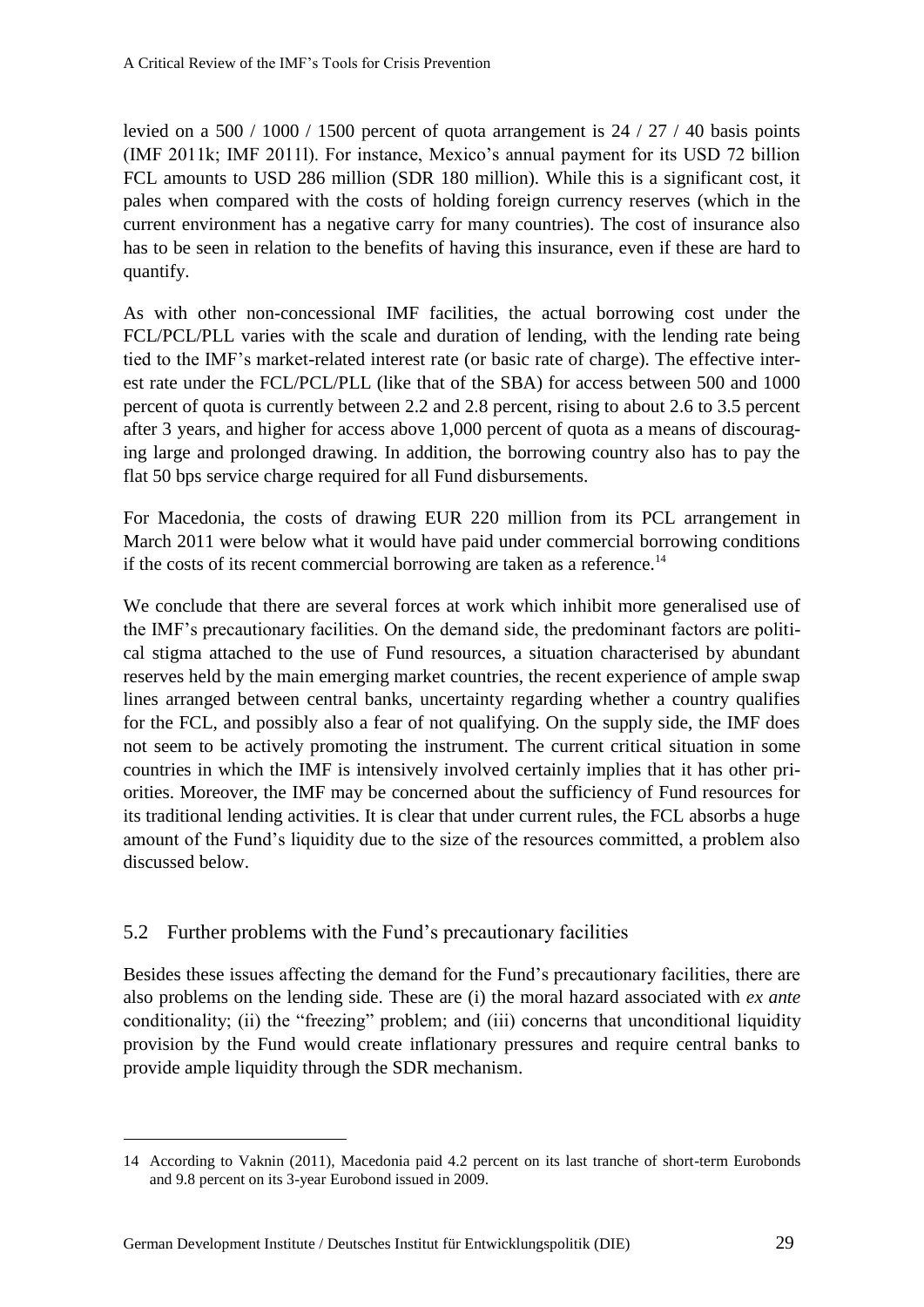levied on a 500 / 1000 / 1500 percent of quota arrangement is 24 / 27 / 40 basis points (IMF 2011k; IMF 2011l). For instance, Mexico's annual payment for its USD 72 billion FCL amounts to USD 286 million (SDR 180 million). While this is a significant cost, it pales when compared with the costs of holding foreign currency reserves (which in the current environment has a negative carry for many countries). The cost of insurance also has to be seen in relation to the benefits of having this insurance, even if these are hard to quantify.

As with other non-concessional IMF facilities, the actual borrowing cost under the FCL/PCL/PLL varies with the scale and duration of lending, with the lending rate being tied to the IMF's market-related interest rate (or basic rate of charge). The effective interest rate under the FCL/PCL/PLL (like that of the SBA) for access between 500 and 1000 percent of quota is currently between 2.2 and 2.8 percent, rising to about 2.6 to 3.5 percent after 3 years, and higher for access above 1,000 percent of quota as a means of discouraging large and prolonged drawing. In addition, the borrowing country also has to pay the flat 50 bps service charge required for all Fund disbursements.

For Macedonia, the costs of drawing EUR 220 million from its PCL arrangement in March 2011 were below what it would have paid under commercial borrowing conditions if the costs of its recent commercial borrowing are taken as a reference.[14]

We conclude that there are several forces at work which inhibit more generalised use of the IMF's precautionary facilities. On the demand side, the predominant factors are political stigma attached to the use of Fund resources, a situation characterised by abundant reserves held by the main emerging market countries, the recent experience of ample swap lines arranged between central banks, uncertainty regarding whether a country qualifies for the FCL, and possibly also a fear of not qualifying. On the supply side, the IMF does not seem to be actively promoting the instrument. The current critical situation in some countries in which the IMF is intensively involved certainly implies that it has other priorities. Moreover, the IMF may be concerned about the sufficiency of Fund resources for its traditional lending activities. It is clear that under current rules, the FCL absorbs a huge amount of the Fund's liquidity due to the size of the resources committed, a problem also discussed below.

## 5.2 Further problems with the Fund's precautionary facilities

Besides these issues affecting the demand for the Fund's precautionary facilities, there are also problems on the lending side. These are (i) the moral hazard associated with *ex ante* conditionality; (ii) the "freezing" problem; and (iii) concerns that unconditional liquidity provision by the Fund would create inflationary pressures and require central banks to provide ample liquidity through the SDR mechanism.

---

14 According to Vaknin (2011), Macedonia paid 4.2 percent on its last tranche of short-term Eurobonds and 9.8 percent on its 3-year Eurobond issued in 2009.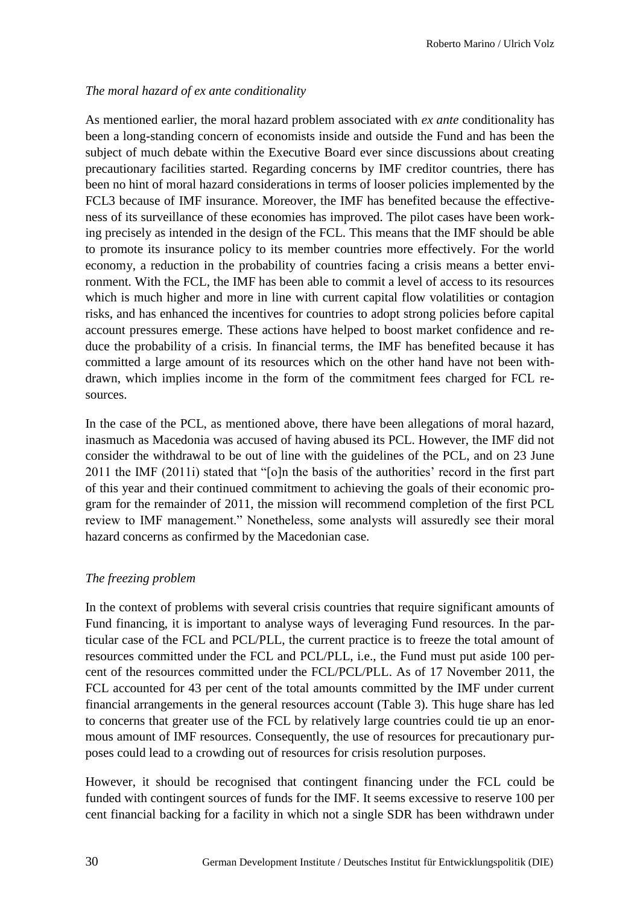*The moral hazard of ex ante conditionality*

As mentioned earlier, the moral hazard problem associated with *ex ante* conditionality has been a long-standing concern of economists inside and outside the Fund and has been the subject of much debate within the Executive Board ever since discussions about creating precautionary facilities started. Regarding concerns by IMF creditor countries, there has been no hint of moral hazard considerations in terms of looser policies implemented by the FCL3 because of IMF insurance. Moreover, the IMF has benefited because the effectiveness of its surveillance of these economies has improved. The pilot cases have been working precisely as intended in the design of the FCL. This means that the IMF should be able to promote its insurance policy to its member countries more effectively. For the world economy, a reduction in the probability of countries facing a crisis means a better environment. With the FCL, the IMF has been able to commit a level of access to its resources which is much higher and more in line with current capital flow volatilities or contagion risks, and has enhanced the incentives for countries to adopt strong policies before capital account pressures emerge. These actions have helped to boost market confidence and reduce the probability of a crisis. In financial terms, the IMF has benefited because it has committed a large amount of its resources which on the other hand have not been withdrawn, which implies income in the form of the commitment fees charged for FCL resources.

In the case of the PCL, as mentioned above, there have been allegations of moral hazard, inasmuch as Macedonia was accused of having abused its PCL. However, the IMF did not consider the withdrawal to be out of line with the guidelines of the PCL, and on 23 June 2011 the IMF (2011i) stated that "[o]n the basis of the authorities' record in the first part of this year and their continued commitment to achieving the goals of their economic program for the remainder of 2011, the mission will recommend completion of the first PCL review to IMF management." Nonetheless, some analysts will assuredly see their moral hazard concerns as confirmed by the Macedonian case.

*The freezing problem*

In the context of problems with several crisis countries that require significant amounts of Fund financing, it is important to analyse ways of leveraging Fund resources. In the particular case of the FCL and PCL/PLL, the current practice is to freeze the total amount of resources committed under the FCL and PCL/PLL, i.e., the Fund must put aside 100 percent of the resources committed under the FCL/PCL/PLL. As of 17 November 2011, the FCL accounted for 43 per cent of the total amounts committed by the IMF under current financial arrangements in the general resources account (Table 3). This huge share has led to concerns that greater use of the FCL by relatively large countries could tie up an enormous amount of IMF resources. Consequently, the use of resources for precautionary purposes could lead to a crowding out of resources for crisis resolution purposes.

However, it should be recognised that contingent financing under the FCL could be funded with contingent sources of funds for the IMF. It seems excessive to reserve 100 per cent financial backing for a facility in which not a single SDR has been withdrawn under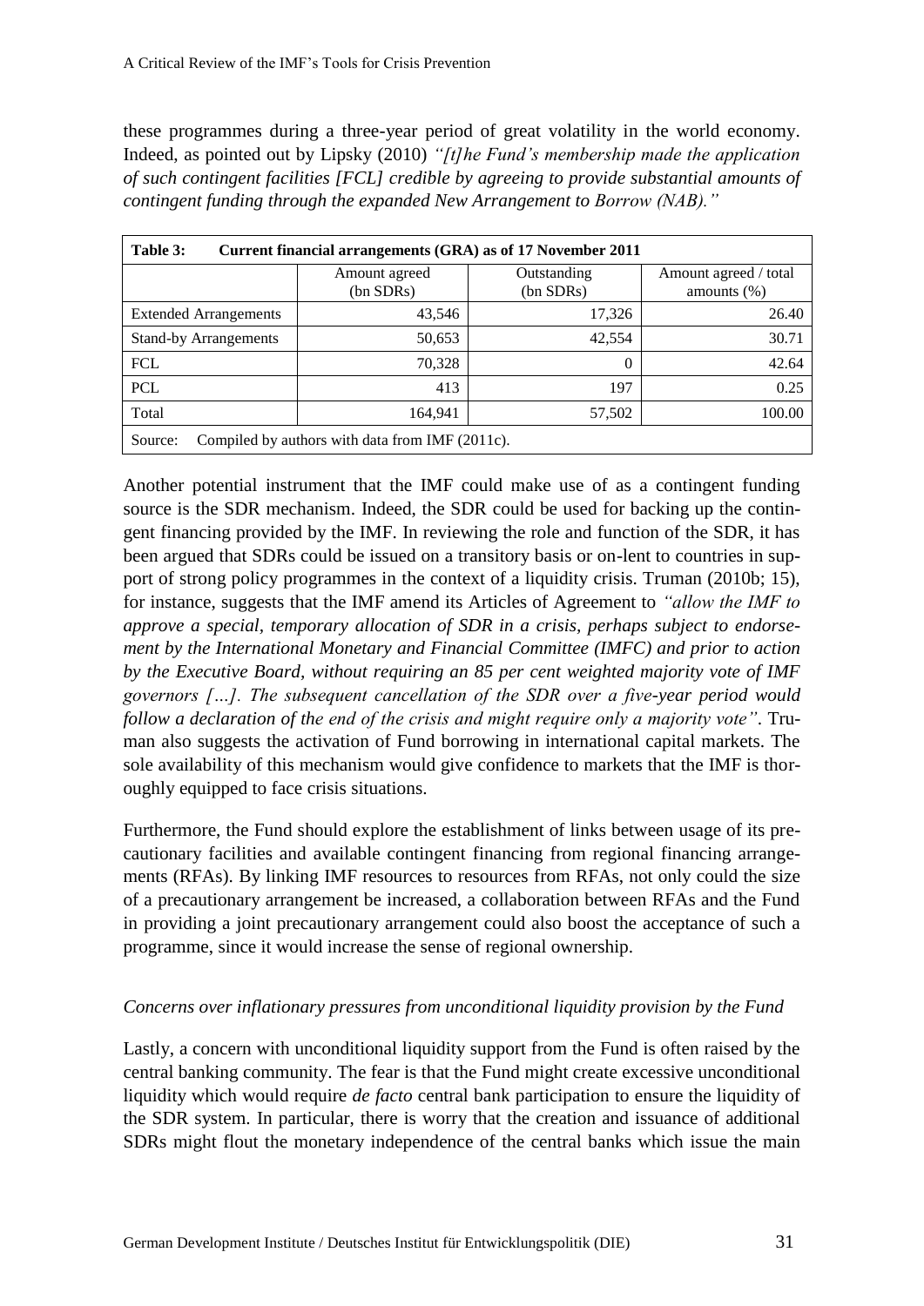these programmes during a three-year period of great volatility in the world economy. Indeed, as pointed out by Lipsky (2010) *"[t]he Fund's membership made the application of such contingent facilities [FCL] credible by agreeing to provide substantial amounts of contingent funding through the expanded New Arrangement to Borrow (NAB)."*

**Table 3: Current financial arrangements (GRA) as of 17 November 2011**

| | Amount agreed (bn SDRs) | Outstanding (bn SDRs) | Amount agreed / total amounts (%) |
|---|---|---|---|
| Extended Arrangements | 43,546 | 17,326 | 26.40 |
| Stand-by Arrangements | 50,653 | 42,554 | 30.71 |
| FCL | 70,328 | 0 | 42.64 |
| PCL | 413 | 197 | 0.25 |
| Total | 164,941 | 57,502 | 100.00 |

Source: Compiled by authors with data from IMF (2011c).

Another potential instrument that the IMF could make use of as a contingent funding source is the SDR mechanism. Indeed, the SDR could be used for backing up the contingent financing provided by the IMF. In reviewing the role and function of the SDR, it has been argued that SDRs could be issued on a transitory basis or on-lent to countries in support of strong policy programmes in the context of a liquidity crisis. Truman (2010b; 15), for instance, suggests that the IMF amend its Articles of Agreement to *"allow the IMF to approve a special, temporary allocation of SDR in a crisis, perhaps subject to endorsement by the International Monetary and Financial Committee (IMFC) and prior to action by the Executive Board, without requiring an 85 per cent weighted majority vote of IMF governors […]. The subsequent cancellation of the SDR over a five-year period would follow a declaration of the end of the crisis and might require only a majority vote"*. Truman also suggests the activation of Fund borrowing in international capital markets. The sole availability of this mechanism would give confidence to markets that the IMF is thoroughly equipped to face crisis situations.

Furthermore, the Fund should explore the establishment of links between usage of its precautionary facilities and available contingent financing from regional financing arrangements (RFAs). By linking IMF resources to resources from RFAs, not only could the size of a precautionary arrangement be increased, a collaboration between RFAs and the Fund in providing a joint precautionary arrangement could also boost the acceptance of such a programme, since it would increase the sense of regional ownership.

*Concerns over inflationary pressures from unconditional liquidity provision by the Fund*

Lastly, a concern with unconditional liquidity support from the Fund is often raised by the central banking community. The fear is that the Fund might create excessive unconditional liquidity which would require *de facto* central bank participation to ensure the liquidity of the SDR system. In particular, there is worry that the creation and issuance of additional SDRs might flout the monetary independence of the central banks which issue the main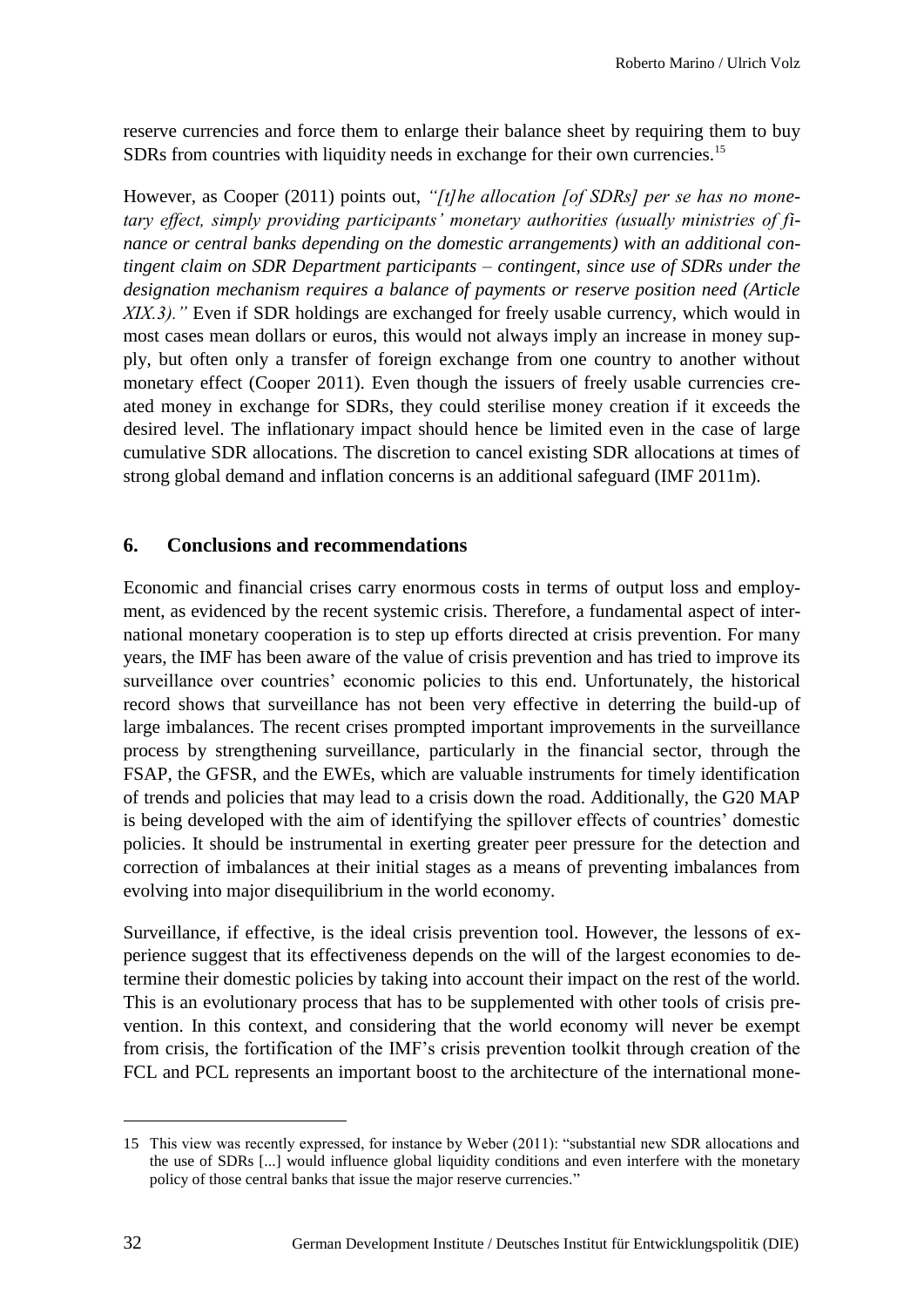reserve currencies and force them to enlarge their balance sheet by requiring them to buy SDRs from countries with liquidity needs in exchange for their own currencies.[15]

However, as Cooper (2011) points out, *"[t]he allocation [of SDRs] per se has no monetary effect, simply providing participants' monetary authorities (usually ministries of finance or central banks depending on the domestic arrangements) with an additional contingent claim on SDR Department participants – contingent, since use of SDRs under the designation mechanism requires a balance of payments or reserve position need (Article XIX.3)."* Even if SDR holdings are exchanged for freely usable currency, which would in most cases mean dollars or euros, this would not always imply an increase in money supply, but often only a transfer of foreign exchange from one country to another without monetary effect (Cooper 2011). Even though the issuers of freely usable currencies created money in exchange for SDRs, they could sterilise money creation if it exceeds the desired level. The inflationary impact should hence be limited even in the case of large cumulative SDR allocations. The discretion to cancel existing SDR allocations at times of strong global demand and inflation concerns is an additional safeguard (IMF 2011m).

## 6. Conclusions and recommendations

Economic and financial crises carry enormous costs in terms of output loss and employment, as evidenced by the recent systemic crisis. Therefore, a fundamental aspect of international monetary cooperation is to step up efforts directed at crisis prevention. For many years, the IMF has been aware of the value of crisis prevention and has tried to improve its surveillance over countries' economic policies to this end. Unfortunately, the historical record shows that surveillance has not been very effective in deterring the build-up of large imbalances. The recent crises prompted important improvements in the surveillance process by strengthening surveillance, particularly in the financial sector, through the FSAP, the GFSR, and the EWEs, which are valuable instruments for timely identification of trends and policies that may lead to a crisis down the road. Additionally, the G20 MAP is being developed with the aim of identifying the spillover effects of countries' domestic policies. It should be instrumental in exerting greater peer pressure for the detection and correction of imbalances at their initial stages as a means of preventing imbalances from evolving into major disequilibrium in the world economy.

Surveillance, if effective, is the ideal crisis prevention tool. However, the lessons of experience suggest that its effectiveness depends on the will of the largest economies to determine their domestic policies by taking into account their impact on the rest of the world. This is an evolutionary process that has to be supplemented with other tools of crisis prevention. In this context, and considering that the world economy will never be exempt from crisis, the fortification of the IMF's crisis prevention toolkit through creation of the FCL and PCL represents an important boost to the architecture of the international mone-

[15] This view was recently expressed, for instance by Weber (2011): "substantial new SDR allocations and the use of SDRs [...] would influence global liquidity conditions and even interfere with the monetary policy of those central banks that issue the major reserve currencies."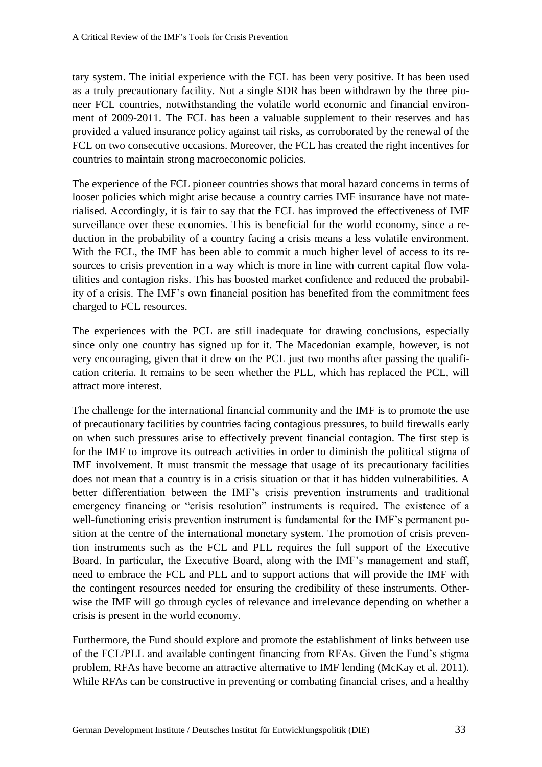tary system. The initial experience with the FCL has been very positive. It has been used as a truly precautionary facility. Not a single SDR has been withdrawn by the three pioneer FCL countries, notwithstanding the volatile world economic and financial environment of 2009-2011. The FCL has been a valuable supplement to their reserves and has provided a valued insurance policy against tail risks, as corroborated by the renewal of the FCL on two consecutive occasions. Moreover, the FCL has created the right incentives for countries to maintain strong macroeconomic policies.

The experience of the FCL pioneer countries shows that moral hazard concerns in terms of looser policies which might arise because a country carries IMF insurance have not materialised. Accordingly, it is fair to say that the FCL has improved the effectiveness of IMF surveillance over these economies. This is beneficial for the world economy, since a reduction in the probability of a country facing a crisis means a less volatile environment. With the FCL, the IMF has been able to commit a much higher level of access to its resources to crisis prevention in a way which is more in line with current capital flow volatilities and contagion risks. This has boosted market confidence and reduced the probability of a crisis. The IMF's own financial position has benefited from the commitment fees charged to FCL resources.

The experiences with the PCL are still inadequate for drawing conclusions, especially since only one country has signed up for it. The Macedonian example, however, is not very encouraging, given that it drew on the PCL just two months after passing the qualification criteria. It remains to be seen whether the PLL, which has replaced the PCL, will attract more interest.

The challenge for the international financial community and the IMF is to promote the use of precautionary facilities by countries facing contagious pressures, to build firewalls early on when such pressures arise to effectively prevent financial contagion. The first step is for the IMF to improve its outreach activities in order to diminish the political stigma of IMF involvement. It must transmit the message that usage of its precautionary facilities does not mean that a country is in a crisis situation or that it has hidden vulnerabilities. A better differentiation between the IMF's crisis prevention instruments and traditional emergency financing or "crisis resolution" instruments is required. The existence of a well-functioning crisis prevention instrument is fundamental for the IMF's permanent position at the centre of the international monetary system. The promotion of crisis prevention instruments such as the FCL and PLL requires the full support of the Executive Board. In particular, the Executive Board, along with the IMF's management and staff, need to embrace the FCL and PLL and to support actions that will provide the IMF with the contingent resources needed for ensuring the credibility of these instruments. Otherwise the IMF will go through cycles of relevance and irrelevance depending on whether a crisis is present in the world economy.

Furthermore, the Fund should explore and promote the establishment of links between use of the FCL/PLL and available contingent financing from RFAs. Given the Fund's stigma problem, RFAs have become an attractive alternative to IMF lending (McKay et al. 2011). While RFAs can be constructive in preventing or combating financial crises, and a healthy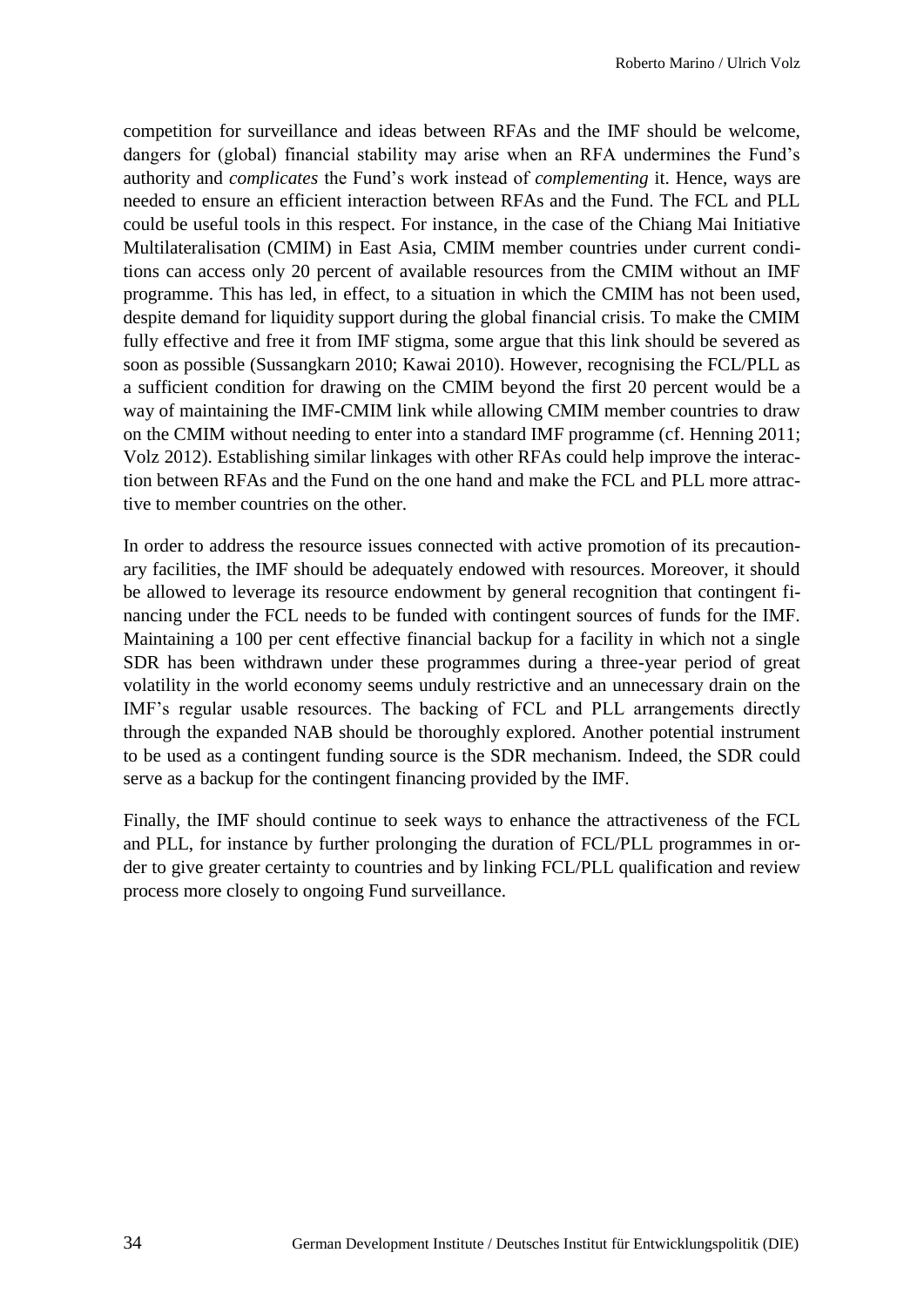competition for surveillance and ideas between RFAs and the IMF should be welcome, dangers for (global) financial stability may arise when an RFA undermines the Fund's authority and *complicates* the Fund's work instead of *complementing* it. Hence, ways are needed to ensure an efficient interaction between RFAs and the Fund. The FCL and PLL could be useful tools in this respect. For instance, in the case of the Chiang Mai Initiative Multilateralisation (CMIM) in East Asia, CMIM member countries under current conditions can access only 20 percent of available resources from the CMIM without an IMF programme. This has led, in effect, to a situation in which the CMIM has not been used, despite demand for liquidity support during the global financial crisis. To make the CMIM fully effective and free it from IMF stigma, some argue that this link should be severed as soon as possible (Sussangkarn 2010; Kawai 2010). However, recognising the FCL/PLL as a sufficient condition for drawing on the CMIM beyond the first 20 percent would be a way of maintaining the IMF-CMIM link while allowing CMIM member countries to draw on the CMIM without needing to enter into a standard IMF programme (cf. Henning 2011; Volz 2012). Establishing similar linkages with other RFAs could help improve the interaction between RFAs and the Fund on the one hand and make the FCL and PLL more attractive to member countries on the other.

In order to address the resource issues connected with active promotion of its precautionary facilities, the IMF should be adequately endowed with resources. Moreover, it should be allowed to leverage its resource endowment by general recognition that contingent financing under the FCL needs to be funded with contingent sources of funds for the IMF. Maintaining a 100 per cent effective financial backup for a facility in which not a single SDR has been withdrawn under these programmes during a three-year period of great volatility in the world economy seems unduly restrictive and an unnecessary drain on the IMF's regular usable resources. The backing of FCL and PLL arrangements directly through the expanded NAB should be thoroughly explored. Another potential instrument to be used as a contingent funding source is the SDR mechanism. Indeed, the SDR could serve as a backup for the contingent financing provided by the IMF.

Finally, the IMF should continue to seek ways to enhance the attractiveness of the FCL and PLL, for instance by further prolonging the duration of FCL/PLL programmes in order to give greater certainty to countries and by linking FCL/PLL qualification and review process more closely to ongoing Fund surveillance.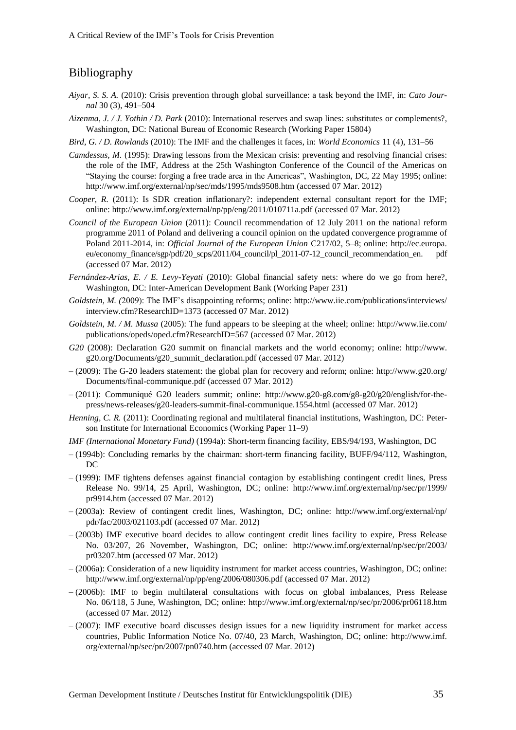## Bibliography

*Aiyar, S. S. A.* (2010): Crisis prevention through global surveillance: a task beyond the IMF, in: *Cato Journal* 30 (3), 491–504

*Aizenma, J. / J. Yothin / D. Park* (2010): International reserves and swap lines: substitutes or complements?, Washington, DC: National Bureau of Economic Research (Working Paper 15804)

*Bird, G. / D. Rowlands* (2010): The IMF and the challenges it faces, in: *World Economics* 11 (4), 131–56

*Camdessus, M.* (1995): Drawing lessons from the Mexican crisis: preventing and resolving financial crises: the role of the IMF, Address at the 25th Washington Conference of the Council of the Americas on "Staying the course: forging a free trade area in the Americas", Washington, DC, 22 May 1995; online: http://www.imf.org/external/np/sec/mds/1995/mds9508.htm (accessed 07 Mar. 2012)

*Cooper, R.* (2011): Is SDR creation inflationary?: independent external consultant report for the IMF; online: http://www.imf.org/external/np/pp/eng/2011/010711a.pdf (accessed 07 Mar. 2012)

*Council of the European Union* (2011): Council recommendation of 12 July 2011 on the national reform programme 2011 of Poland and delivering a council opinion on the updated convergence programme of Poland 2011-2014, in: *Official Journal of the European Union* C217/02, 5–8; online: http://ec.europa.eu/economy_finance/sgp/pdf/20_scps/2011/04_council/pl_2011-07-12_council_recommendation_en. pdf (accessed 07 Mar. 2012)

*Fernández-Arias, E. / E. Levy-Yeyati* (2010): Global financial safety nets: where do we go from here?, Washington, DC: Inter-American Development Bank (Working Paper 231)

*Goldstein, M. (*2009): The IMF's disappointing reforms; online: http://www.iie.com/publications/interviews/interview.cfm?ResearchID=1373 (accessed 07 Mar. 2012)

*Goldstein, M. / M. Mussa* (2005): The fund appears to be sleeping at the wheel; online: http://www.iie.com/publications/opeds/oped.cfm?ResearchID=567 (accessed 07 Mar. 2012)

*G20* (2008): Declaration G20 summit on financial markets and the world economy; online: http://www.g20.org/Documents/g20_summit_declaration.pdf (accessed 07 Mar. 2012)

– (2009): The G-20 leaders statement: the global plan for recovery and reform; online: http://www.g20.org/Documents/final-communique.pdf (accessed 07 Mar. 2012)

– (2011): Communiqué G20 leaders summit; online: http://www.g20-g8.com/g8-g20/g20/english/for-the-press/news-releases/g20-leaders-summit-final-communique.1554.html (accessed 07 Mar. 2012)

*Henning, C. R.* (2011): Coordinating regional and multilateral financial institutions, Washington, DC: Peterson Institute for International Economics (Working Paper 11–9)

*IMF (International Monetary Fund)* (1994a): Short-term financing facility, EBS/94/193, Washington, DC

– (1994b): Concluding remarks by the chairman: short-term financing facility, BUFF/94/112, Washington, DC

– (1999): IMF tightens defenses against financial contagion by establishing contingent credit lines, Press Release No. 99/14, 25 April, Washington, DC; online: http://www.imf.org/external/np/sec/pr/1999/pr9914.htm (accessed 07 Mar. 2012)

– (2003a): Review of contingent credit lines, Washington, DC; online: http://www.imf.org/external/np/pdr/fac/2003/021103.pdf (accessed 07 Mar. 2012)

– (2003b) IMF executive board decides to allow contingent credit lines facility to expire, Press Release No. 03/207, 26 November, Washington, DC; online: http://www.imf.org/external/np/sec/pr/2003/pr03207.htm (accessed 07 Mar. 2012)

– (2006a): Consideration of a new liquidity instrument for market access countries, Washington, DC; online: http://www.imf.org/external/np/pp/eng/2006/080306.pdf (accessed 07 Mar. 2012)

– (2006b): IMF to begin multilateral consultations with focus on global imbalances, Press Release No. 06/118, 5 June, Washington, DC; online: http://www.imf.org/external/np/sec/pr/2006/pr06118.htm (accessed 07 Mar. 2012)

– (2007): IMF executive board discusses design issues for a new liquidity instrument for market access countries, Public Information Notice No. 07/40, 23 March, Washington, DC; online: http://www.imf.org/external/np/sec/pn/2007/pn0740.htm (accessed 07 Mar. 2012)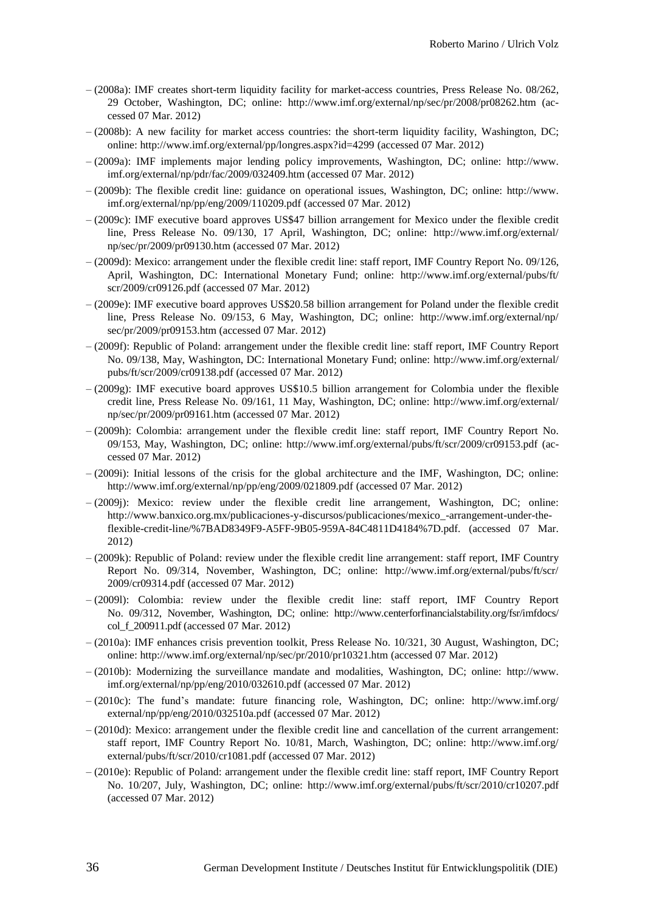– (2008a): IMF creates short-term liquidity facility for market-access countries, Press Release No. 08/262, 29 October, Washington, DC; online: http://www.imf.org/external/np/sec/pr/2008/pr08262.htm (accessed 07 Mar. 2012)

– (2008b): A new facility for market access countries: the short-term liquidity facility, Washington, DC; online: http://www.imf.org/external/pp/longres.aspx?id=4299 (accessed 07 Mar. 2012)

– (2009a): IMF implements major lending policy improvements, Washington, DC; online: http://www.imf.org/external/np/pdr/fac/2009/032409.htm (accessed 07 Mar. 2012)

– (2009b): The flexible credit line: guidance on operational issues, Washington, DC; online: http://www.imf.org/external/np/pp/eng/2009/110209.pdf (accessed 07 Mar. 2012)

– (2009c): IMF executive board approves US$47 billion arrangement for Mexico under the flexible credit line, Press Release No. 09/130, 17 April, Washington, DC; online: http://www.imf.org/external/np/sec/pr/2009/pr09130.htm (accessed 07 Mar. 2012)

– (2009d): Mexico: arrangement under the flexible credit line: staff report, IMF Country Report No. 09/126, April, Washington, DC: International Monetary Fund; online: http://www.imf.org/external/pubs/ft/scr/2009/cr09126.pdf (accessed 07 Mar. 2012)

– (2009e): IMF executive board approves US$20.58 billion arrangement for Poland under the flexible credit line, Press Release No. 09/153, 6 May, Washington, DC; online: http://www.imf.org/external/np/sec/pr/2009/pr09153.htm (accessed 07 Mar. 2012)

– (2009f): Republic of Poland: arrangement under the flexible credit line: staff report, IMF Country Report No. 09/138, May, Washington, DC: International Monetary Fund; online: http://www.imf.org/external/pubs/ft/scr/2009/cr09138.pdf (accessed 07 Mar. 2012)

– (2009g): IMF executive board approves US$10.5 billion arrangement for Colombia under the flexible credit line, Press Release No. 09/161, 11 May, Washington, DC; online: http://www.imf.org/external/np/sec/pr/2009/pr09161.htm (accessed 07 Mar. 2012)

– (2009h): Colombia: arrangement under the flexible credit line: staff report, IMF Country Report No. 09/153, May, Washington, DC; online: http://www.imf.org/external/pubs/ft/scr/2009/cr09153.pdf (accessed 07 Mar. 2012)

– (2009i): Initial lessons of the crisis for the global architecture and the IMF, Washington, DC; online: http://www.imf.org/external/np/pp/eng/2009/021809.pdf (accessed 07 Mar. 2012)

– (2009j): Mexico: review under the flexible credit line arrangement, Washington, DC; online: http://www.banxico.org.mx/publicaciones-y-discursos/publicaciones/mexico_-arrangement-under-the-flexible-credit-line/%7BAD8349F9-A5FF-9B05-959A-84C4811D4184%7D.pdf. (accessed 07 Mar. 2012)

– (2009k): Republic of Poland: review under the flexible credit line arrangement: staff report, IMF Country Report No. 09/314, November, Washington, DC; online: http://www.imf.org/external/pubs/ft/scr/2009/cr09314.pdf (accessed 07 Mar. 2012)

– (2009l): Colombia: review under the flexible credit line: staff report, IMF Country Report No. 09/312, November, Washington, DC; online: http://www.centerforfinancialstability.org/fsr/imfdocs/col_f_200911.pdf (accessed 07 Mar. 2012)

– (2010a): IMF enhances crisis prevention toolkit, Press Release No. 10/321, 30 August, Washington, DC; online: http://www.imf.org/external/np/sec/pr/2010/pr10321.htm (accessed 07 Mar. 2012)

– (2010b): Modernizing the surveillance mandate and modalities, Washington, DC; online: http://www.imf.org/external/np/pp/eng/2010/032610.pdf (accessed 07 Mar. 2012)

– (2010c): The fund's mandate: future financing role, Washington, DC; online: http://www.imf.org/external/np/pp/eng/2010/032510a.pdf (accessed 07 Mar. 2012)

– (2010d): Mexico: arrangement under the flexible credit line and cancellation of the current arrangement: staff report, IMF Country Report No. 10/81, March, Washington, DC; online: http://www.imf.org/external/pubs/ft/scr/2010/cr1081.pdf (accessed 07 Mar. 2012)

– (2010e): Republic of Poland: arrangement under the flexible credit line: staff report, IMF Country Report No. 10/207, July, Washington, DC; online: http://www.imf.org/external/pubs/ft/scr/2010/cr10207.pdf (accessed 07 Mar. 2012)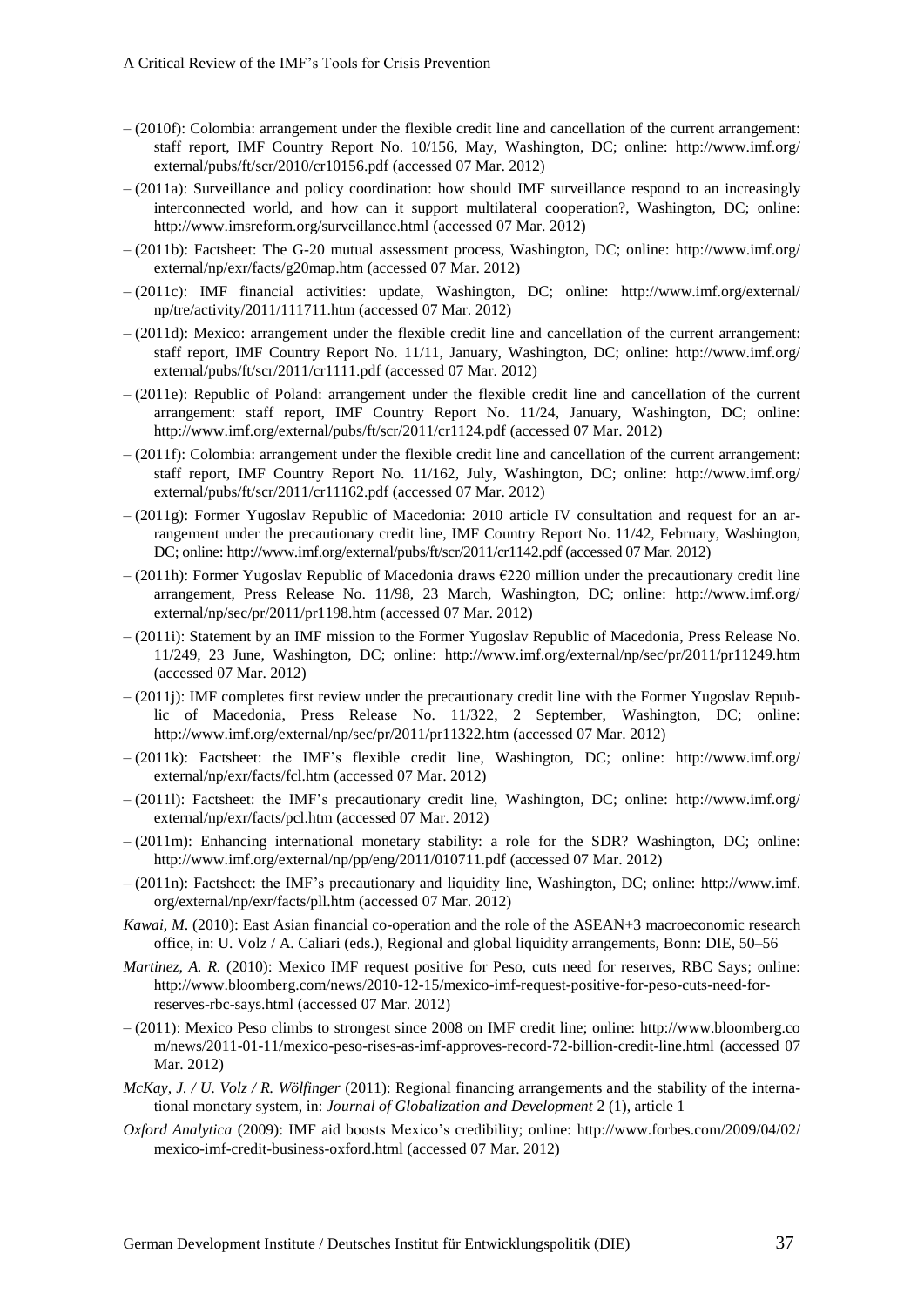– (2010f): Colombia: arrangement under the flexible credit line and cancellation of the current arrangement: staff report, IMF Country Report No. 10/156, May, Washington, DC; online: http://www.imf.org/external/pubs/ft/scr/2010/cr10156.pdf (accessed 07 Mar. 2012)

– (2011a): Surveillance and policy coordination: how should IMF surveillance respond to an increasingly interconnected world, and how can it support multilateral cooperation?, Washington, DC; online: http://www.imsreform.org/surveillance.html (accessed 07 Mar. 2012)

– (2011b): Factsheet: The G-20 mutual assessment process, Washington, DC; online: http://www.imf.org/external/np/exr/facts/g20map.htm (accessed 07 Mar. 2012)

– (2011c): IMF financial activities: update, Washington, DC; online: http://www.imf.org/external/np/tre/activity/2011/111711.htm (accessed 07 Mar. 2012)

– (2011d): Mexico: arrangement under the flexible credit line and cancellation of the current arrangement: staff report, IMF Country Report No. 11/11, January, Washington, DC; online: http://www.imf.org/external/pubs/ft/scr/2011/cr1111.pdf (accessed 07 Mar. 2012)

– (2011e): Republic of Poland: arrangement under the flexible credit line and cancellation of the current arrangement: staff report, IMF Country Report No. 11/24, January, Washington, DC; online: http://www.imf.org/external/pubs/ft/scr/2011/cr1124.pdf (accessed 07 Mar. 2012)

– (2011f): Colombia: arrangement under the flexible credit line and cancellation of the current arrangement: staff report, IMF Country Report No. 11/162, July, Washington, DC; online: http://www.imf.org/external/pubs/ft/scr/2011/cr11162.pdf (accessed 07 Mar. 2012)

– (2011g): Former Yugoslav Republic of Macedonia: 2010 article IV consultation and request for an arrangement under the precautionary credit line, IMF Country Report No. 11/42, February, Washington, DC; online: http://www.imf.org/external/pubs/ft/scr/2011/cr1142.pdf (accessed 07 Mar. 2012)

– (2011h): Former Yugoslav Republic of Macedonia draws €220 million under the precautionary credit line arrangement, Press Release No. 11/98, 23 March, Washington, DC; online: http://www.imf.org/external/np/sec/pr/2011/pr1198.htm (accessed 07 Mar. 2012)

– (2011i): Statement by an IMF mission to the Former Yugoslav Republic of Macedonia, Press Release No. 11/249, 23 June, Washington, DC; online: http://www.imf.org/external/np/sec/pr/2011/pr11249.htm (accessed 07 Mar. 2012)

– (2011j): IMF completes first review under the precautionary credit line with the Former Yugoslav Republic of Macedonia, Press Release No. 11/322, 2 September, Washington, DC; online: http://www.imf.org/external/np/sec/pr/2011/pr11322.htm (accessed 07 Mar. 2012)

– (2011k): Factsheet: the IMF's flexible credit line, Washington, DC; online: http://www.imf.org/external/np/exr/facts/fcl.htm (accessed 07 Mar. 2012)

– (2011l): Factsheet: the IMF's precautionary credit line, Washington, DC; online: http://www.imf.org/external/np/exr/facts/pcl.htm (accessed 07 Mar. 2012)

– (2011m): Enhancing international monetary stability: a role for the SDR? Washington, DC; online: http://www.imf.org/external/np/pp/eng/2011/010711.pdf (accessed 07 Mar. 2012)

– (2011n): Factsheet: the IMF's precautionary and liquidity line, Washington, DC; online: http://www.imf.org/external/np/exr/facts/pll.htm (accessed 07 Mar. 2012)

*Kawai, M.* (2010): East Asian financial co-operation and the role of the ASEAN+3 macroeconomic research office, in: U. Volz / A. Caliari (eds.), Regional and global liquidity arrangements, Bonn: DIE, 50–56

*Martinez, A. R.* (2010): Mexico IMF request positive for Peso, cuts need for reserves, RBC Says; online: http://www.bloomberg.com/news/2010-12-15/mexico-imf-request-positive-for-peso-cuts-need-for-reserves-rbc-says.html (accessed 07 Mar. 2012)

– (2011): Mexico Peso climbs to strongest since 2008 on IMF credit line; online: http://www.bloomberg.com/news/2011-01-11/mexico-peso-rises-as-imf-approves-record-72-billion-credit-line.html (accessed 07 Mar. 2012)

*McKay, J. / U. Volz / R. Wölfinger* (2011): Regional financing arrangements and the stability of the international monetary system, in: *Journal of Globalization and Development* 2 (1), article 1

*Oxford Analytica* (2009): IMF aid boosts Mexico's credibility; online: http://www.forbes.com/2009/04/02/mexico-imf-credit-business-oxford.html (accessed 07 Mar. 2012)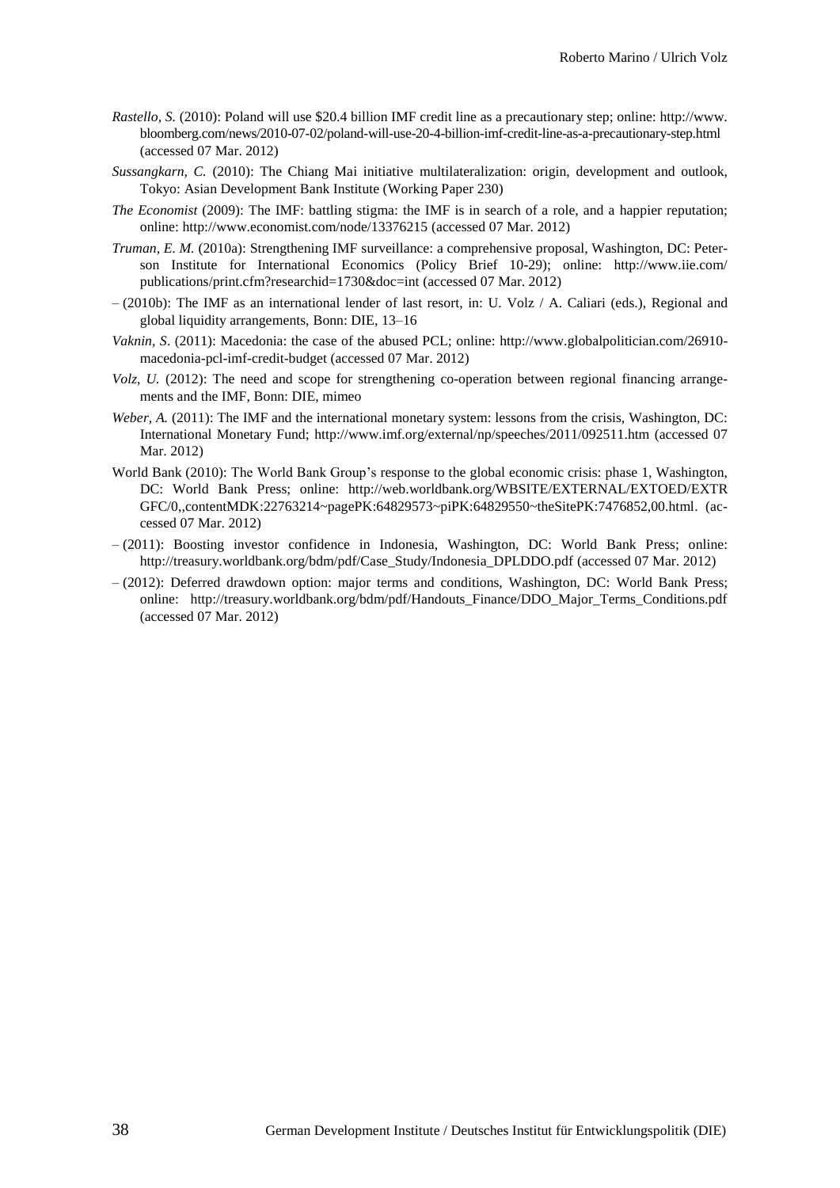*Rastello, S.* (2010): Poland will use $20.4 billion IMF credit line as a precautionary step; online: http://www.bloomberg.com/news/2010-07-02/poland-will-use-20-4-billion-imf-credit-line-as-a-precautionary-step.html (accessed 07 Mar. 2012)

*Sussangkarn, C.* (2010): The Chiang Mai initiative multilateralization: origin, development and outlook, Tokyo: Asian Development Bank Institute (Working Paper 230)

*The Economist* (2009): The IMF: battling stigma: the IMF is in search of a role, and a happier reputation; online: http://www.economist.com/node/13376215 (accessed 07 Mar. 2012)

*Truman, E. M.* (2010a): Strengthening IMF surveillance: a comprehensive proposal, Washington, DC: Peterson Institute for International Economics (Policy Brief 10-29); online: http://www.iie.com/publications/print.cfm?researchid=1730&doc=int (accessed 07 Mar. 2012)

– (2010b): The IMF as an international lender of last resort, in: U. Volz / A. Caliari (eds.), Regional and global liquidity arrangements, Bonn: DIE, 13–16

*Vaknin, S.* (2011): Macedonia: the case of the abused PCL; online: http://www.globalpolitician.com/26910-macedonia-pcl-imf-credit-budget (accessed 07 Mar. 2012)

*Volz, U.* (2012): The need and scope for strengthening co-operation between regional financing arrangements and the IMF, Bonn: DIE, mimeo

*Weber, A.* (2011): The IMF and the international monetary system: lessons from the crisis, Washington, DC: International Monetary Fund; http://www.imf.org/external/np/speeches/2011/092511.htm (accessed 07 Mar. 2012)

World Bank (2010): The World Bank Group's response to the global economic crisis: phase 1, Washington, DC: World Bank Press; online: http://web.worldbank.org/WBSITE/EXTERNAL/EXTOED/EXTRGFC/0,,contentMDK:22763214~pagePK:64829573~piPK:64829550~theSitePK:7476852,00.html. (accessed 07 Mar. 2012)

– (2011): Boosting investor confidence in Indonesia, Washington, DC: World Bank Press; online: http://treasury.worldbank.org/bdm/pdf/Case_Study/Indonesia_DPLDDO.pdf (accessed 07 Mar. 2012)

– (2012): Deferred drawdown option: major terms and conditions, Washington, DC: World Bank Press; online: http://treasury.worldbank.org/bdm/pdf/Handouts_Finance/DDO_Major_Terms_Conditions.pdf (accessed 07 Mar. 2012)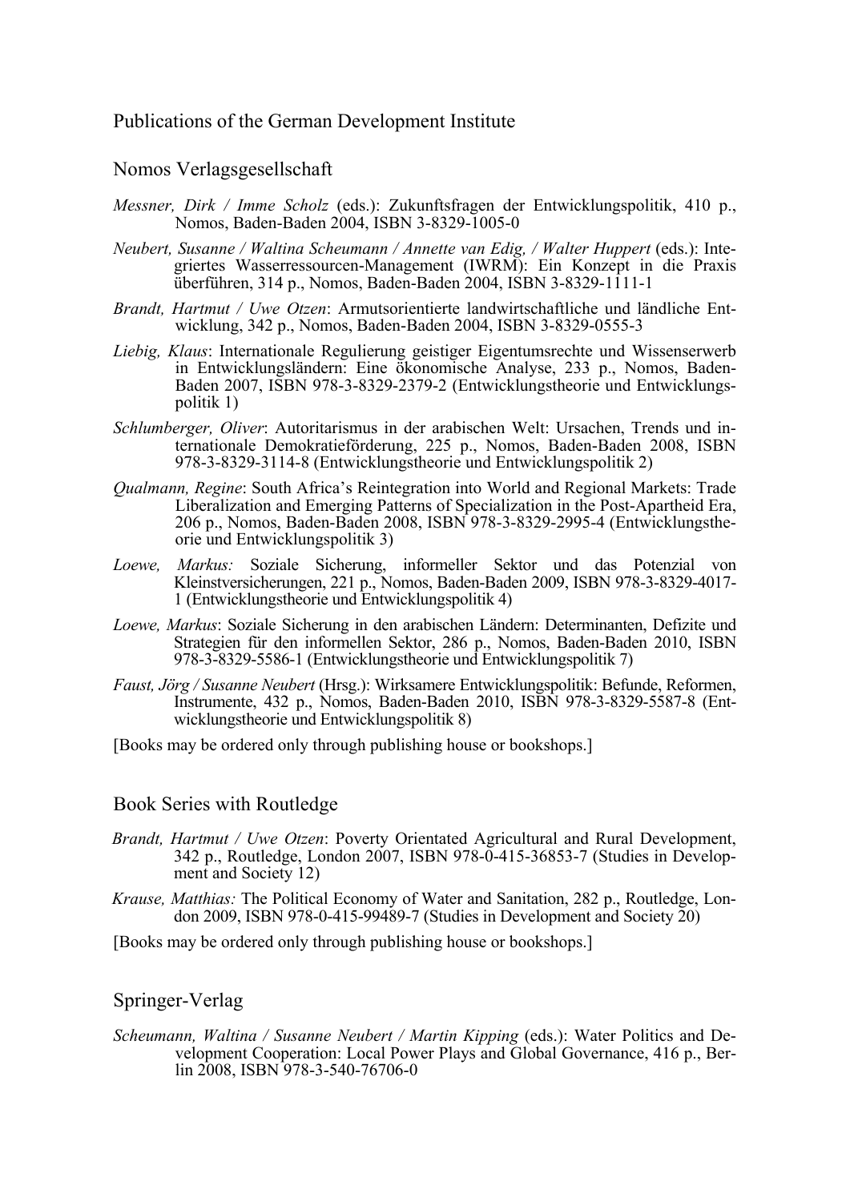## Publications of the German Development Institute

### Nomos Verlagsgesellschaft

*Messner, Dirk / Imme Scholz* (eds.): Zukunftsfragen der Entwicklungspolitik, 410 p., Nomos, Baden-Baden 2004, ISBN 3-8329-1005-0

*Neubert, Susanne / Waltina Scheumann / Annette van Edig, / Walter Huppert* (eds.): Integriertes Wasserressourcen-Management (IWRM): Ein Konzept in die Praxis überführen, 314 p., Nomos, Baden-Baden 2004, ISBN 3-8329-1111-1

*Brandt, Hartmut / Uwe Otzen*: Armutsorientierte landwirtschaftliche und ländliche Entwicklung, 342 p., Nomos, Baden-Baden 2004, ISBN 3-8329-0555-3

*Liebig, Klaus*: Internationale Regulierung geistiger Eigentumsrechte und Wissenserwerb in Entwicklungsländern: Eine ökonomische Analyse, 233 p., Nomos, Baden-Baden 2007, ISBN 978-3-8329-2379-2 (Entwicklungstheorie und Entwicklungspolitik 1)

*Schlumberger, Oliver*: Autoritarismus in der arabischen Welt: Ursachen, Trends und internationale Demokratieförderung, 225 p., Nomos, Baden-Baden 2008, ISBN 978-3-8329-3114-8 (Entwicklungstheorie und Entwicklungspolitik 2)

*Qualmann, Regine*: South Africa's Reintegration into World and Regional Markets: Trade Liberalization and Emerging Patterns of Specialization in the Post-Apartheid Era, 206 p., Nomos, Baden-Baden 2008, ISBN 978-3-8329-2995-4 (Entwicklungstheorie und Entwicklungspolitik 3)

*Loewe, Markus:* Soziale Sicherung, informeller Sektor und das Potenzial von Kleinstversicherungen, 221 p., Nomos, Baden-Baden 2009, ISBN 978-3-8329-4017-1 (Entwicklungstheorie und Entwicklungspolitik 4)

*Loewe, Markus*: Soziale Sicherung in den arabischen Ländern: Determinanten, Defizite und Strategien für den informellen Sektor, 286 p., Nomos, Baden-Baden 2010, ISBN 978-3-8329-5586-1 (Entwicklungstheorie und Entwicklungspolitik 7)

*Faust, Jörg / Susanne Neubert* (Hrsg.): Wirksamere Entwicklungspolitik: Befunde, Reformen, Instrumente, 432 p., Nomos, Baden-Baden 2010, ISBN 978-3-8329-5587-8 (Entwicklungstheorie und Entwicklungspolitik 8)

[Books may be ordered only through publishing house or bookshops.]

### Book Series with Routledge

*Brandt, Hartmut / Uwe Otzen*: Poverty Orientated Agricultural and Rural Development, 342 p., Routledge, London 2007, ISBN 978-0-415-36853-7 (Studies in Development and Society 12)

*Krause, Matthias:* The Political Economy of Water and Sanitation, 282 p., Routledge, London 2009, ISBN 978-0-415-99489-7 (Studies in Development and Society 20)

[Books may be ordered only through publishing house or bookshops.]

### Springer-Verlag

*Scheumann, Waltina / Susanne Neubert / Martin Kipping* (eds.): Water Politics and Development Cooperation: Local Power Plays and Global Governance, 416 p., Berlin 2008, ISBN 978-3-540-76706-0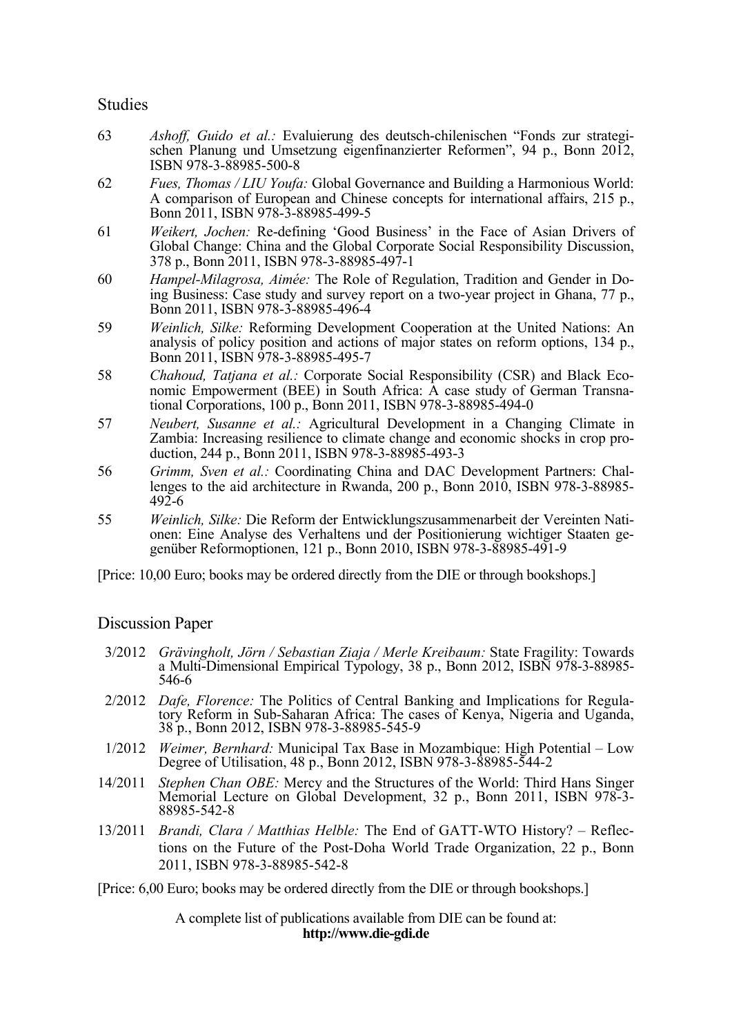## Studies

63 *Ashoff, Guido et al.:* Evaluierung des deutsch-chilenischen "Fonds zur strategischen Planung und Umsetzung eigenfinanzierter Reformen", 94 p., Bonn 2012, ISBN 978-3-88985-500-8

62 *Fues, Thomas / LIU Youfa:* Global Governance and Building a Harmonious World: A comparison of European and Chinese concepts for international affairs, 215 p., Bonn 2011, ISBN 978-3-88985-499-5

61 *Weikert, Jochen:* Re-defining 'Good Business' in the Face of Asian Drivers of Global Change: China and the Global Corporate Social Responsibility Discussion, 378 p., Bonn 2011, ISBN 978-3-88985-497-1

60 *Hampel-Milagrosa, Aimée:* The Role of Regulation, Tradition and Gender in Doing Business: Case study and survey report on a two-year project in Ghana, 77 p., Bonn 2011, ISBN 978-3-88985-496-4

59 *Weinlich, Silke:* Reforming Development Cooperation at the United Nations: An analysis of policy position and actions of major states on reform options, 134 p., Bonn 2011, ISBN 978-3-88985-495-7

58 *Chahoud, Tatjana et al.:* Corporate Social Responsibility (CSR) and Black Economic Empowerment (BEE) in South Africa: A case study of German Transnational Corporations, 100 p., Bonn 2011, ISBN 978-3-88985-494-0

57 *Neubert, Susanne et al.:* Agricultural Development in a Changing Climate in Zambia: Increasing resilience to climate change and economic shocks in crop production, 244 p., Bonn 2011, ISBN 978-3-88985-493-3

56 *Grimm, Sven et al.:* Coordinating China and DAC Development Partners: Challenges to the aid architecture in Rwanda, 200 p., Bonn 2010, ISBN 978-3-88985-492-6

55 *Weinlich, Silke:* Die Reform der Entwicklungszusammenarbeit der Vereinten Nationen: Eine Analyse des Verhaltens und der Positionierung wichtiger Staaten gegenüber Reformoptionen, 121 p., Bonn 2010, ISBN 978-3-88985-491-9

[Price: 10,00 Euro; books may be ordered directly from the DIE or through bookshops.]

## Discussion Paper

3/2012 *Grävingholt, Jörn / Sebastian Ziaja / Merle Kreibaum:* State Fragility: Towards a Multi-Dimensional Empirical Typology, 38 p., Bonn 2012, ISBN 978-3-88985-546-6

2/2012 *Dafe, Florence:* The Politics of Central Banking and Implications for Regulatory Reform in Sub-Saharan Africa: The cases of Kenya, Nigeria and Uganda, 38 p., Bonn 2012, ISBN 978-3-88985-545-9

1/2012 *Weimer, Bernhard:* Municipal Tax Base in Mozambique: High Potential – Low Degree of Utilisation, 48 p., Bonn 2012, ISBN 978-3-88985-544-2

14/2011 *Stephen Chan OBE:* Mercy and the Structures of the World: Third Hans Singer Memorial Lecture on Global Development, 32 p., Bonn 2011, ISBN 978-3-88985-542-8

13/2011 *Brandi, Clara / Matthias Helble:* The End of GATT-WTO History? – Reflections on the Future of the Post-Doha World Trade Organization, 22 p., Bonn 2011, ISBN 978-3-88985-542-8

[Price: 6,00 Euro; books may be ordered directly from the DIE or through bookshops.]

A complete list of publications available from DIE can be found at:
**http://www.die-gdi.de**